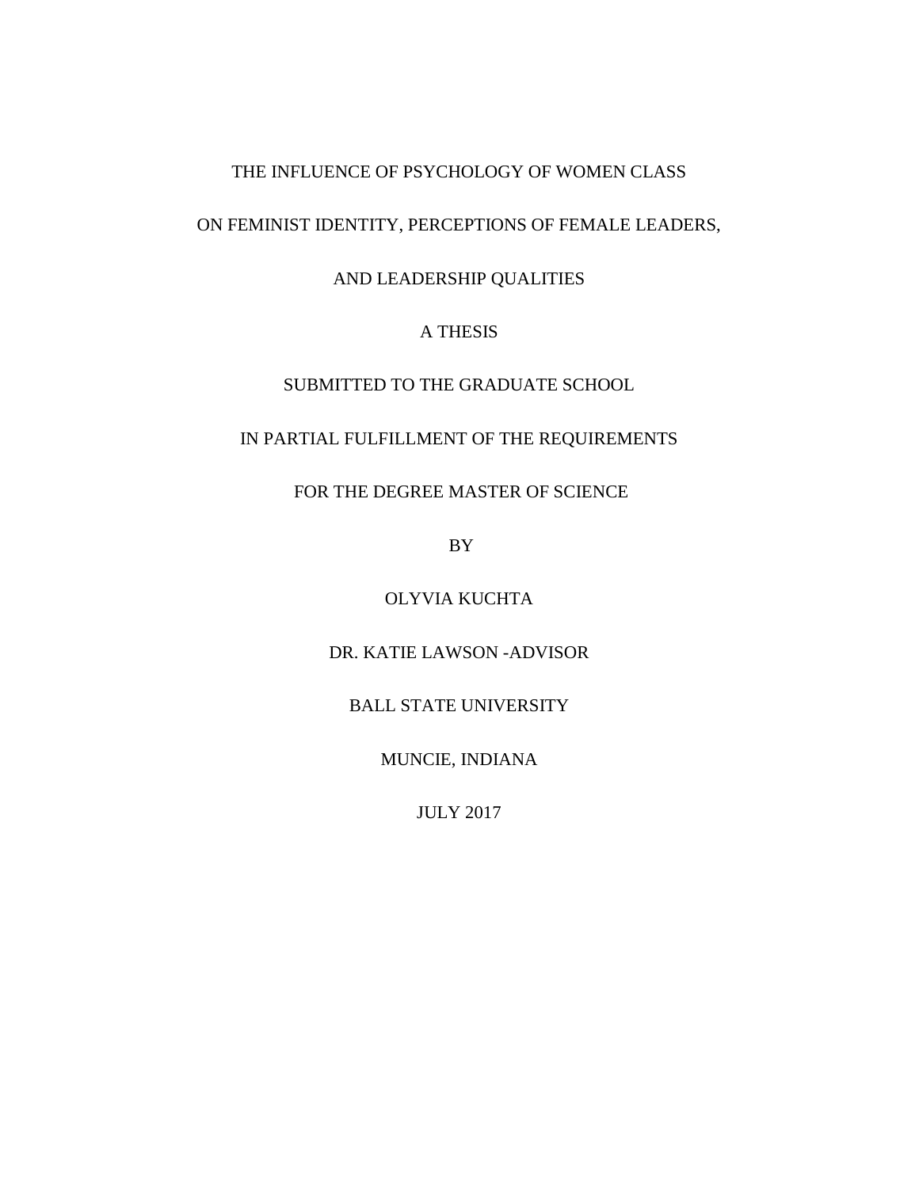# THE INFLUENCE OF PSYCHOLOGY OF WOMEN CLASS ON FEMINIST IDENTITY, PERCEPTIONS OF FEMALE LEADERS, AND LEADERSHIP QUALITIES

A THESIS

SUBMITTED TO THE GRADUATE SCHOOL

IN PARTIAL FULFILLMENT OF THE REQUIREMENTS

FOR THE DEGREE MASTER OF SCIENCE

BY

OLYVIA KUCHTA

DR. KATIE LAWSON -ADVISOR

BALL STATE UNIVERSITY

MUNCIE, INDIANA

JULY 2017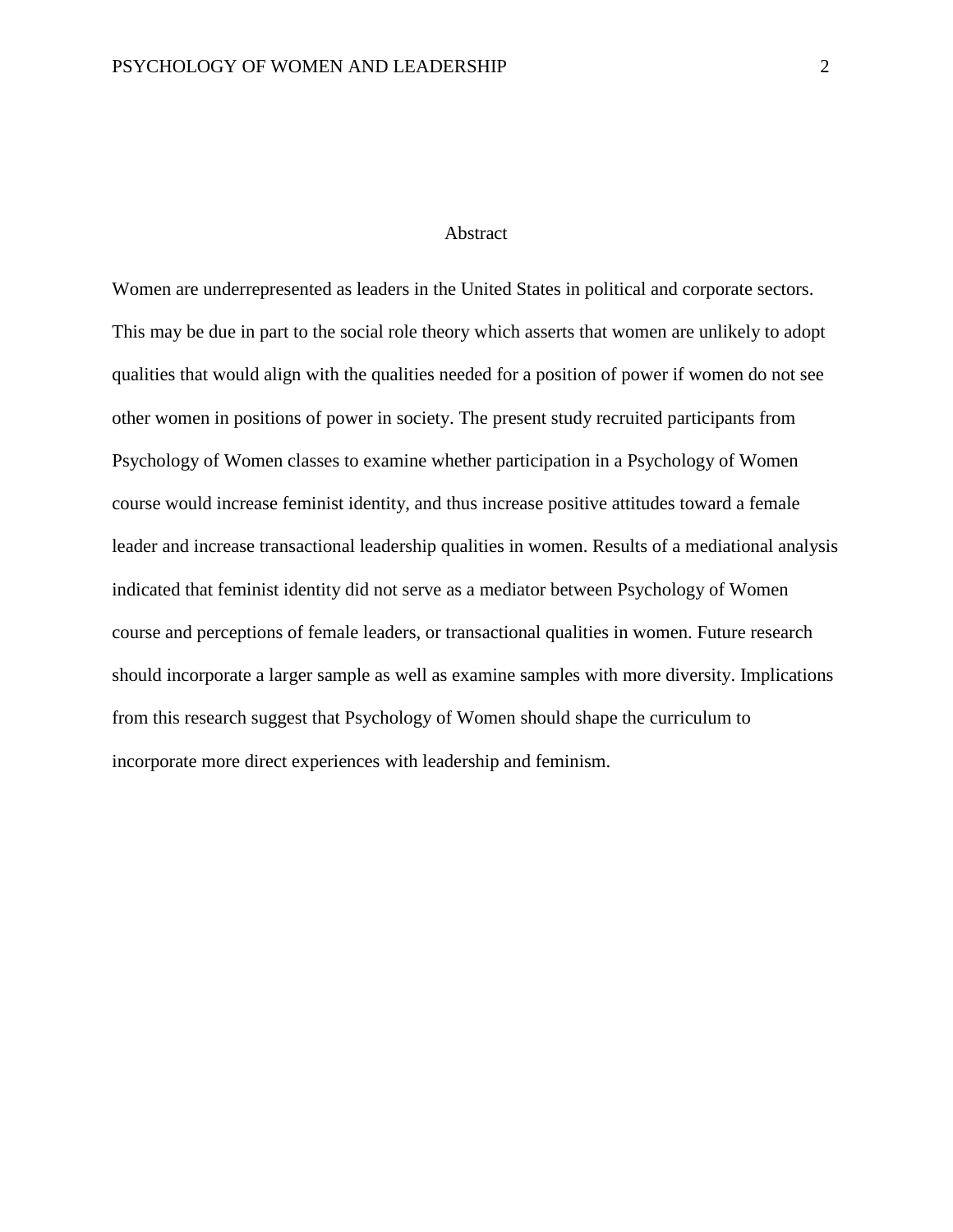# Abstract

Women are underrepresented as leaders in the United States in political and corporate sectors. This may be due in part to the social role theory which asserts that women are unlikely to adopt qualities that would align with the qualities needed for a position of power if women do not see other women in positions of power in society. The present study recruited participants from Psychology of Women classes to examine whether participation in a Psychology of Women course would increase feminist identity, and thus increase positive attitudes toward a female leader and increase transactional leadership qualities in women. Results of a mediational analysis indicated that feminist identity did not serve as a mediator between Psychology of Women course and perceptions of female leaders, or transactional qualities in women. Future research should incorporate a larger sample as well as examine samples with more diversity. Implications from this research suggest that Psychology of Women should shape the curriculum to incorporate more direct experiences with leadership and feminism.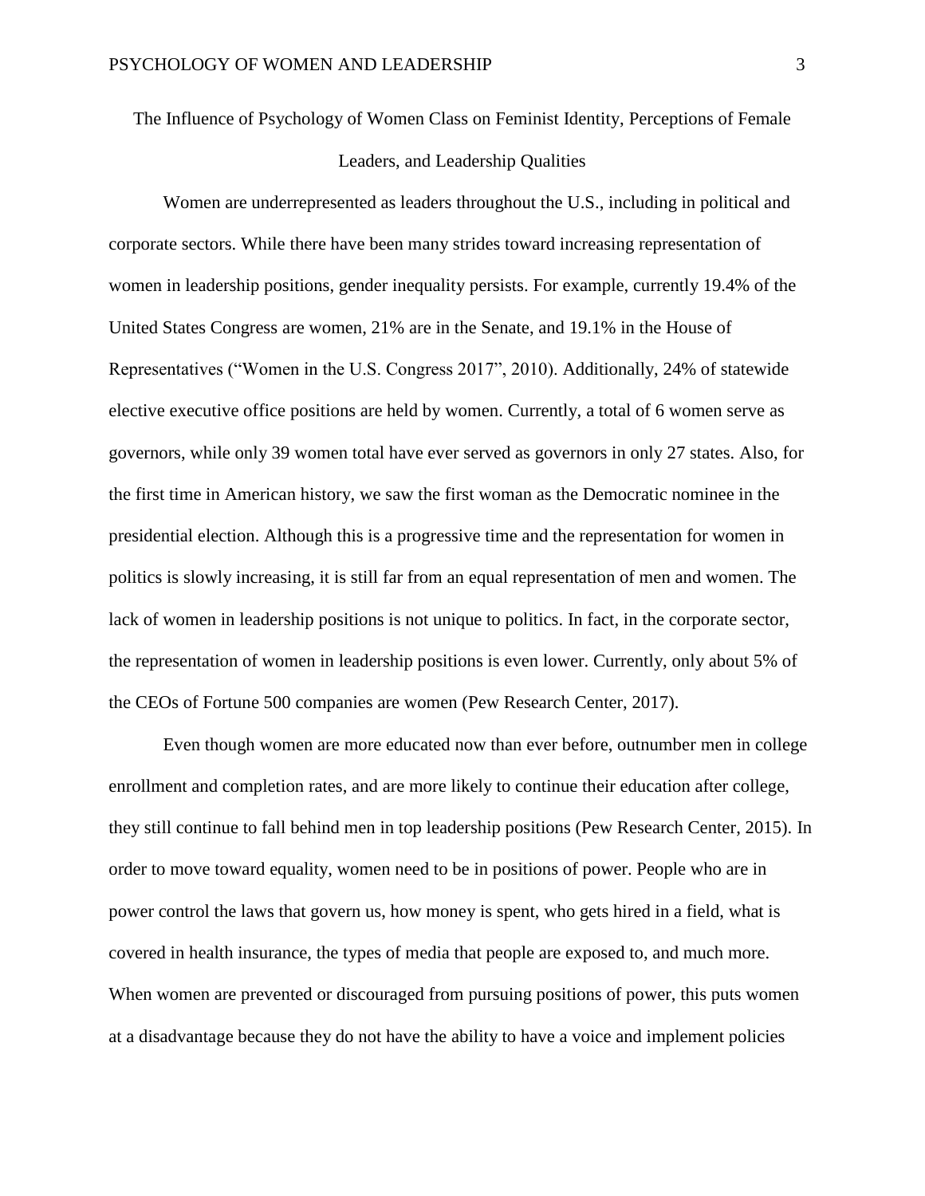# The Influence of Psychology of Women Class on Feminist Identity, Perceptions of Female Leaders, and Leadership Qualities

Women are underrepresented as leaders throughout the U.S., including in political and corporate sectors. While there have been many strides toward increasing representation of women in leadership positions, gender inequality persists. For example, currently 19.4% of the United States Congress are women, 21% are in the Senate, and 19.1% in the House of Representatives ("Women in the U.S. Congress 2017", 2010). Additionally, 24% of statewide elective executive office positions are held by women. Currently, a total of 6 women serve as governors, while only 39 women total have ever served as governors in only 27 states. Also, for the first time in American history, we saw the first woman as the Democratic nominee in the presidential election. Although this is a progressive time and the representation for women in politics is slowly increasing, it is still far from an equal representation of men and women. The lack of women in leadership positions is not unique to politics. In fact, in the corporate sector, the representation of women in leadership positions is even lower. Currently, only about 5% of the CEOs of Fortune 500 companies are women (Pew Research Center, 2017).

Even though women are more educated now than ever before, outnumber men in college enrollment and completion rates, and are more likely to continue their education after college, they still continue to fall behind men in top leadership positions (Pew Research Center, 2015). In order to move toward equality, women need to be in positions of power. People who are in power control the laws that govern us, how money is spent, who gets hired in a field, what is covered in health insurance, the types of media that people are exposed to, and much more. When women are prevented or discouraged from pursuing positions of power, this puts women at a disadvantage because they do not have the ability to have a voice and implement policies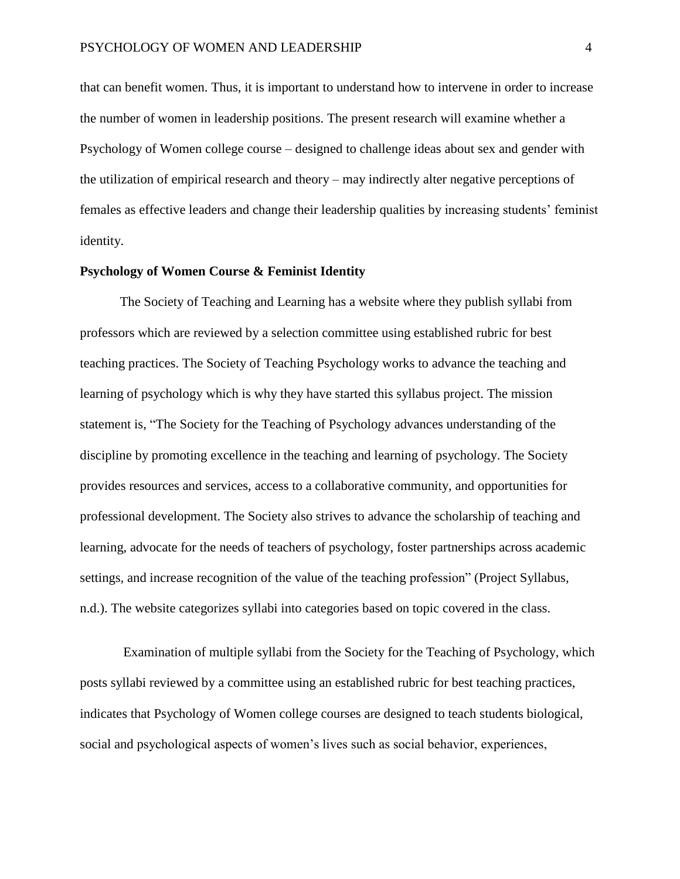that can benefit women. Thus, it is important to understand how to intervene in order to increase the number of women in leadership positions. The present research will examine whether a Psychology of Women college course – designed to challenge ideas about sex and gender with the utilization of empirical research and theory – may indirectly alter negative perceptions of females as effective leaders and change their leadership qualities by increasing students' feminist identity.

**Psychology of Women Course & Feminist Identity**

The Society of Teaching and Learning has a website where they publish syllabi from professors which are reviewed by a selection committee using established rubric for best teaching practices. The Society of Teaching Psychology works to advance the teaching and learning of psychology which is why they have started this syllabus project. The mission statement is, "The Society for the Teaching of Psychology advances understanding of the discipline by promoting excellence in the teaching and learning of psychology. The Society provides resources and services, access to a collaborative community, and opportunities for professional development. The Society also strives to advance the scholarship of teaching and learning, advocate for the needs of teachers of psychology, foster partnerships across academic settings, and increase recognition of the value of the teaching profession" (Project Syllabus, n.d.). The website categorizes syllabi into categories based on topic covered in the class.

Examination of multiple syllabi from the Society for the Teaching of Psychology, which posts syllabi reviewed by a committee using an established rubric for best teaching practices, indicates that Psychology of Women college courses are designed to teach students biological, social and psychological aspects of women's lives such as social behavior, experiences,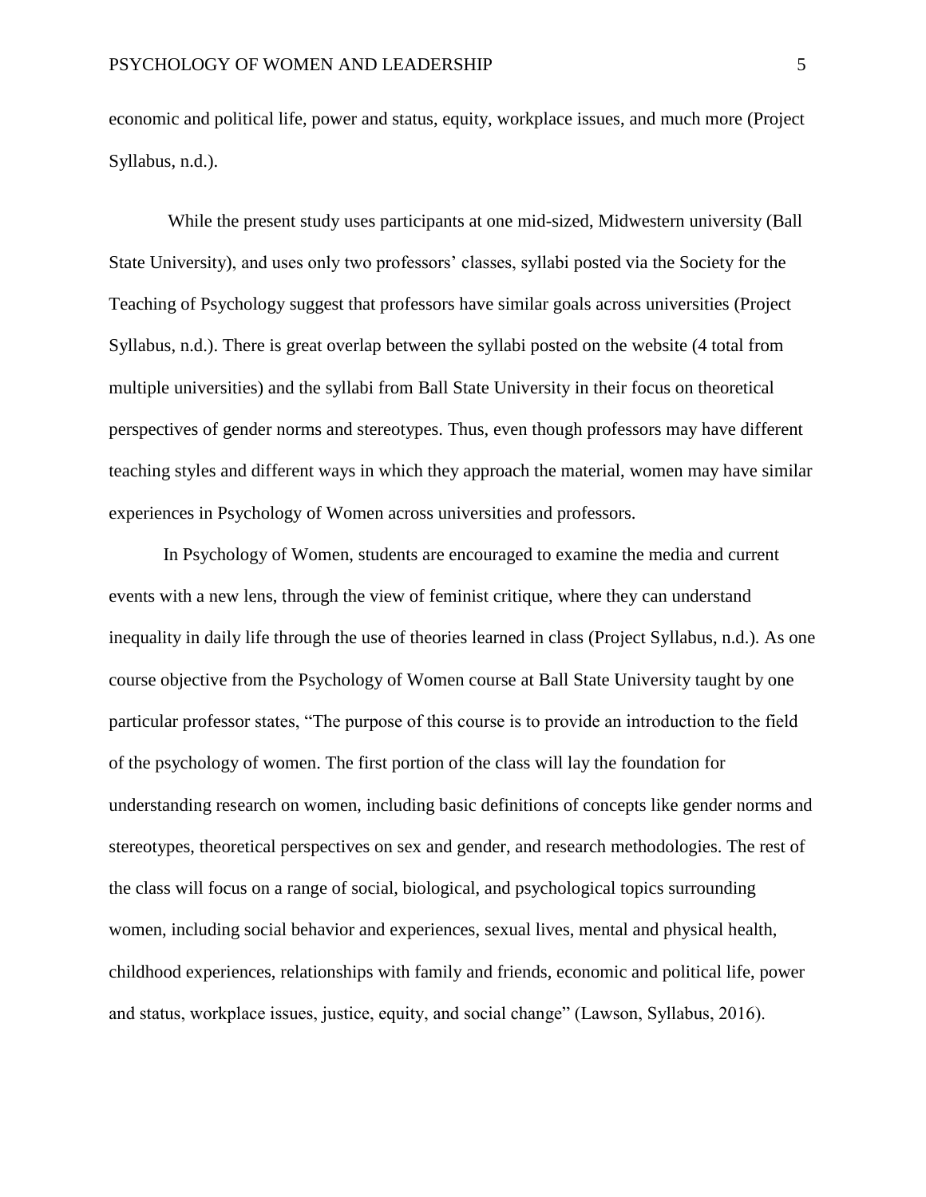economic and political life, power and status, equity, workplace issues, and much more (Project Syllabus, n.d.).

While the present study uses participants at one mid-sized, Midwestern university (Ball State University), and uses only two professors' classes, syllabi posted via the Society for the Teaching of Psychology suggest that professors have similar goals across universities (Project Syllabus, n.d.). There is great overlap between the syllabi posted on the website (4 total from multiple universities) and the syllabi from Ball State University in their focus on theoretical perspectives of gender norms and stereotypes. Thus, even though professors may have different teaching styles and different ways in which they approach the material, women may have similar experiences in Psychology of Women across universities and professors.

In Psychology of Women, students are encouraged to examine the media and current events with a new lens, through the view of feminist critique, where they can understand inequality in daily life through the use of theories learned in class (Project Syllabus, n.d.). As one course objective from the Psychology of Women course at Ball State University taught by one particular professor states, "The purpose of this course is to provide an introduction to the field of the psychology of women. The first portion of the class will lay the foundation for understanding research on women, including basic definitions of concepts like gender norms and stereotypes, theoretical perspectives on sex and gender, and research methodologies. The rest of the class will focus on a range of social, biological, and psychological topics surrounding women, including social behavior and experiences, sexual lives, mental and physical health, childhood experiences, relationships with family and friends, economic and political life, power and status, workplace issues, justice, equity, and social change" (Lawson, Syllabus, 2016).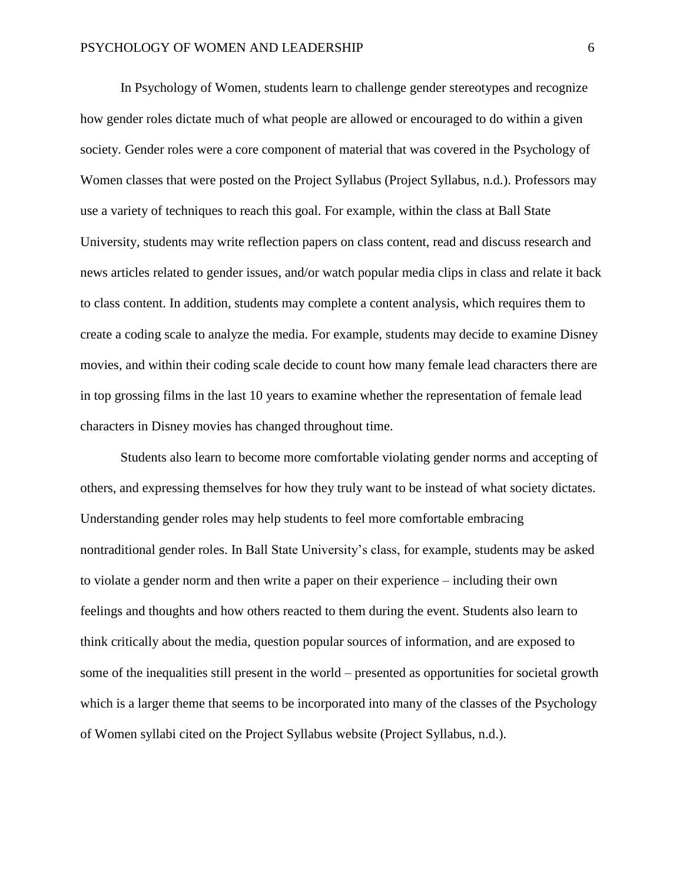In Psychology of Women, students learn to challenge gender stereotypes and recognize how gender roles dictate much of what people are allowed or encouraged to do within a given society. Gender roles were a core component of material that was covered in the Psychology of Women classes that were posted on the Project Syllabus (Project Syllabus, n.d.). Professors may use a variety of techniques to reach this goal. For example, within the class at Ball State University, students may write reflection papers on class content, read and discuss research and news articles related to gender issues, and/or watch popular media clips in class and relate it back to class content. In addition, students may complete a content analysis, which requires them to create a coding scale to analyze the media. For example, students may decide to examine Disney movies, and within their coding scale decide to count how many female lead characters there are in top grossing films in the last 10 years to examine whether the representation of female lead characters in Disney movies has changed throughout time.

Students also learn to become more comfortable violating gender norms and accepting of others, and expressing themselves for how they truly want to be instead of what society dictates. Understanding gender roles may help students to feel more comfortable embracing nontraditional gender roles. In Ball State University's class, for example, students may be asked to violate a gender norm and then write a paper on their experience – including their own feelings and thoughts and how others reacted to them during the event. Students also learn to think critically about the media, question popular sources of information, and are exposed to some of the inequalities still present in the world – presented as opportunities for societal growth which is a larger theme that seems to be incorporated into many of the classes of the Psychology of Women syllabi cited on the Project Syllabus website (Project Syllabus, n.d.).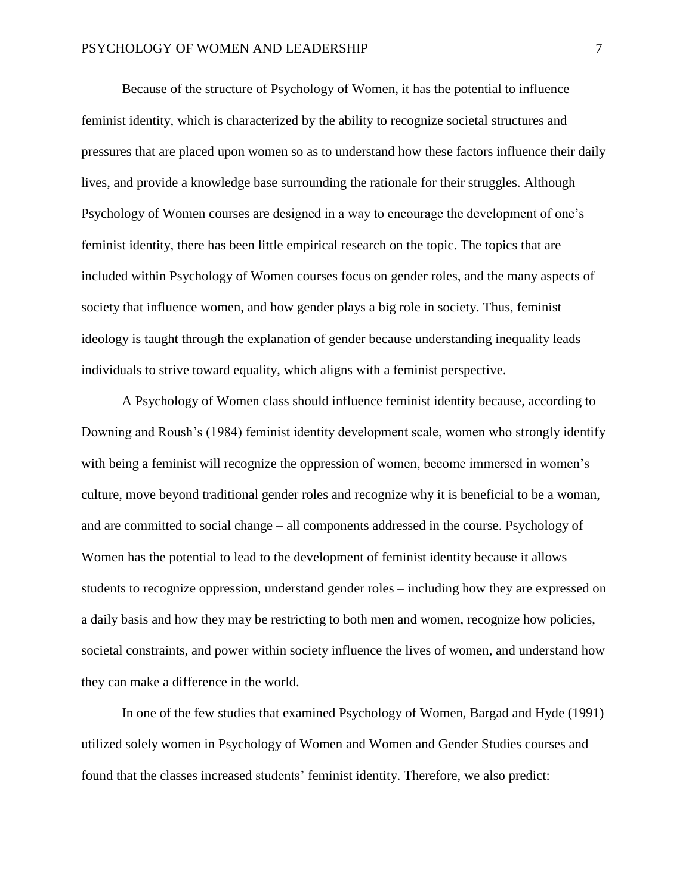Because of the structure of Psychology of Women, it has the potential to influence feminist identity, which is characterized by the ability to recognize societal structures and pressures that are placed upon women so as to understand how these factors influence their daily lives, and provide a knowledge base surrounding the rationale for their struggles. Although Psychology of Women courses are designed in a way to encourage the development of one's feminist identity, there has been little empirical research on the topic. The topics that are included within Psychology of Women courses focus on gender roles, and the many aspects of society that influence women, and how gender plays a big role in society. Thus, feminist ideology is taught through the explanation of gender because understanding inequality leads individuals to strive toward equality, which aligns with a feminist perspective.

A Psychology of Women class should influence feminist identity because, according to Downing and Roush's (1984) feminist identity development scale, women who strongly identify with being a feminist will recognize the oppression of women, become immersed in women's culture, move beyond traditional gender roles and recognize why it is beneficial to be a woman, and are committed to social change – all components addressed in the course. Psychology of Women has the potential to lead to the development of feminist identity because it allows students to recognize oppression, understand gender roles – including how they are expressed on a daily basis and how they may be restricting to both men and women, recognize how policies, societal constraints, and power within society influence the lives of women, and understand how they can make a difference in the world.

In one of the few studies that examined Psychology of Women, Bargad and Hyde (1991) utilized solely women in Psychology of Women and Women and Gender Studies courses and found that the classes increased students' feminist identity. Therefore, we also predict: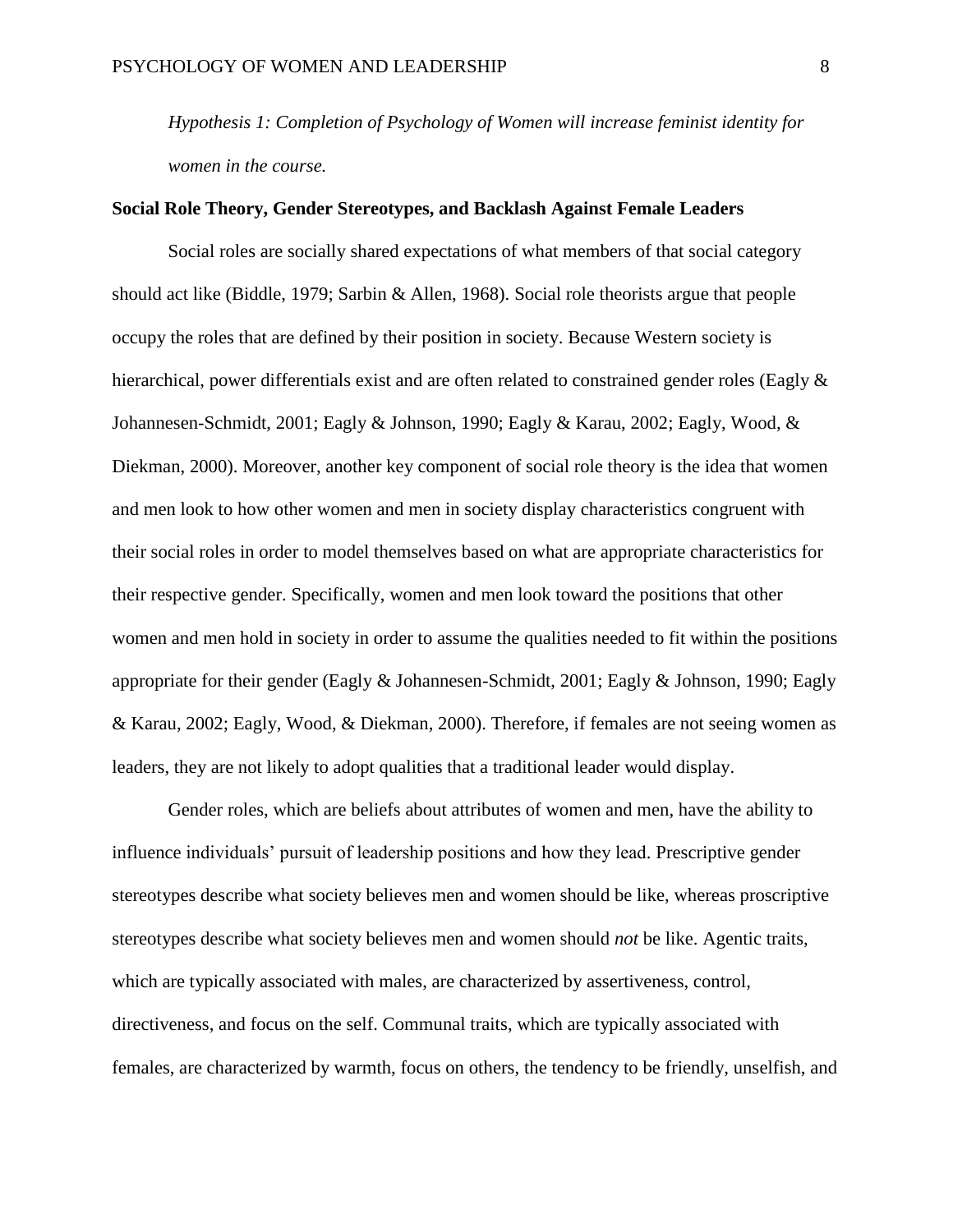*Hypothesis 1: Completion of Psychology of Women will increase feminist identity for women in the course.*

## Social Role Theory, Gender Stereotypes, and Backlash Against Female Leaders

Social roles are socially shared expectations of what members of that social category should act like (Biddle, 1979; Sarbin & Allen, 1968). Social role theorists argue that people occupy the roles that are defined by their position in society. Because Western society is hierarchical, power differentials exist and are often related to constrained gender roles (Eagly & Johannesen-Schmidt, 2001; Eagly & Johnson, 1990; Eagly & Karau, 2002; Eagly, Wood, & Diekman, 2000). Moreover, another key component of social role theory is the idea that women and men look to how other women and men in society display characteristics congruent with their social roles in order to model themselves based on what are appropriate characteristics for their respective gender. Specifically, women and men look toward the positions that other women and men hold in society in order to assume the qualities needed to fit within the positions appropriate for their gender (Eagly & Johannesen-Schmidt, 2001; Eagly & Johnson, 1990; Eagly & Karau, 2002; Eagly, Wood, & Diekman, 2000). Therefore, if females are not seeing women as leaders, they are not likely to adopt qualities that a traditional leader would display.

Gender roles, which are beliefs about attributes of women and men, have the ability to influence individuals' pursuit of leadership positions and how they lead. Prescriptive gender stereotypes describe what society believes men and women should be like, whereas proscriptive stereotypes describe what society believes men and women should *not* be like. Agentic traits, which are typically associated with males, are characterized by assertiveness, control, directiveness, and focus on the self. Communal traits, which are typically associated with females, are characterized by warmth, focus on others, the tendency to be friendly, unselfish, and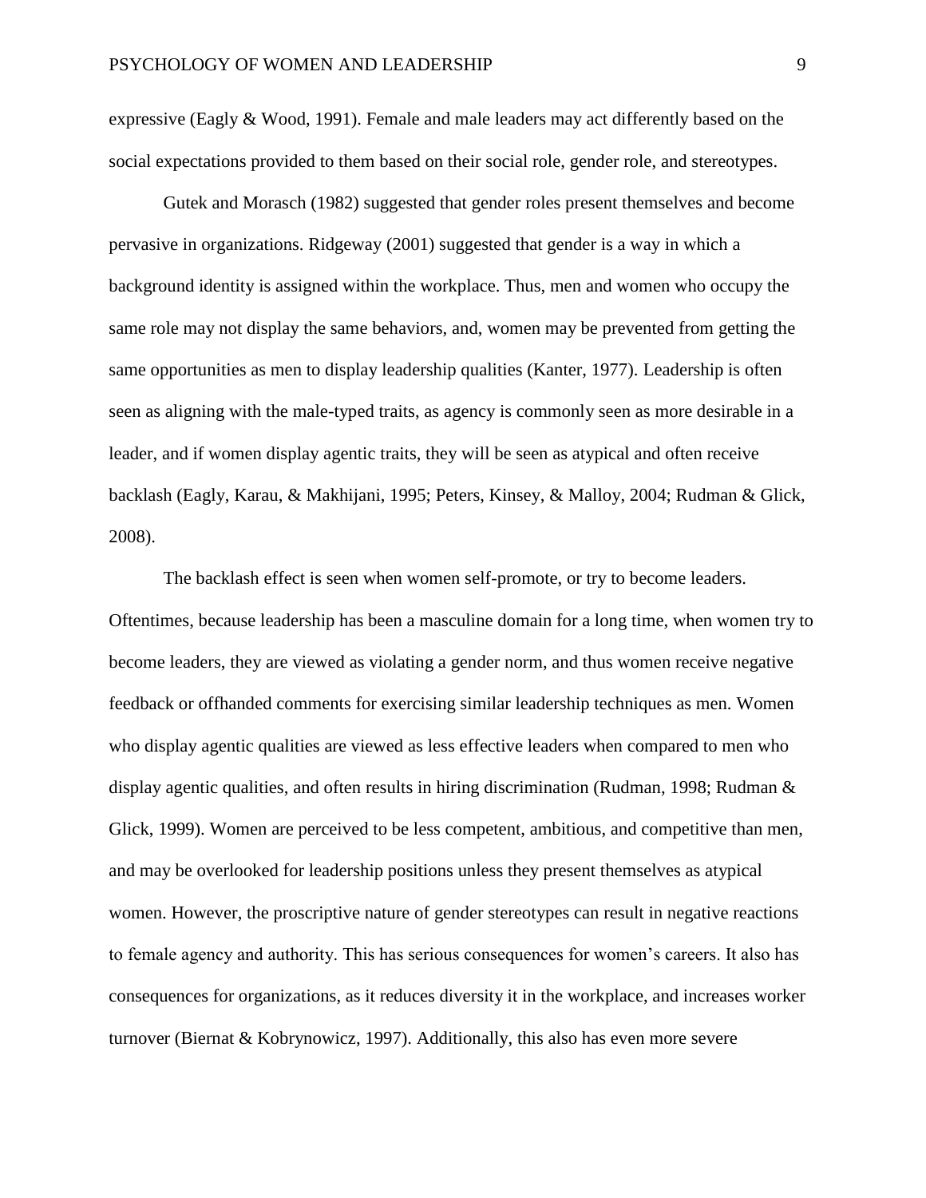expressive (Eagly & Wood, 1991). Female and male leaders may act differently based on the social expectations provided to them based on their social role, gender role, and stereotypes.

Gutek and Morasch (1982) suggested that gender roles present themselves and become pervasive in organizations. Ridgeway (2001) suggested that gender is a way in which a background identity is assigned within the workplace. Thus, men and women who occupy the same role may not display the same behaviors, and, women may be prevented from getting the same opportunities as men to display leadership qualities (Kanter, 1977). Leadership is often seen as aligning with the male-typed traits, as agency is commonly seen as more desirable in a leader, and if women display agentic traits, they will be seen as atypical and often receive backlash (Eagly, Karau, & Makhijani, 1995; Peters, Kinsey, & Malloy, 2004; Rudman & Glick, 2008).

The backlash effect is seen when women self-promote, or try to become leaders. Oftentimes, because leadership has been a masculine domain for a long time, when women try to become leaders, they are viewed as violating a gender norm, and thus women receive negative feedback or offhanded comments for exercising similar leadership techniques as men. Women who display agentic qualities are viewed as less effective leaders when compared to men who display agentic qualities, and often results in hiring discrimination (Rudman, 1998; Rudman & Glick, 1999). Women are perceived to be less competent, ambitious, and competitive than men, and may be overlooked for leadership positions unless they present themselves as atypical women. However, the proscriptive nature of gender stereotypes can result in negative reactions to female agency and authority. This has serious consequences for women's careers. It also has consequences for organizations, as it reduces diversity it in the workplace, and increases worker turnover (Biernat & Kobrynowicz, 1997). Additionally, this also has even more severe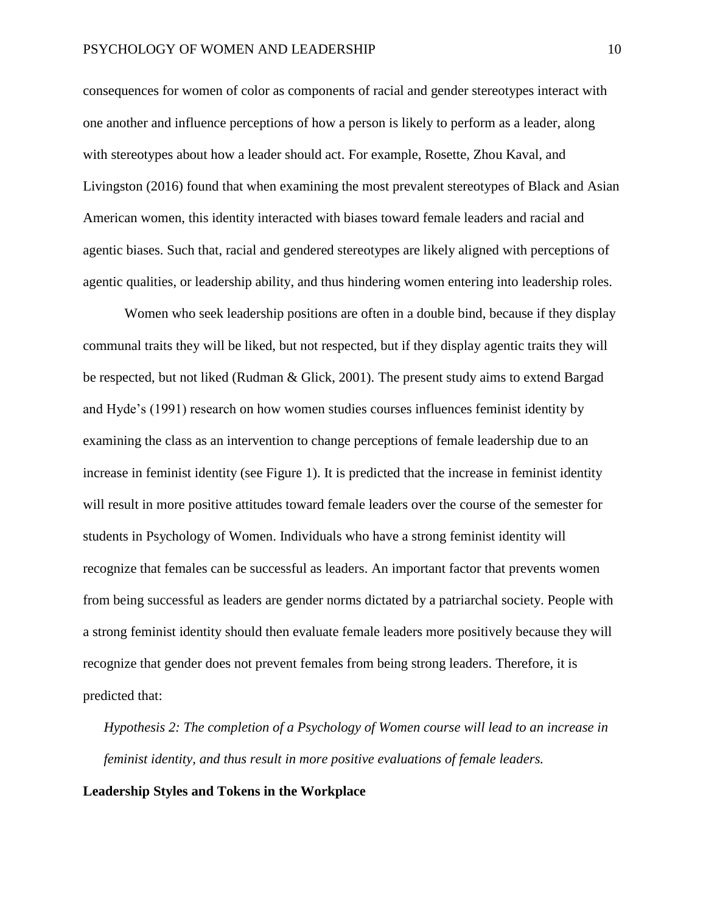consequences for women of color as components of racial and gender stereotypes interact with one another and influence perceptions of how a person is likely to perform as a leader, along with stereotypes about how a leader should act. For example, Rosette, Zhou Kaval, and Livingston (2016) found that when examining the most prevalent stereotypes of Black and Asian American women, this identity interacted with biases toward female leaders and racial and agentic biases. Such that, racial and gendered stereotypes are likely aligned with perceptions of agentic qualities, or leadership ability, and thus hindering women entering into leadership roles.

Women who seek leadership positions are often in a double bind, because if they display communal traits they will be liked, but not respected, but if they display agentic traits they will be respected, but not liked (Rudman & Glick, 2001). The present study aims to extend Bargad and Hyde's (1991) research on how women studies courses influences feminist identity by examining the class as an intervention to change perceptions of female leadership due to an increase in feminist identity (see Figure 1). It is predicted that the increase in feminist identity will result in more positive attitudes toward female leaders over the course of the semester for students in Psychology of Women. Individuals who have a strong feminist identity will recognize that females can be successful as leaders. An important factor that prevents women from being successful as leaders are gender norms dictated by a patriarchal society. People with a strong feminist identity should then evaluate female leaders more positively because they will recognize that gender does not prevent females from being strong leaders. Therefore, it is predicted that:

*Hypothesis 2: The completion of a Psychology of Women course will lead to an increase in feminist identity, and thus result in more positive evaluations of female leaders.*

**Leadership Styles and Tokens in the Workplace**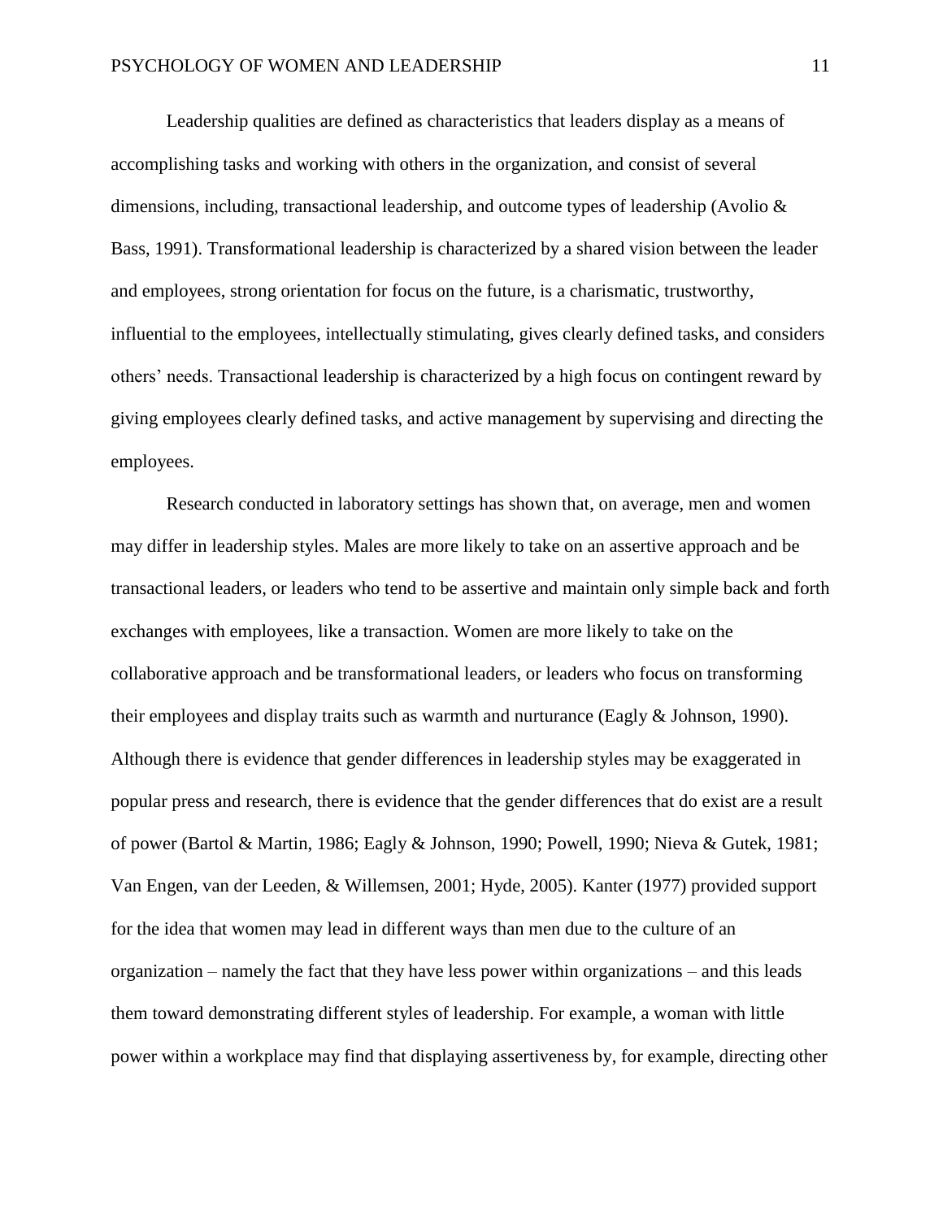Leadership qualities are defined as characteristics that leaders display as a means of accomplishing tasks and working with others in the organization, and consist of several dimensions, including, transactional leadership, and outcome types of leadership (Avolio & Bass, 1991). Transformational leadership is characterized by a shared vision between the leader and employees, strong orientation for focus on the future, is a charismatic, trustworthy, influential to the employees, intellectually stimulating, gives clearly defined tasks, and considers others' needs. Transactional leadership is characterized by a high focus on contingent reward by giving employees clearly defined tasks, and active management by supervising and directing the employees.

Research conducted in laboratory settings has shown that, on average, men and women may differ in leadership styles. Males are more likely to take on an assertive approach and be transactional leaders, or leaders who tend to be assertive and maintain only simple back and forth exchanges with employees, like a transaction. Women are more likely to take on the collaborative approach and be transformational leaders, or leaders who focus on transforming their employees and display traits such as warmth and nurturance (Eagly & Johnson, 1990). Although there is evidence that gender differences in leadership styles may be exaggerated in popular press and research, there is evidence that the gender differences that do exist are a result of power (Bartol & Martin, 1986; Eagly & Johnson, 1990; Powell, 1990; Nieva & Gutek, 1981; Van Engen, van der Leeden, & Willemsen, 2001; Hyde, 2005). Kanter (1977) provided support for the idea that women may lead in different ways than men due to the culture of an organization – namely the fact that they have less power within organizations – and this leads them toward demonstrating different styles of leadership. For example, a woman with little power within a workplace may find that displaying assertiveness by, for example, directing other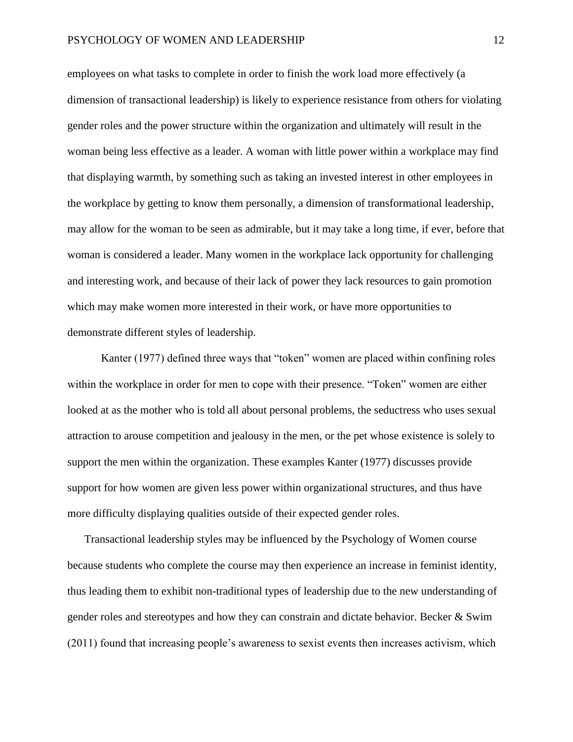employees on what tasks to complete in order to finish the work load more effectively (a dimension of transactional leadership) is likely to experience resistance from others for violating gender roles and the power structure within the organization and ultimately will result in the woman being less effective as a leader. A woman with little power within a workplace may find that displaying warmth, by something such as taking an invested interest in other employees in the workplace by getting to know them personally, a dimension of transformational leadership, may allow for the woman to be seen as admirable, but it may take a long time, if ever, before that woman is considered a leader. Many women in the workplace lack opportunity for challenging and interesting work, and because of their lack of power they lack resources to gain promotion which may make women more interested in their work, or have more opportunities to demonstrate different styles of leadership.

Kanter (1977) defined three ways that "token" women are placed within confining roles within the workplace in order for men to cope with their presence. "Token" women are either looked at as the mother who is told all about personal problems, the seductress who uses sexual attraction to arouse competition and jealousy in the men, or the pet whose existence is solely to support the men within the organization. These examples Kanter (1977) discusses provide support for how women are given less power within organizational structures, and thus have more difficulty displaying qualities outside of their expected gender roles.

Transactional leadership styles may be influenced by the Psychology of Women course because students who complete the course may then experience an increase in feminist identity, thus leading them to exhibit non-traditional types of leadership due to the new understanding of gender roles and stereotypes and how they can constrain and dictate behavior. Becker & Swim (2011) found that increasing people's awareness to sexist events then increases activism, which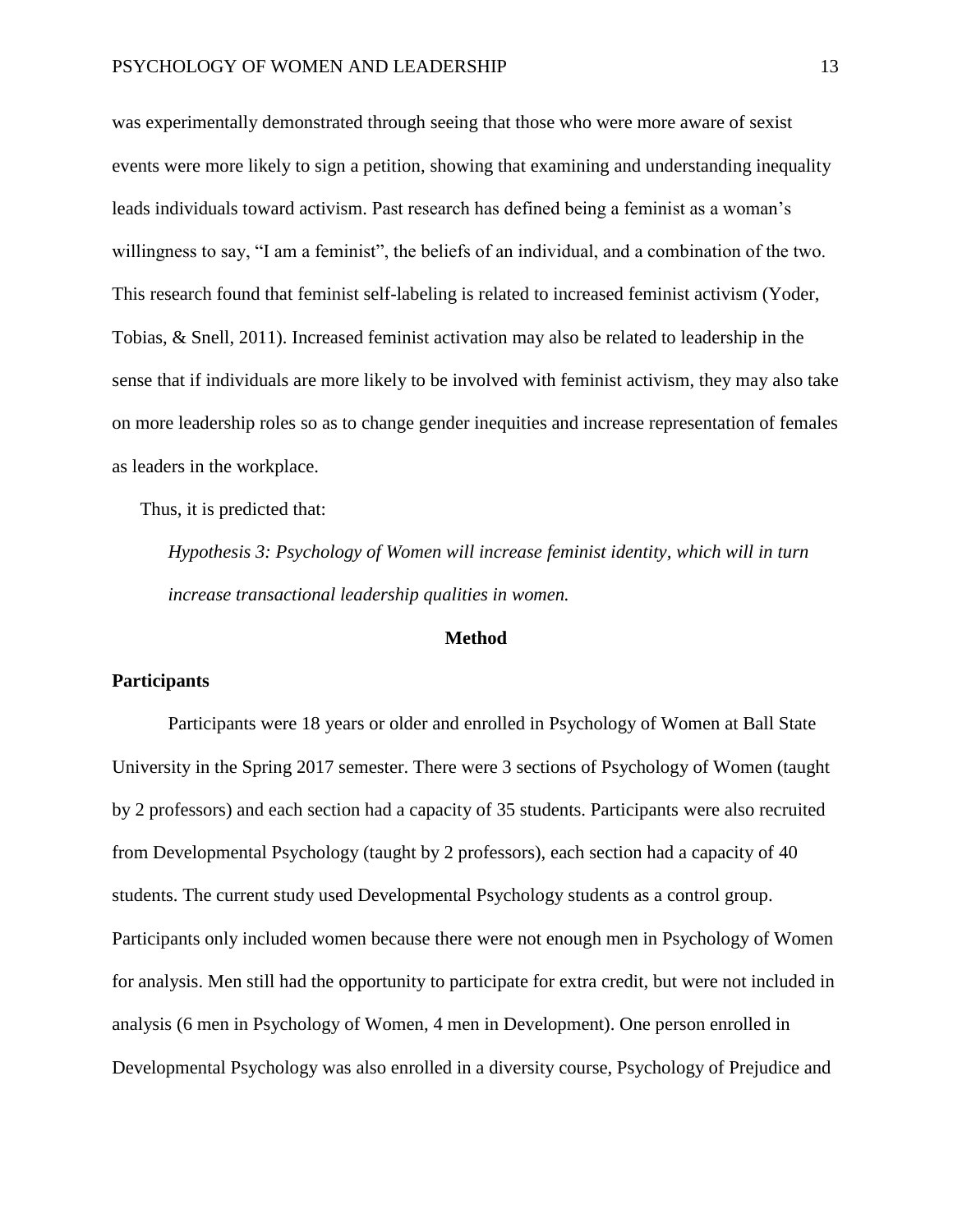was experimentally demonstrated through seeing that those who were more aware of sexist events were more likely to sign a petition, showing that examining and understanding inequality leads individuals toward activism. Past research has defined being a feminist as a woman's willingness to say, "I am a feminist", the beliefs of an individual, and a combination of the two. This research found that feminist self-labeling is related to increased feminist activism (Yoder, Tobias, & Snell, 2011). Increased feminist activation may also be related to leadership in the sense that if individuals are more likely to be involved with feminist activism, they may also take on more leadership roles so as to change gender inequities and increase representation of females as leaders in the workplace.

Thus, it is predicted that:

*Hypothesis 3: Psychology of Women will increase feminist identity, which will in turn increase transactional leadership qualities in women.*

## Method

### Participants

Participants were 18 years or older and enrolled in Psychology of Women at Ball State University in the Spring 2017 semester. There were 3 sections of Psychology of Women (taught by 2 professors) and each section had a capacity of 35 students. Participants were also recruited from Developmental Psychology (taught by 2 professors), each section had a capacity of 40 students. The current study used Developmental Psychology students as a control group. Participants only included women because there were not enough men in Psychology of Women for analysis. Men still had the opportunity to participate for extra credit, but were not included in analysis (6 men in Psychology of Women, 4 men in Development). One person enrolled in Developmental Psychology was also enrolled in a diversity course, Psychology of Prejudice and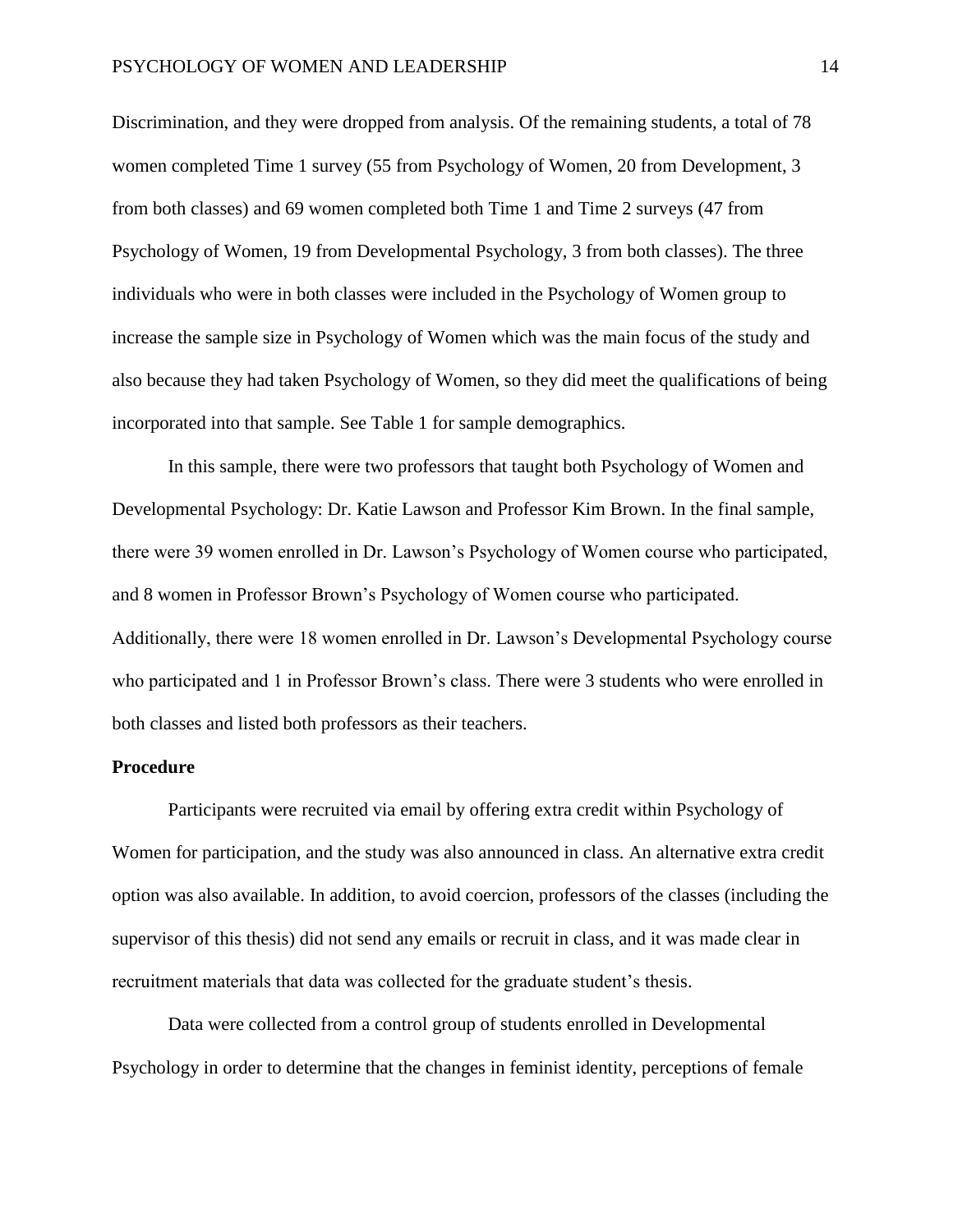Discrimination, and they were dropped from analysis. Of the remaining students, a total of 78 women completed Time 1 survey (55 from Psychology of Women, 20 from Development, 3 from both classes) and 69 women completed both Time 1 and Time 2 surveys (47 from Psychology of Women, 19 from Developmental Psychology, 3 from both classes). The three individuals who were in both classes were included in the Psychology of Women group to increase the sample size in Psychology of Women which was the main focus of the study and also because they had taken Psychology of Women, so they did meet the qualifications of being incorporated into that sample. See Table 1 for sample demographics.

In this sample, there were two professors that taught both Psychology of Women and Developmental Psychology: Dr. Katie Lawson and Professor Kim Brown. In the final sample, there were 39 women enrolled in Dr. Lawson's Psychology of Women course who participated, and 8 women in Professor Brown's Psychology of Women course who participated. Additionally, there were 18 women enrolled in Dr. Lawson's Developmental Psychology course who participated and 1 in Professor Brown's class. There were 3 students who were enrolled in both classes and listed both professors as their teachers.

**Procedure**

Participants were recruited via email by offering extra credit within Psychology of Women for participation, and the study was also announced in class. An alternative extra credit option was also available. In addition, to avoid coercion, professors of the classes (including the supervisor of this thesis) did not send any emails or recruit in class, and it was made clear in recruitment materials that data was collected for the graduate student's thesis.

Data were collected from a control group of students enrolled in Developmental Psychology in order to determine that the changes in feminist identity, perceptions of female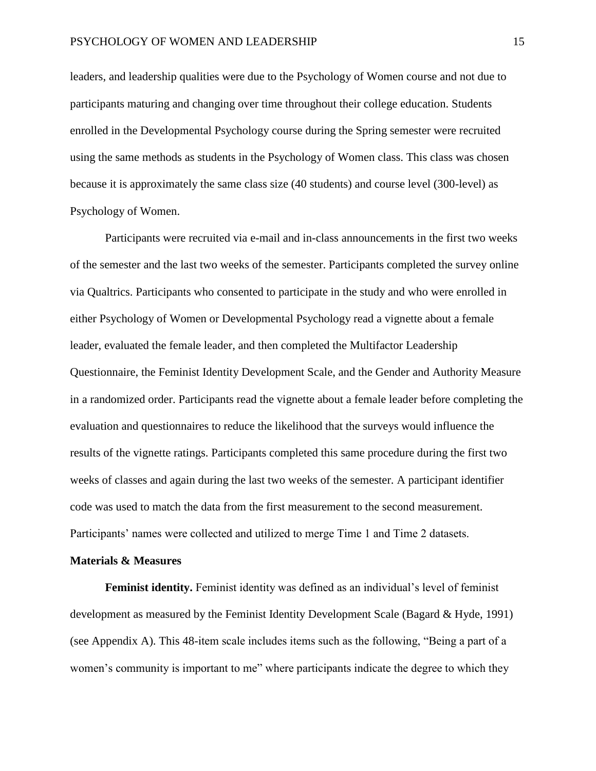leaders, and leadership qualities were due to the Psychology of Women course and not due to participants maturing and changing over time throughout their college education. Students enrolled in the Developmental Psychology course during the Spring semester were recruited using the same methods as students in the Psychology of Women class. This class was chosen because it is approximately the same class size (40 students) and course level (300-level) as Psychology of Women.

Participants were recruited via e-mail and in-class announcements in the first two weeks of the semester and the last two weeks of the semester. Participants completed the survey online via Qualtrics. Participants who consented to participate in the study and who were enrolled in either Psychology of Women or Developmental Psychology read a vignette about a female leader, evaluated the female leader, and then completed the Multifactor Leadership Questionnaire, the Feminist Identity Development Scale, and the Gender and Authority Measure in a randomized order. Participants read the vignette about a female leader before completing the evaluation and questionnaires to reduce the likelihood that the surveys would influence the results of the vignette ratings. Participants completed this same procedure during the first two weeks of classes and again during the last two weeks of the semester. A participant identifier code was used to match the data from the first measurement to the second measurement. Participants' names were collected and utilized to merge Time 1 and Time 2 datasets.

**Materials & Measures**

**Feminist identity.** Feminist identity was defined as an individual's level of feminist development as measured by the Feminist Identity Development Scale (Bagard & Hyde, 1991) (see Appendix A). This 48-item scale includes items such as the following, "Being a part of a women's community is important to me" where participants indicate the degree to which they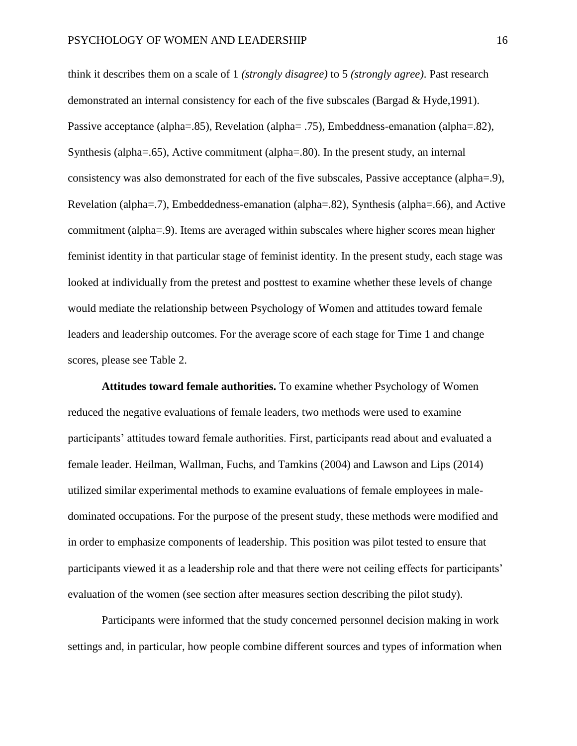think it describes them on a scale of 1 *(strongly disagree)* to 5 *(strongly agree)*. Past research demonstrated an internal consistency for each of the five subscales (Bargad & Hyde,1991). Passive acceptance (alpha=.85), Revelation (alpha= .75), Embeddness-emanation (alpha=.82), Synthesis (alpha=.65), Active commitment (alpha=.80). In the present study, an internal consistency was also demonstrated for each of the five subscales, Passive acceptance (alpha=.9), Revelation (alpha=.7), Embeddedness-emanation (alpha=.82), Synthesis (alpha=.66), and Active commitment (alpha=.9). Items are averaged within subscales where higher scores mean higher feminist identity in that particular stage of feminist identity. In the present study, each stage was looked at individually from the pretest and posttest to examine whether these levels of change would mediate the relationship between Psychology of Women and attitudes toward female leaders and leadership outcomes. For the average score of each stage for Time 1 and change scores, please see Table 2.

**Attitudes toward female authorities.** To examine whether Psychology of Women reduced the negative evaluations of female leaders, two methods were used to examine participants' attitudes toward female authorities. First, participants read about and evaluated a female leader. Heilman, Wallman, Fuchs, and Tamkins (2004) and Lawson and Lips (2014) utilized similar experimental methods to examine evaluations of female employees in male-dominated occupations. For the purpose of the present study, these methods were modified and in order to emphasize components of leadership. This position was pilot tested to ensure that participants viewed it as a leadership role and that there were not ceiling effects for participants' evaluation of the women (see section after measures section describing the pilot study).

Participants were informed that the study concerned personnel decision making in work settings and, in particular, how people combine different sources and types of information when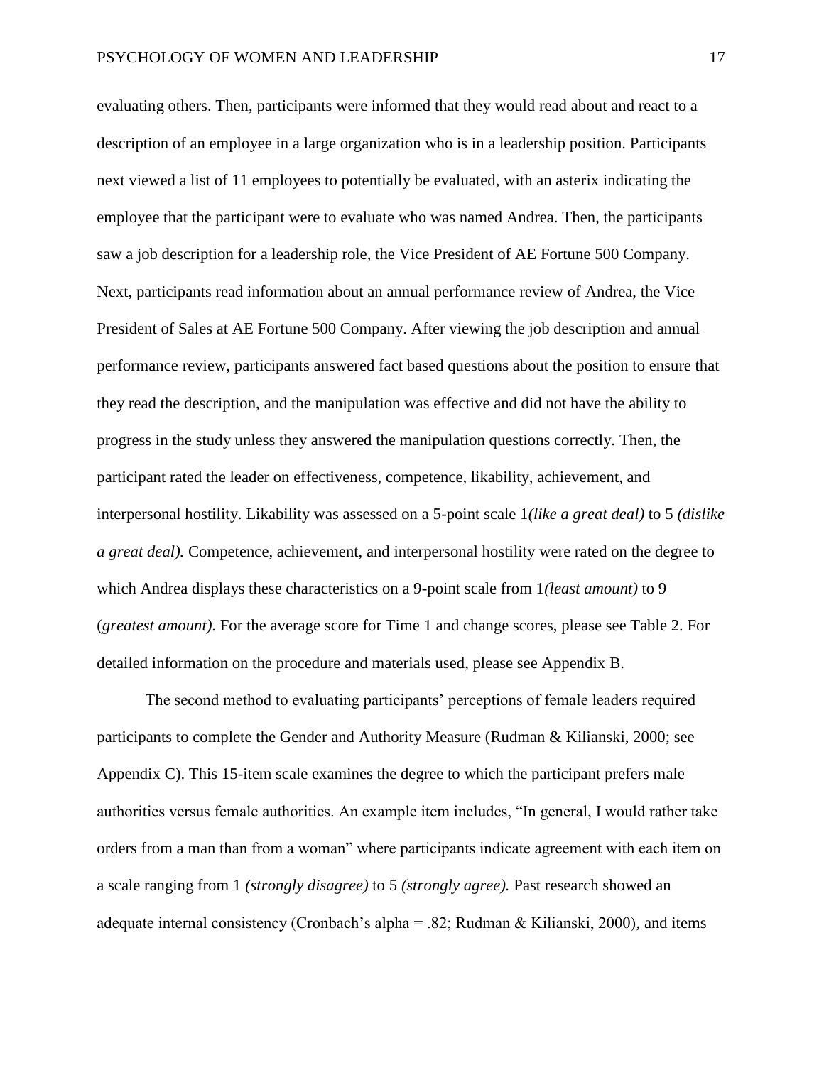evaluating others. Then, participants were informed that they would read about and react to a description of an employee in a large organization who is in a leadership position. Participants next viewed a list of 11 employees to potentially be evaluated, with an asterix indicating the employee that the participant were to evaluate who was named Andrea. Then, the participants saw a job description for a leadership role, the Vice President of AE Fortune 500 Company. Next, participants read information about an annual performance review of Andrea, the Vice President of Sales at AE Fortune 500 Company. After viewing the job description and annual performance review, participants answered fact based questions about the position to ensure that they read the description, and the manipulation was effective and did not have the ability to progress in the study unless they answered the manipulation questions correctly. Then, the participant rated the leader on effectiveness, competence, likability, achievement, and interpersonal hostility. Likability was assessed on a 5-point scale 1*(like a great deal)* to 5 *(dislike a great deal).* Competence, achievement, and interpersonal hostility were rated on the degree to which Andrea displays these characteristics on a 9-point scale from 1*(least amount)* to 9 (*greatest amount)*. For the average score for Time 1 and change scores, please see Table 2. For detailed information on the procedure and materials used, please see Appendix B.

The second method to evaluating participants' perceptions of female leaders required participants to complete the Gender and Authority Measure (Rudman & Kilianski, 2000; see Appendix C). This 15-item scale examines the degree to which the participant prefers male authorities versus female authorities. An example item includes, "In general, I would rather take orders from a man than from a woman" where participants indicate agreement with each item on a scale ranging from 1 *(strongly disagree)* to 5 *(strongly agree).* Past research showed an adequate internal consistency (Cronbach's alpha = .82; Rudman & Kilianski, 2000), and items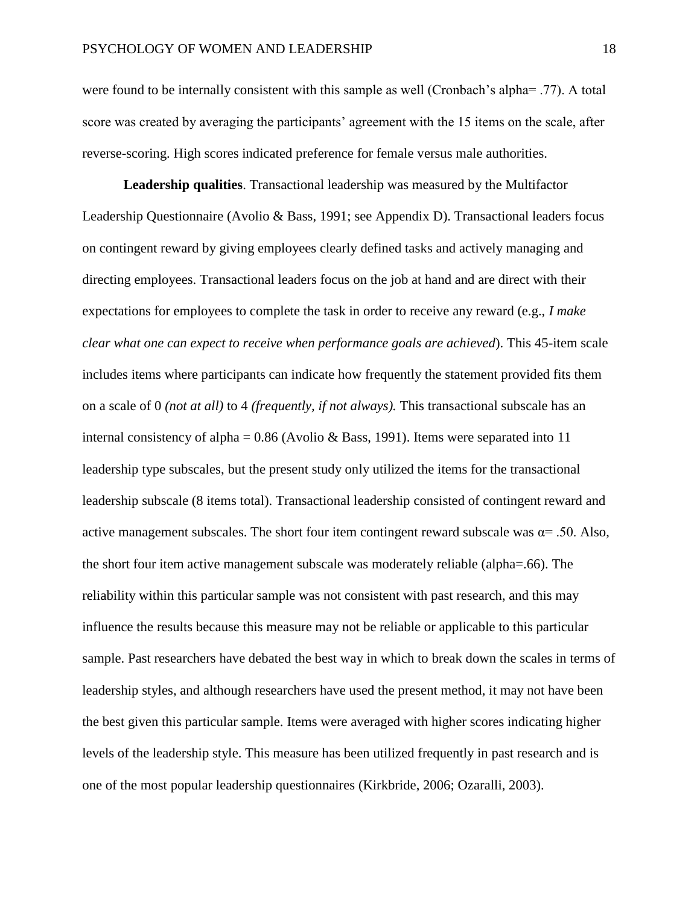were found to be internally consistent with this sample as well (Cronbach's alpha= .77). A total score was created by averaging the participants' agreement with the 15 items on the scale, after reverse-scoring. High scores indicated preference for female versus male authorities.

**Leadership qualities**. Transactional leadership was measured by the Multifactor Leadership Questionnaire (Avolio & Bass, 1991; see Appendix D). Transactional leaders focus on contingent reward by giving employees clearly defined tasks and actively managing and directing employees. Transactional leaders focus on the job at hand and are direct with their expectations for employees to complete the task in order to receive any reward (e.g., *I make clear what one can expect to receive when performance goals are achieved*). This 45-item scale includes items where participants can indicate how frequently the statement provided fits them on a scale of 0 *(not at all)* to 4 *(frequently, if not always).* This transactional subscale has an internal consistency of alpha = 0.86 (Avolio & Bass, 1991). Items were separated into 11 leadership type subscales, but the present study only utilized the items for the transactional leadership subscale (8 items total). Transactional leadership consisted of contingent reward and active management subscales. The short four item contingent reward subscale was $\alpha = .50$. Also, the short four item active management subscale was moderately reliable (alpha=.66). The reliability within this particular sample was not consistent with past research, and this may influence the results because this measure may not be reliable or applicable to this particular sample. Past researchers have debated the best way in which to break down the scales in terms of leadership styles, and although researchers have used the present method, it may not have been the best given this particular sample. Items were averaged with higher scores indicating higher levels of the leadership style. This measure has been utilized frequently in past research and is one of the most popular leadership questionnaires (Kirkbride, 2006; Ozaralli, 2003).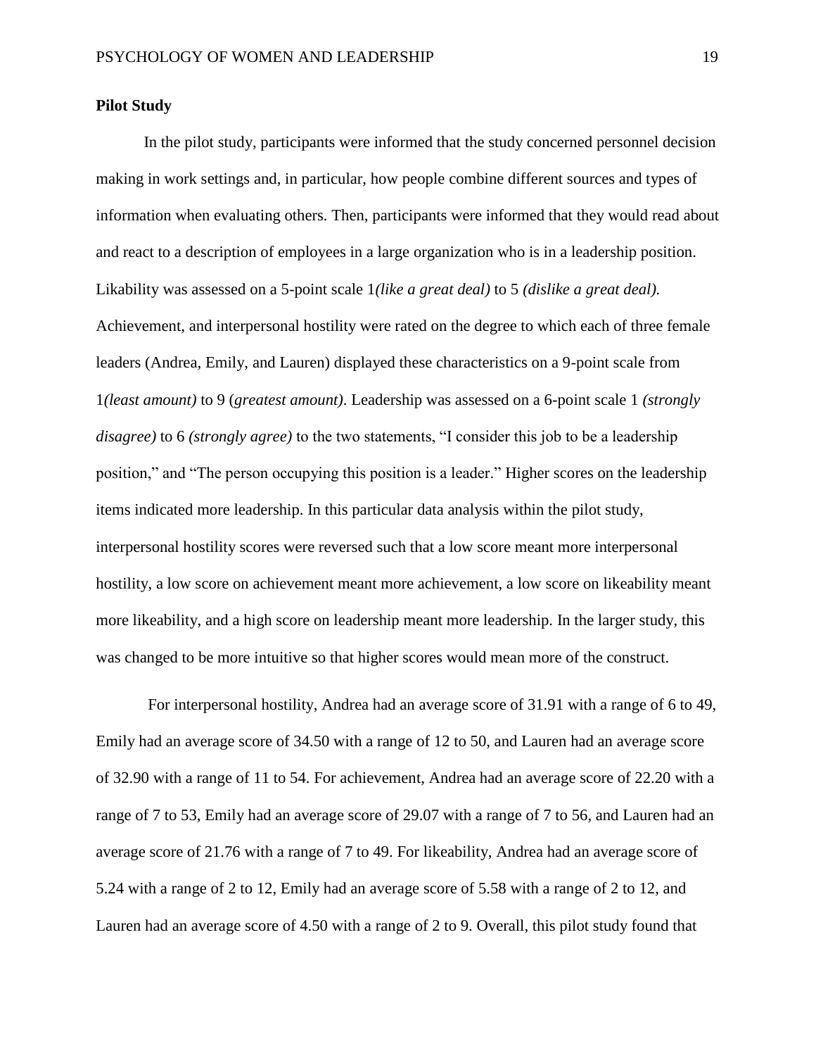**Pilot Study**

In the pilot study, participants were informed that the study concerned personnel decision making in work settings and, in particular, how people combine different sources and types of information when evaluating others. Then, participants were informed that they would read about and react to a description of employees in a large organization who is in a leadership position. Likability was assessed on a 5-point scale 1*(like a great deal)* to 5 *(dislike a great deal).* Achievement, and interpersonal hostility were rated on the degree to which each of three female leaders (Andrea, Emily, and Lauren) displayed these characteristics on a 9-point scale from 1*(least amount)* to 9 (*greatest amount)*. Leadership was assessed on a 6-point scale 1 *(strongly disagree)* to 6 *(strongly agree)* to the two statements, "I consider this job to be a leadership position," and "The person occupying this position is a leader." Higher scores on the leadership items indicated more leadership. In this particular data analysis within the pilot study, interpersonal hostility scores were reversed such that a low score meant more interpersonal hostility, a low score on achievement meant more achievement, a low score on likeability meant more likeability, and a high score on leadership meant more leadership. In the larger study, this was changed to be more intuitive so that higher scores would mean more of the construct.

For interpersonal hostility, Andrea had an average score of 31.91 with a range of 6 to 49, Emily had an average score of 34.50 with a range of 12 to 50, and Lauren had an average score of 32.90 with a range of 11 to 54. For achievement, Andrea had an average score of 22.20 with a range of 7 to 53, Emily had an average score of 29.07 with a range of 7 to 56, and Lauren had an average score of 21.76 with a range of 7 to 49. For likeability, Andrea had an average score of 5.24 with a range of 2 to 12, Emily had an average score of 5.58 with a range of 2 to 12, and Lauren had an average score of 4.50 with a range of 2 to 9. Overall, this pilot study found that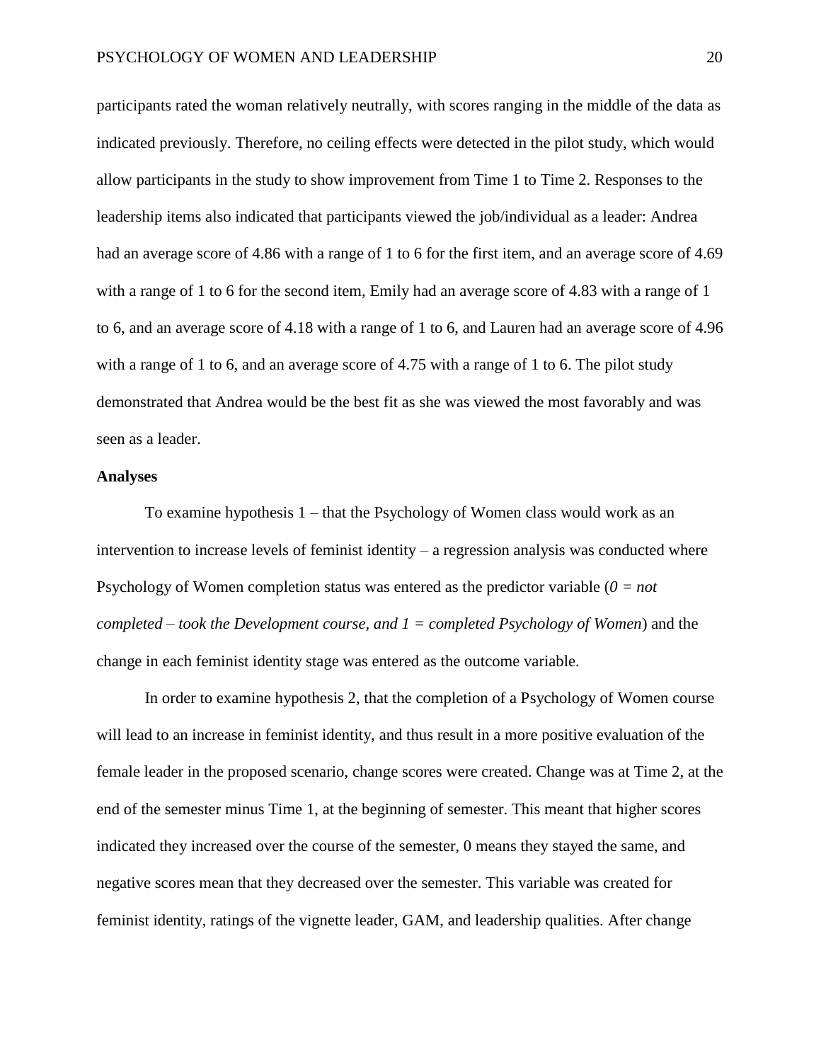participants rated the woman relatively neutrally, with scores ranging in the middle of the data as indicated previously. Therefore, no ceiling effects were detected in the pilot study, which would allow participants in the study to show improvement from Time 1 to Time 2. Responses to the leadership items also indicated that participants viewed the job/individual as a leader: Andrea had an average score of 4.86 with a range of 1 to 6 for the first item, and an average score of 4.69 with a range of 1 to 6 for the second item, Emily had an average score of 4.83 with a range of 1 to 6, and an average score of 4.18 with a range of 1 to 6, and Lauren had an average score of 4.96 with a range of 1 to 6, and an average score of 4.75 with a range of 1 to 6. The pilot study demonstrated that Andrea would be the best fit as she was viewed the most favorably and was seen as a leader.

**Analyses**

To examine hypothesis 1 – that the Psychology of Women class would work as an intervention to increase levels of feminist identity – a regression analysis was conducted where Psychology of Women completion status was entered as the predictor variable (*0 = not completed – took the Development course, and 1 = completed Psychology of Women*) and the change in each feminist identity stage was entered as the outcome variable.

In order to examine hypothesis 2, that the completion of a Psychology of Women course will lead to an increase in feminist identity, and thus result in a more positive evaluation of the female leader in the proposed scenario, change scores were created. Change was at Time 2, at the end of the semester minus Time 1, at the beginning of semester. This meant that higher scores indicated they increased over the course of the semester, 0 means they stayed the same, and negative scores mean that they decreased over the semester. This variable was created for feminist identity, ratings of the vignette leader, GAM, and leadership qualities. After change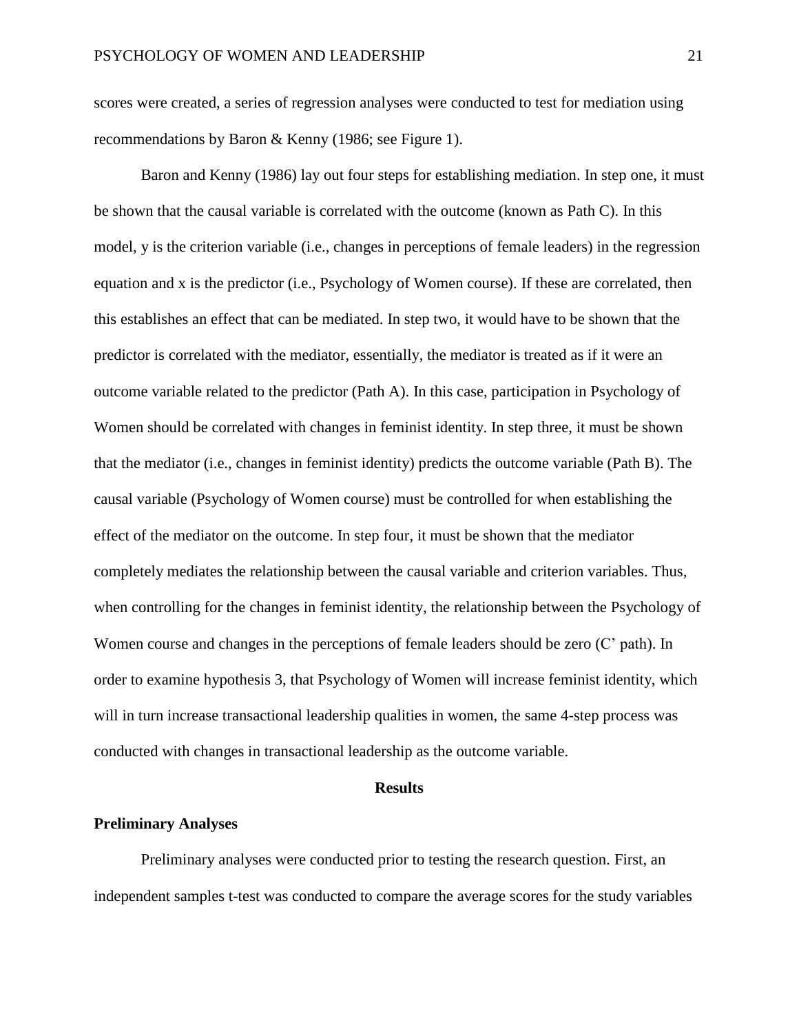scores were created, a series of regression analyses were conducted to test for mediation using recommendations by Baron & Kenny (1986; see Figure 1).

Baron and Kenny (1986) lay out four steps for establishing mediation. In step one, it must be shown that the causal variable is correlated with the outcome (known as Path C). In this model, y is the criterion variable (i.e., changes in perceptions of female leaders) in the regression equation and x is the predictor (i.e., Psychology of Women course). If these are correlated, then this establishes an effect that can be mediated. In step two, it would have to be shown that the predictor is correlated with the mediator, essentially, the mediator is treated as if it were an outcome variable related to the predictor (Path A). In this case, participation in Psychology of Women should be correlated with changes in feminist identity. In step three, it must be shown that the mediator (i.e., changes in feminist identity) predicts the outcome variable (Path B). The causal variable (Psychology of Women course) must be controlled for when establishing the effect of the mediator on the outcome. In step four, it must be shown that the mediator completely mediates the relationship between the causal variable and criterion variables. Thus, when controlling for the changes in feminist identity, the relationship between the Psychology of Women course and changes in the perceptions of female leaders should be zero (C' path). In order to examine hypothesis 3, that Psychology of Women will increase feminist identity, which will in turn increase transactional leadership qualities in women, the same 4-step process was conducted with changes in transactional leadership as the outcome variable.

## Results

### Preliminary Analyses

Preliminary analyses were conducted prior to testing the research question. First, an independent samples t-test was conducted to compare the average scores for the study variables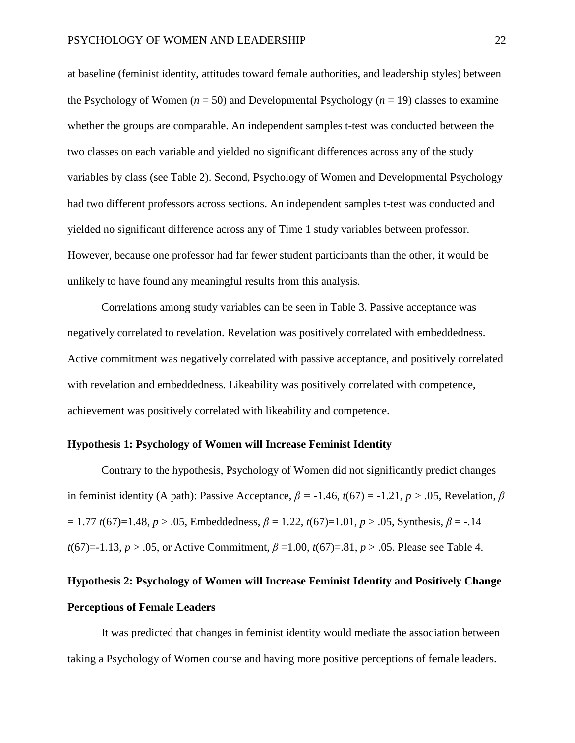at baseline (feminist identity, attitudes toward female authorities, and leadership styles) between the Psychology of Women ($n = 50$) and Developmental Psychology ($n = 19$) classes to examine whether the groups are comparable. An independent samples t-test was conducted between the two classes on each variable and yielded no significant differences across any of the study variables by class (see Table 2). Second, Psychology of Women and Developmental Psychology had two different professors across sections. An independent samples t-test was conducted and yielded no significant difference across any of Time 1 study variables between professor. However, because one professor had far fewer student participants than the other, it would be unlikely to have found any meaningful results from this analysis.

Correlations among study variables can be seen in Table 3. Passive acceptance was negatively correlated to revelation. Revelation was positively correlated with embeddedness. Active commitment was negatively correlated with passive acceptance, and positively correlated with revelation and embeddedness. Likeability was positively correlated with competence, achievement was positively correlated with likeability and competence.

### Hypothesis 1: Psychology of Women will Increase Feminist Identity

Contrary to the hypothesis, Psychology of Women did not significantly predict changes in feminist identity (A path): Passive Acceptance, $\beta = -1.46$, $t(67) = -1.21$, $p > .05$, Revelation, $\beta = 1.77$ $t(67)=1.48$, $p > .05$, Embeddedness, $\beta = 1.22$, $t(67)=1.01$, $p > .05$, Synthesis, $\beta = -.14$ $t(67)=-1.13$, $p > .05$, or Active Commitment, $\beta =1.00$, $t(67)=.81$, $p > .05$. Please see Table 4.

### Hypothesis 2: Psychology of Women will Increase Feminist Identity and Positively Change Perceptions of Female Leaders

It was predicted that changes in feminist identity would mediate the association between taking a Psychology of Women course and having more positive perceptions of female leaders.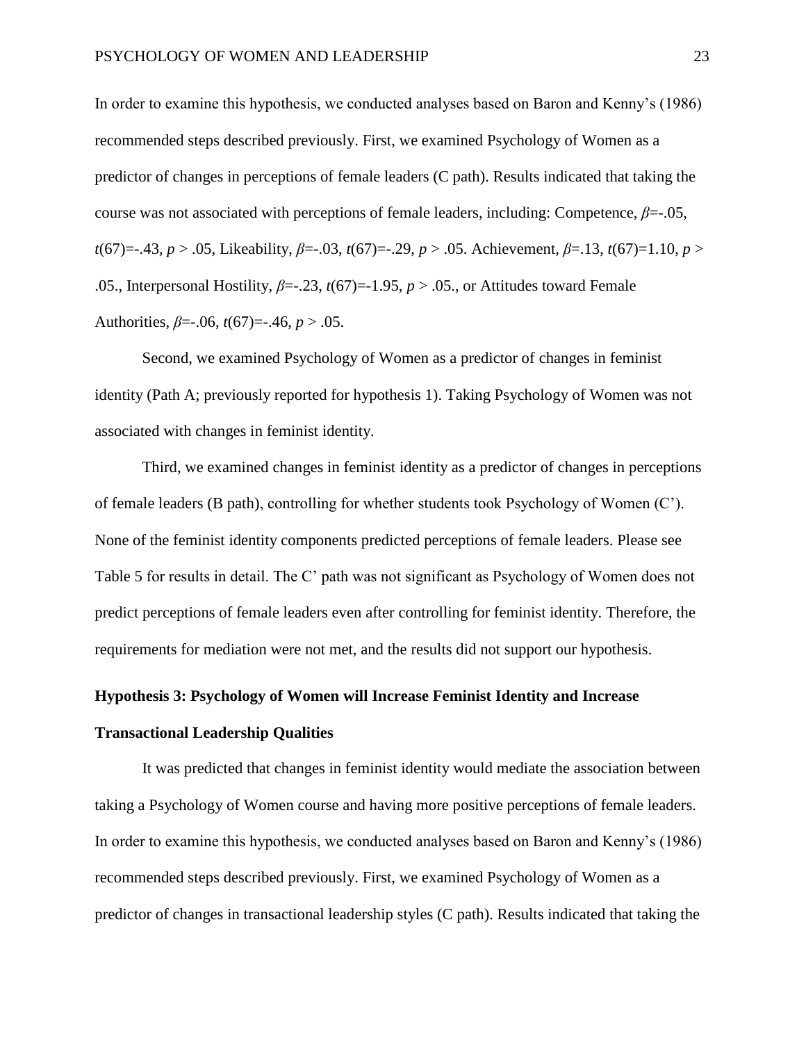In order to examine this hypothesis, we conducted analyses based on Baron and Kenny's (1986) recommended steps described previously. First, we examined Psychology of Women as a predictor of changes in perceptions of female leaders (C path). Results indicated that taking the course was not associated with perceptions of female leaders, including: Competence, $\beta$=-.05, $t(67)$=-.43, $p > .05$, Likeability, $\beta$=-.03, $t(67)$=-.29, $p > .05$. Achievement, $\beta$=.13, $t(67)$=1.10, $p >$ .05., Interpersonal Hostility, $\beta$=-.23, $t(67)$=-1.95, $p > .05$., or Attitudes toward Female Authorities, $\beta$=-.06, $t(67)$=-.46, $p > .05$.

Second, we examined Psychology of Women as a predictor of changes in feminist identity (Path A; previously reported for hypothesis 1). Taking Psychology of Women was not associated with changes in feminist identity.

Third, we examined changes in feminist identity as a predictor of changes in perceptions of female leaders (B path), controlling for whether students took Psychology of Women (C'). None of the feminist identity components predicted perceptions of female leaders. Please see Table 5 for results in detail. The C' path was not significant as Psychology of Women does not predict perceptions of female leaders even after controlling for feminist identity. Therefore, the requirements for mediation were not met, and the results did not support our hypothesis.

### Hypothesis 3: Psychology of Women will Increase Feminist Identity and Increase Transactional Leadership Qualities

It was predicted that changes in feminist identity would mediate the association between taking a Psychology of Women course and having more positive perceptions of female leaders. In order to examine this hypothesis, we conducted analyses based on Baron and Kenny's (1986) recommended steps described previously. First, we examined Psychology of Women as a predictor of changes in transactional leadership styles (C path). Results indicated that taking the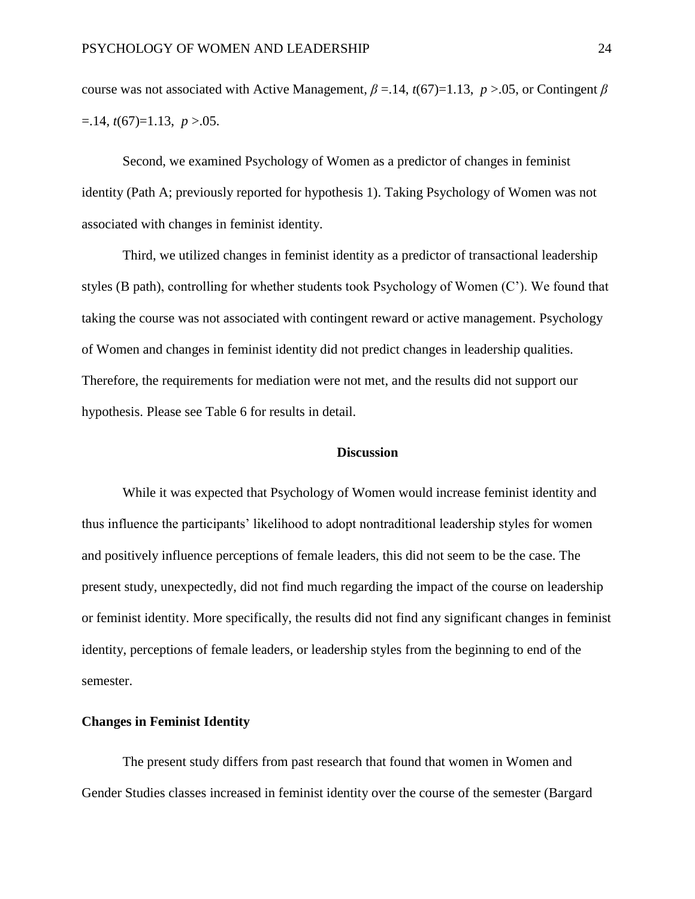course was not associated with Active Management, $\beta$ =.14, $t(67)$=1.13, $p$ >.05, or Contingent $\beta$ =.14, $t(67)$=1.13, $p$ >.05.

Second, we examined Psychology of Women as a predictor of changes in feminist identity (Path A; previously reported for hypothesis 1). Taking Psychology of Women was not associated with changes in feminist identity.

Third, we utilized changes in feminist identity as a predictor of transactional leadership styles (B path), controlling for whether students took Psychology of Women (C'). We found that taking the course was not associated with contingent reward or active management. Psychology of Women and changes in feminist identity did not predict changes in leadership qualities. Therefore, the requirements for mediation were not met, and the results did not support our hypothesis. Please see Table 6 for results in detail.

## Discussion

While it was expected that Psychology of Women would increase feminist identity and thus influence the participants' likelihood to adopt nontraditional leadership styles for women and positively influence perceptions of female leaders, this did not seem to be the case. The present study, unexpectedly, did not find much regarding the impact of the course on leadership or feminist identity. More specifically, the results did not find any significant changes in feminist identity, perceptions of female leaders, or leadership styles from the beginning to end of the semester.

### Changes in Feminist Identity

The present study differs from past research that found that women in Women and Gender Studies classes increased in feminist identity over the course of the semester (Bargard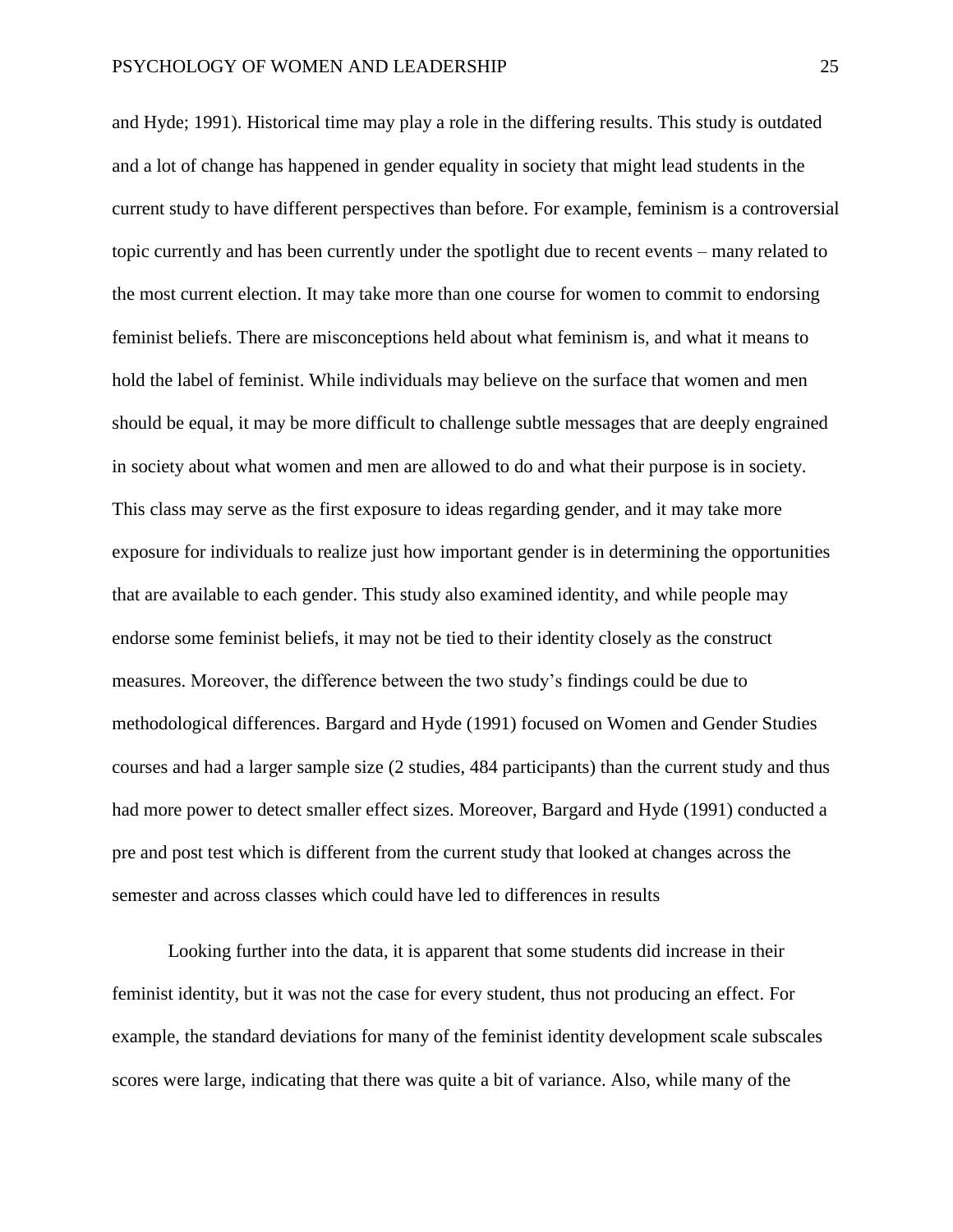and Hyde; 1991). Historical time may play a role in the differing results. This study is outdated and a lot of change has happened in gender equality in society that might lead students in the current study to have different perspectives than before. For example, feminism is a controversial topic currently and has been currently under the spotlight due to recent events – many related to the most current election. It may take more than one course for women to commit to endorsing feminist beliefs. There are misconceptions held about what feminism is, and what it means to hold the label of feminist. While individuals may believe on the surface that women and men should be equal, it may be more difficult to challenge subtle messages that are deeply engrained in society about what women and men are allowed to do and what their purpose is in society. This class may serve as the first exposure to ideas regarding gender, and it may take more exposure for individuals to realize just how important gender is in determining the opportunities that are available to each gender. This study also examined identity, and while people may endorse some feminist beliefs, it may not be tied to their identity closely as the construct measures. Moreover, the difference between the two study's findings could be due to methodological differences. Bargard and Hyde (1991) focused on Women and Gender Studies courses and had a larger sample size (2 studies, 484 participants) than the current study and thus had more power to detect smaller effect sizes. Moreover, Bargard and Hyde (1991) conducted a pre and post test which is different from the current study that looked at changes across the semester and across classes which could have led to differences in results

Looking further into the data, it is apparent that some students did increase in their feminist identity, but it was not the case for every student, thus not producing an effect. For example, the standard deviations for many of the feminist identity development scale subscales scores were large, indicating that there was quite a bit of variance. Also, while many of the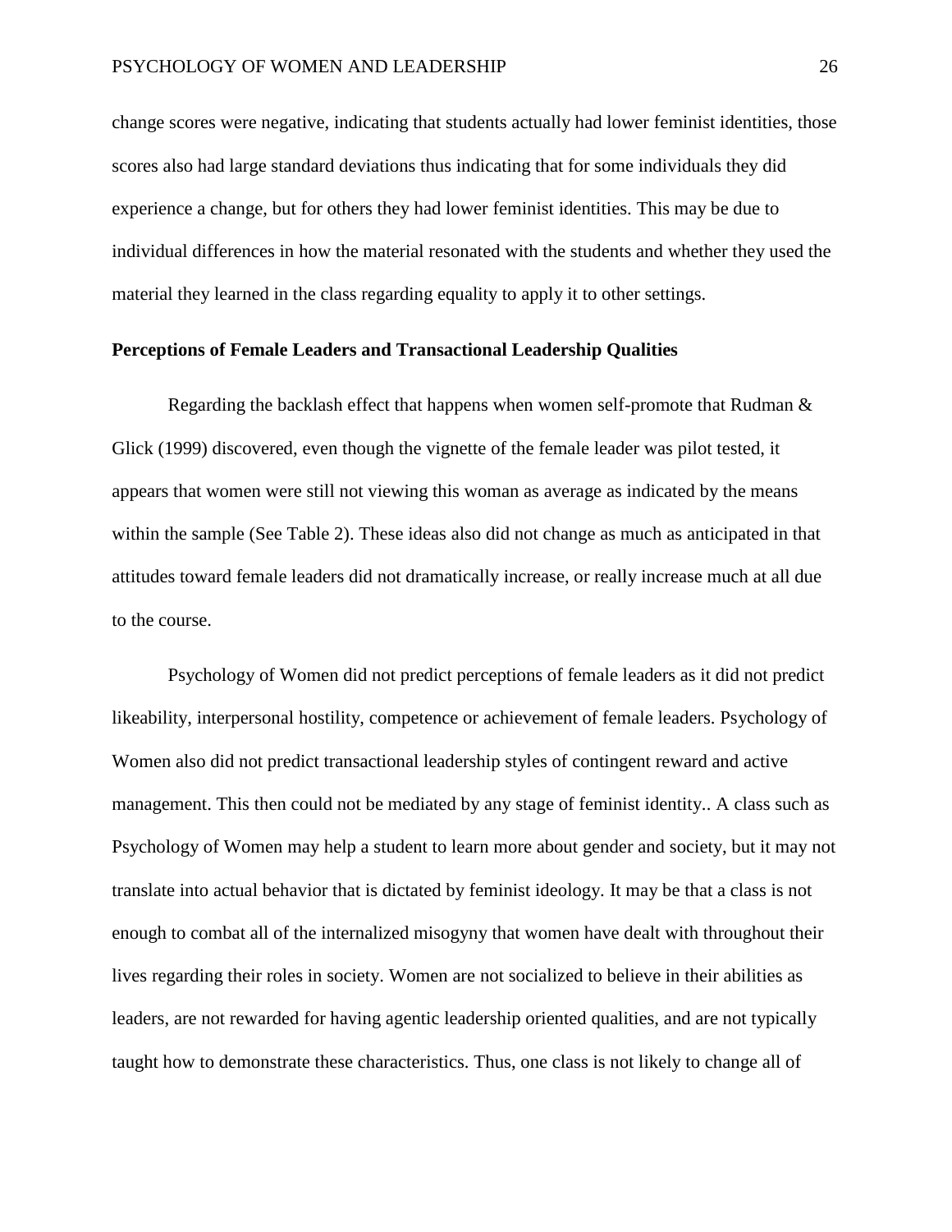change scores were negative, indicating that students actually had lower feminist identities, those scores also had large standard deviations thus indicating that for some individuals they did experience a change, but for others they had lower feminist identities. This may be due to individual differences in how the material resonated with the students and whether they used the material they learned in the class regarding equality to apply it to other settings.

### Perceptions of Female Leaders and Transactional Leadership Qualities

Regarding the backlash effect that happens when women self-promote that Rudman & Glick (1999) discovered, even though the vignette of the female leader was pilot tested, it appears that women were still not viewing this woman as average as indicated by the means within the sample (See Table 2). These ideas also did not change as much as anticipated in that attitudes toward female leaders did not dramatically increase, or really increase much at all due to the course.

Psychology of Women did not predict perceptions of female leaders as it did not predict likeability, interpersonal hostility, competence or achievement of female leaders. Psychology of Women also did not predict transactional leadership styles of contingent reward and active management. This then could not be mediated by any stage of feminist identity.. A class such as Psychology of Women may help a student to learn more about gender and society, but it may not translate into actual behavior that is dictated by feminist ideology. It may be that a class is not enough to combat all of the internalized misogyny that women have dealt with throughout their lives regarding their roles in society. Women are not socialized to believe in their abilities as leaders, are not rewarded for having agentic leadership oriented qualities, and are not typically taught how to demonstrate these characteristics. Thus, one class is not likely to change all of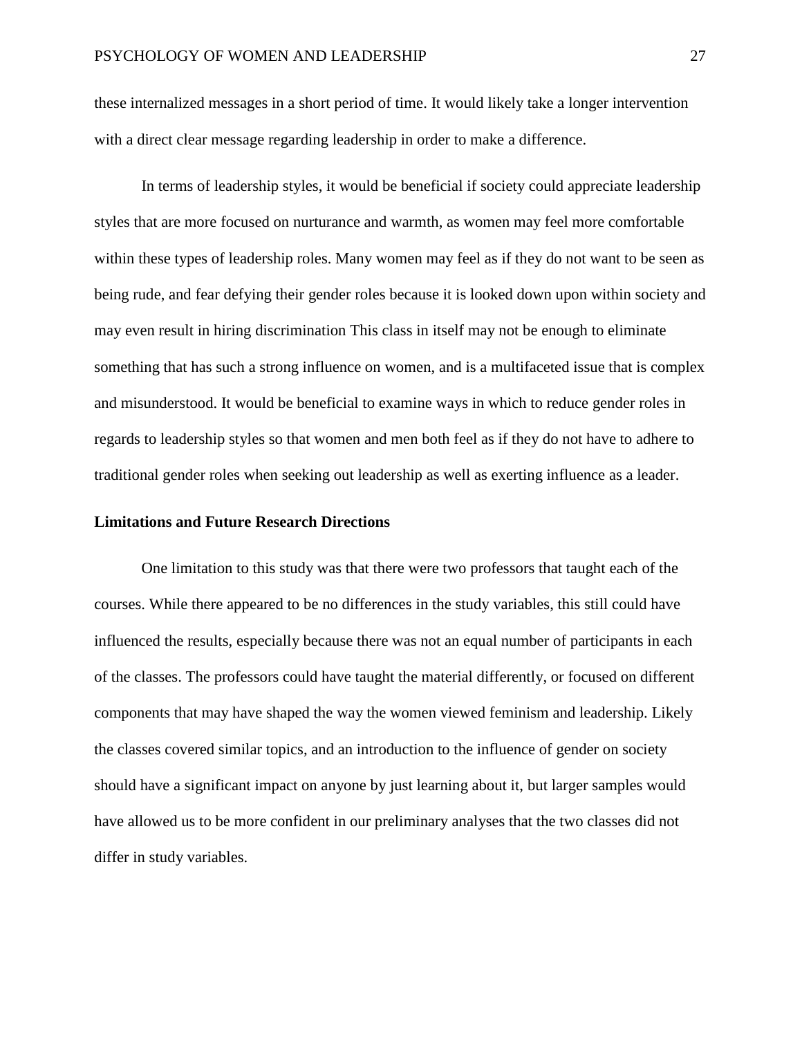these internalized messages in a short period of time. It would likely take a longer intervention with a direct clear message regarding leadership in order to make a difference.

In terms of leadership styles, it would be beneficial if society could appreciate leadership styles that are more focused on nurturance and warmth, as women may feel more comfortable within these types of leadership roles. Many women may feel as if they do not want to be seen as being rude, and fear defying their gender roles because it is looked down upon within society and may even result in hiring discrimination This class in itself may not be enough to eliminate something that has such a strong influence on women, and is a multifaceted issue that is complex and misunderstood. It would be beneficial to examine ways in which to reduce gender roles in regards to leadership styles so that women and men both feel as if they do not have to adhere to traditional gender roles when seeking out leadership as well as exerting influence as a leader.

**Limitations and Future Research Directions**

One limitation to this study was that there were two professors that taught each of the courses. While there appeared to be no differences in the study variables, this still could have influenced the results, especially because there was not an equal number of participants in each of the classes. The professors could have taught the material differently, or focused on different components that may have shaped the way the women viewed feminism and leadership. Likely the classes covered similar topics, and an introduction to the influence of gender on society should have a significant impact on anyone by just learning about it, but larger samples would have allowed us to be more confident in our preliminary analyses that the two classes did not differ in study variables.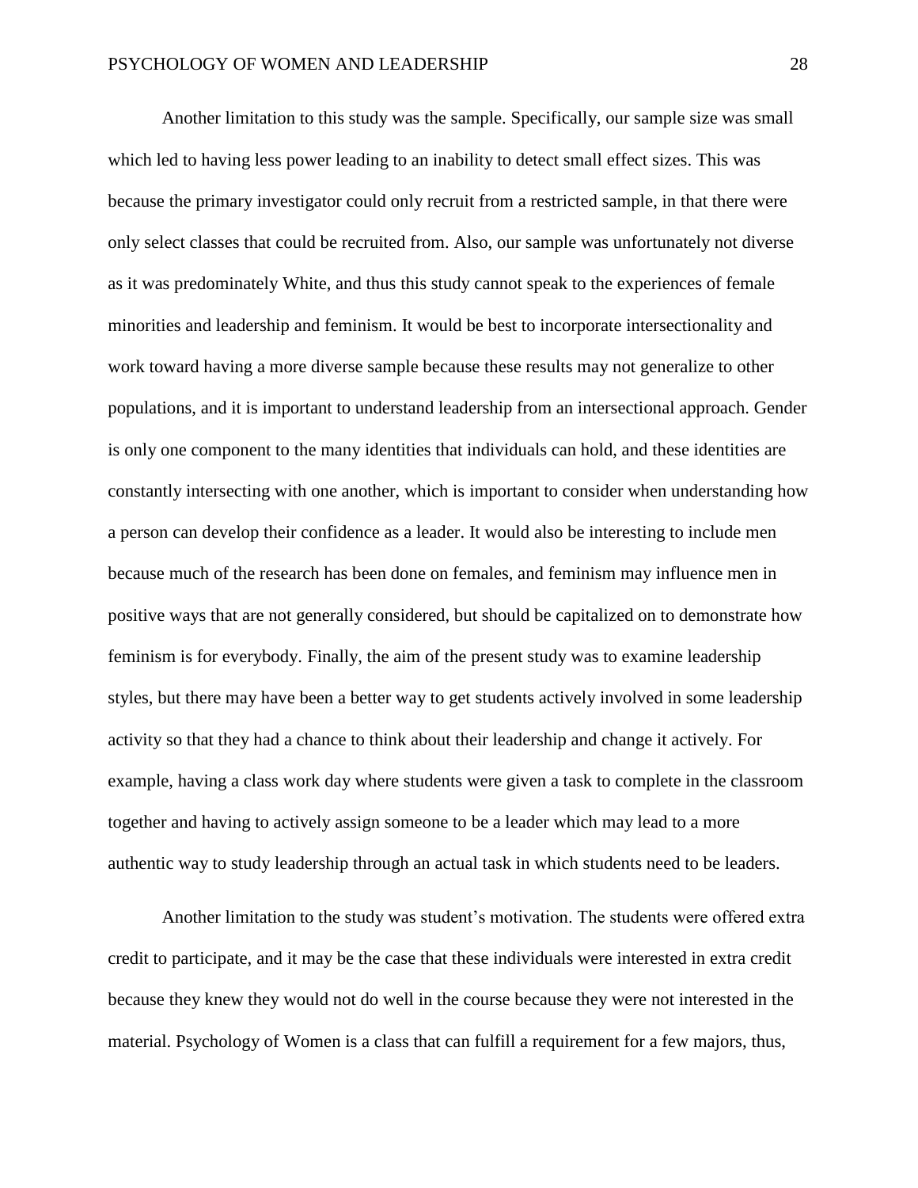Another limitation to this study was the sample. Specifically, our sample size was small which led to having less power leading to an inability to detect small effect sizes. This was because the primary investigator could only recruit from a restricted sample, in that there were only select classes that could be recruited from. Also, our sample was unfortunately not diverse as it was predominately White, and thus this study cannot speak to the experiences of female minorities and leadership and feminism. It would be best to incorporate intersectionality and work toward having a more diverse sample because these results may not generalize to other populations, and it is important to understand leadership from an intersectional approach. Gender is only one component to the many identities that individuals can hold, and these identities are constantly intersecting with one another, which is important to consider when understanding how a person can develop their confidence as a leader. It would also be interesting to include men because much of the research has been done on females, and feminism may influence men in positive ways that are not generally considered, but should be capitalized on to demonstrate how feminism is for everybody. Finally, the aim of the present study was to examine leadership styles, but there may have been a better way to get students actively involved in some leadership activity so that they had a chance to think about their leadership and change it actively. For example, having a class work day where students were given a task to complete in the classroom together and having to actively assign someone to be a leader which may lead to a more authentic way to study leadership through an actual task in which students need to be leaders.

Another limitation to the study was student's motivation. The students were offered extra credit to participate, and it may be the case that these individuals were interested in extra credit because they knew they would not do well in the course because they were not interested in the material. Psychology of Women is a class that can fulfill a requirement for a few majors, thus,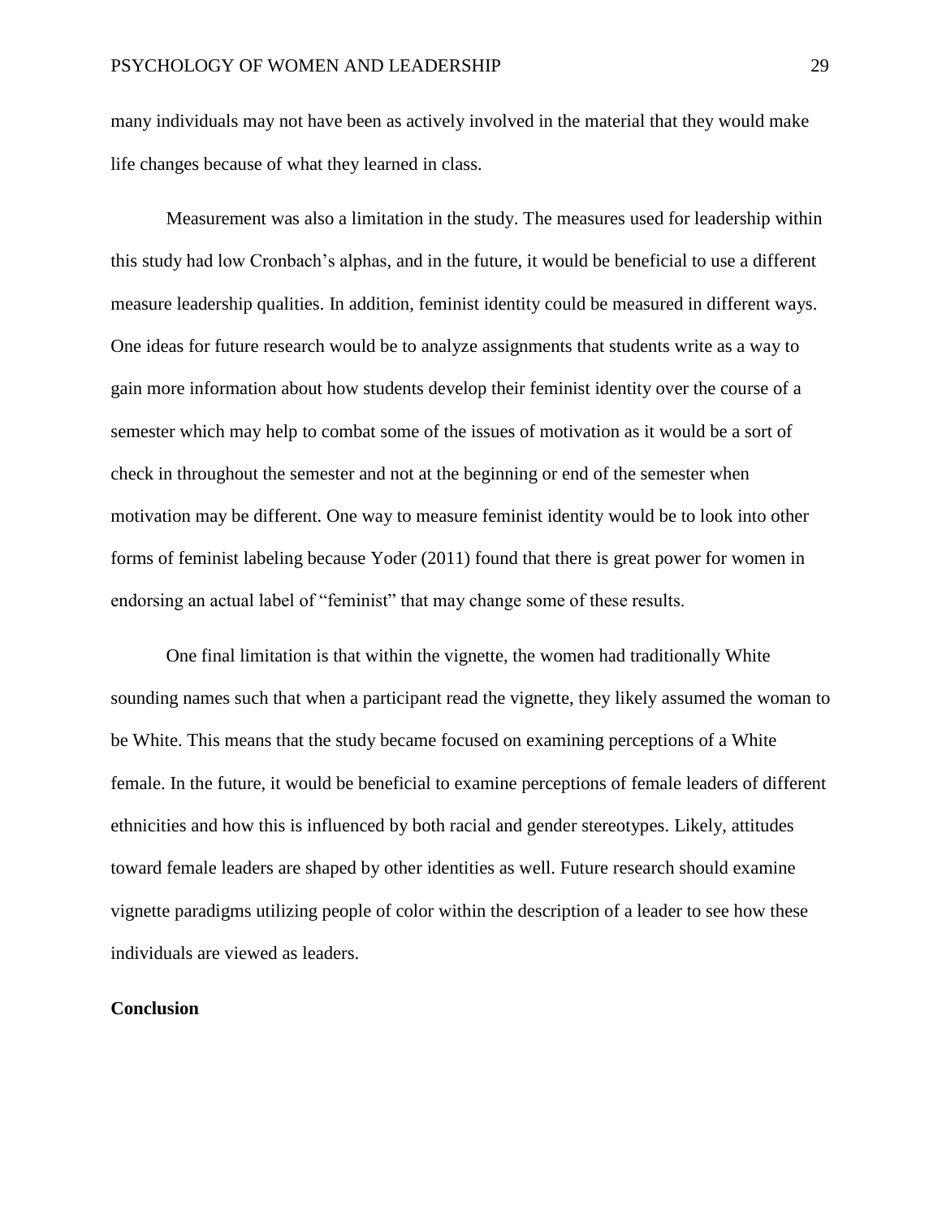many individuals may not have been as actively involved in the material that they would make life changes because of what they learned in class.

Measurement was also a limitation in the study. The measures used for leadership within this study had low Cronbach's alphas, and in the future, it would be beneficial to use a different measure leadership qualities. In addition, feminist identity could be measured in different ways. One ideas for future research would be to analyze assignments that students write as a way to gain more information about how students develop their feminist identity over the course of a semester which may help to combat some of the issues of motivation as it would be a sort of check in throughout the semester and not at the beginning or end of the semester when motivation may be different. One way to measure feminist identity would be to look into other forms of feminist labeling because Yoder (2011) found that there is great power for women in endorsing an actual label of "feminist" that may change some of these results.

One final limitation is that within the vignette, the women had traditionally White sounding names such that when a participant read the vignette, they likely assumed the woman to be White. This means that the study became focused on examining perceptions of a White female. In the future, it would be beneficial to examine perceptions of female leaders of different ethnicities and how this is influenced by both racial and gender stereotypes. Likely, attitudes toward female leaders are shaped by other identities as well. Future research should examine vignette paradigms utilizing people of color within the description of a leader to see how these individuals are viewed as leaders.

## Conclusion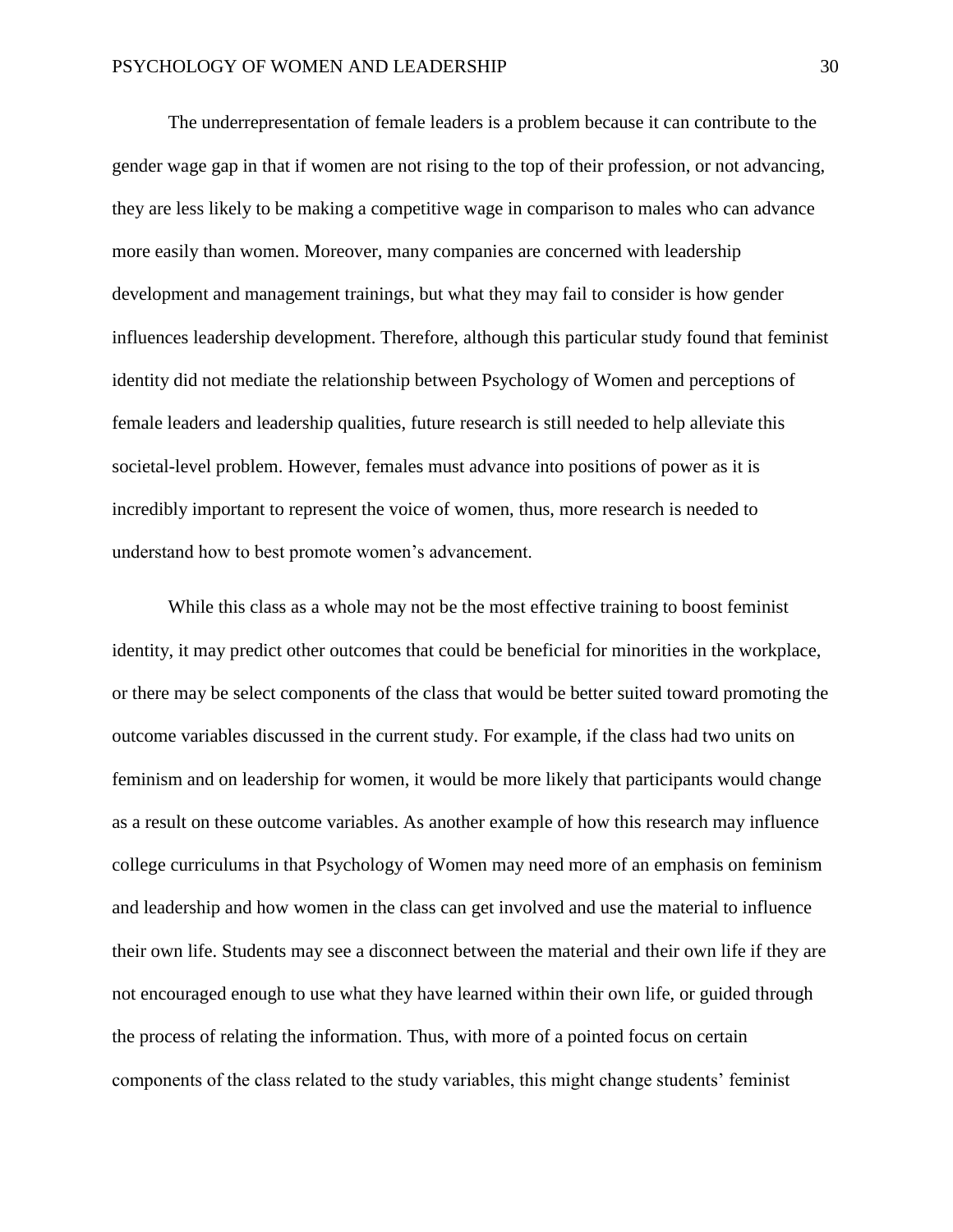The underrepresentation of female leaders is a problem because it can contribute to the gender wage gap in that if women are not rising to the top of their profession, or not advancing, they are less likely to be making a competitive wage in comparison to males who can advance more easily than women. Moreover, many companies are concerned with leadership development and management trainings, but what they may fail to consider is how gender influences leadership development. Therefore, although this particular study found that feminist identity did not mediate the relationship between Psychology of Women and perceptions of female leaders and leadership qualities, future research is still needed to help alleviate this societal-level problem. However, females must advance into positions of power as it is incredibly important to represent the voice of women, thus, more research is needed to understand how to best promote women's advancement.

While this class as a whole may not be the most effective training to boost feminist identity, it may predict other outcomes that could be beneficial for minorities in the workplace, or there may be select components of the class that would be better suited toward promoting the outcome variables discussed in the current study. For example, if the class had two units on feminism and on leadership for women, it would be more likely that participants would change as a result on these outcome variables. As another example of how this research may influence college curriculums in that Psychology of Women may need more of an emphasis on feminism and leadership and how women in the class can get involved and use the material to influence their own life. Students may see a disconnect between the material and their own life if they are not encouraged enough to use what they have learned within their own life, or guided through the process of relating the information. Thus, with more of a pointed focus on certain components of the class related to the study variables, this might change students' feminist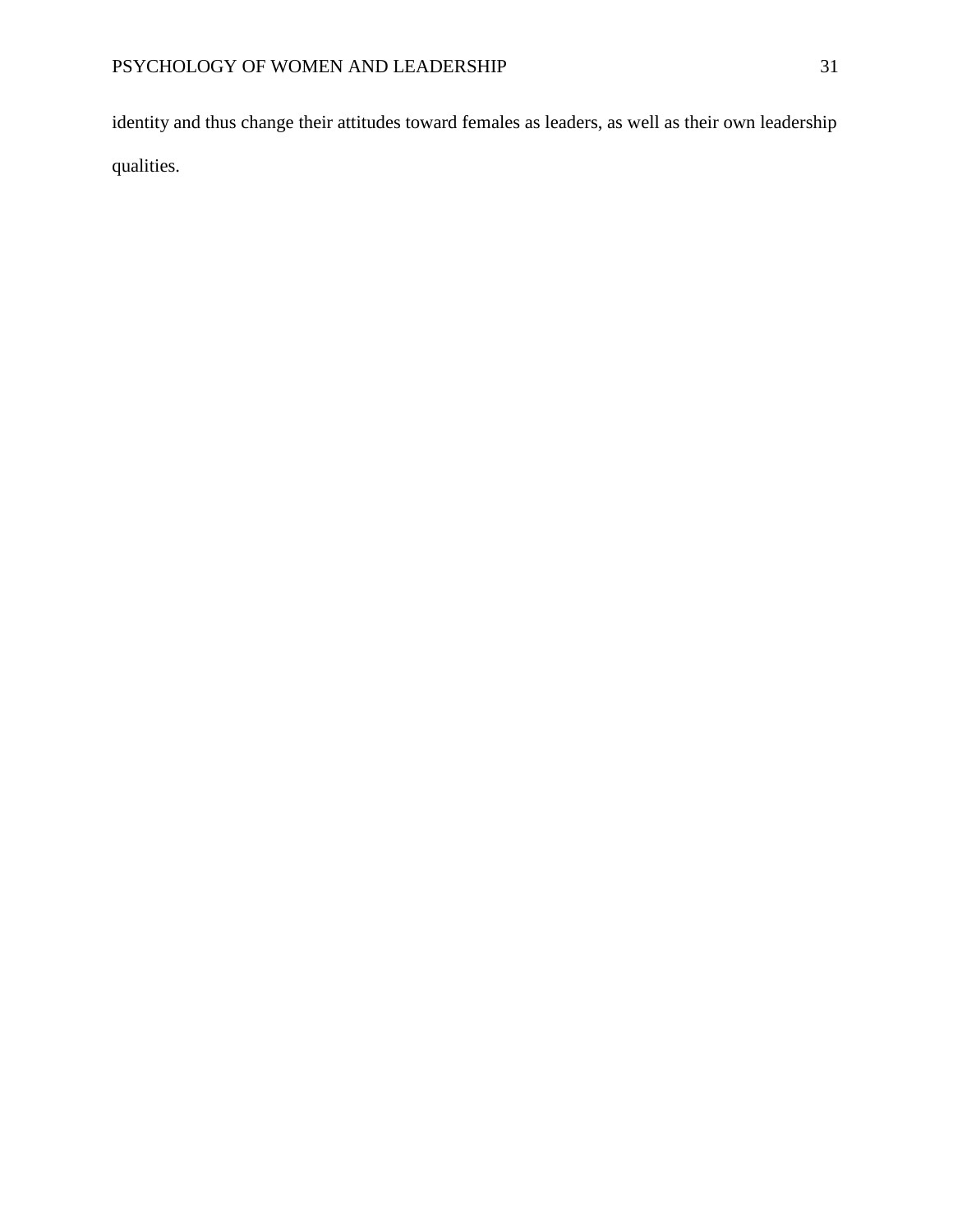identity and thus change their attitudes toward females as leaders, as well as their own leadership qualities.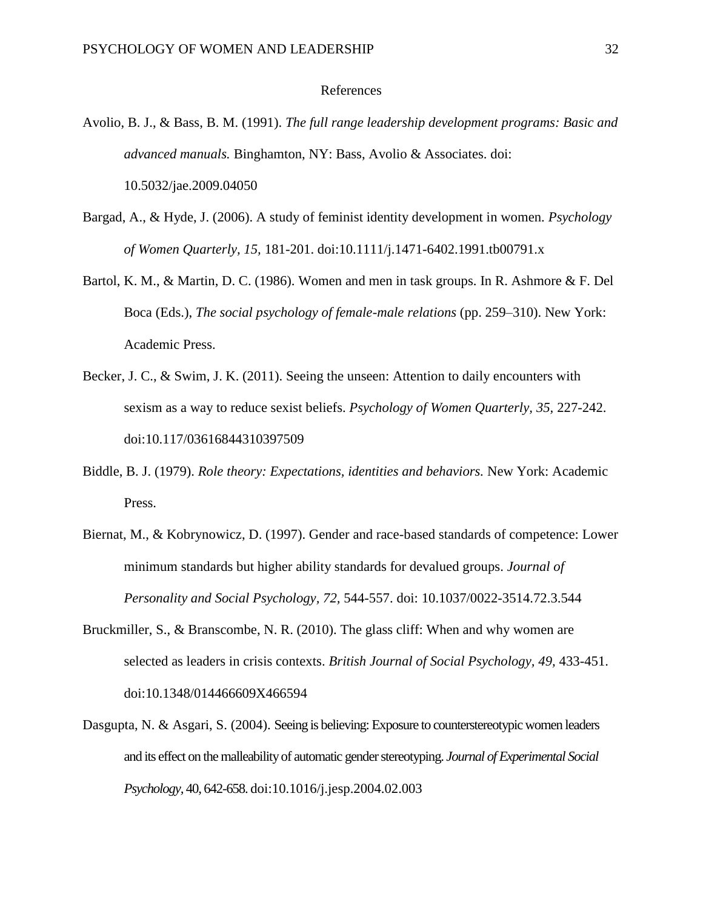# References

Avolio, B. J., & Bass, B. M. (1991). *The full range leadership development programs: Basic and advanced manuals.* Binghamton, NY: Bass, Avolio & Associates. doi: 10.5032/jae.2009.04050

Bargad, A., & Hyde, J. (2006). A study of feminist identity development in women. *Psychology of Women Quarterly, 15,* 181-201. doi:10.1111/j.1471-6402.1991.tb00791.x

Bartol, K. M., & Martin, D. C. (1986). Women and men in task groups. In R. Ashmore & F. Del Boca (Eds.), *The social psychology of female-male relations* (pp. 259–310). New York: Academic Press.

Becker, J. C., & Swim, J. K. (2011). Seeing the unseen: Attention to daily encounters with sexism as a way to reduce sexist beliefs. *Psychology of Women Quarterly, 35,* 227-242. doi:10.117/03616844310397509

Biddle, B. J. (1979). *Role theory: Expectations, identities and behaviors.* New York: Academic Press.

Biernat, M., & Kobrynowicz, D. (1997). Gender and race-based standards of competence: Lower minimum standards but higher ability standards for devalued groups. *Journal of Personality and Social Psychology, 72,* 544-557. doi: 10.1037/0022-3514.72.3.544

Bruckmiller, S., & Branscombe, N. R. (2010). The glass cliff: When and why women are selected as leaders in crisis contexts. *British Journal of Social Psychology, 49,* 433-451. doi:10.1348/014466609X466594

Dasgupta, N. & Asgari, S. (2004). Seeing is believing: Exposure to counterstereotypic women leaders and its effect on the malleability of automatic gender stereotyping. *Journal of Experimental Social Psychology,* 40, 642-658. doi:10.1016/j.jesp.2004.02.003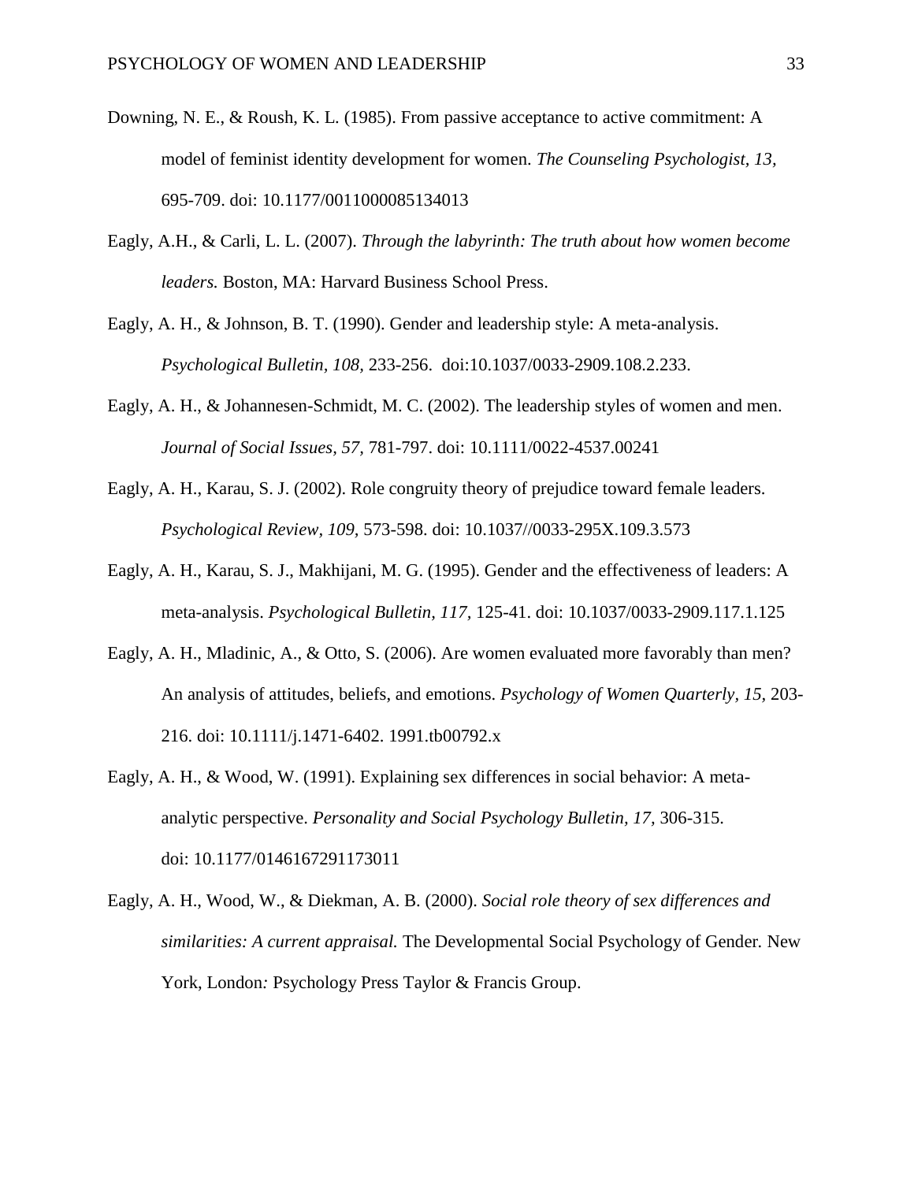Downing, N. E., & Roush, K. L. (1985). From passive acceptance to active commitment: A model of feminist identity development for women. *The Counseling Psychologist, 13,* 695-709. doi: 10.1177/0011000085134013

Eagly, A.H., & Carli, L. L. (2007). *Through the labyrinth: The truth about how women become leaders.* Boston, MA: Harvard Business School Press.

Eagly, A. H., & Johnson, B. T. (1990). Gender and leadership style: A meta-analysis. *Psychological Bulletin, 108,* 233-256. doi:10.1037/0033-2909.108.2.233.

Eagly, A. H., & Johannesen-Schmidt, M. C. (2002). The leadership styles of women and men. *Journal of Social Issues, 57,* 781-797. doi: 10.1111/0022-4537.00241

Eagly, A. H., Karau, S. J. (2002). Role congruity theory of prejudice toward female leaders. *Psychological Review, 109,* 573-598. doi: 10.1037//0033-295X.109.3.573

Eagly, A. H., Karau, S. J., Makhijani, M. G. (1995). Gender and the effectiveness of leaders: A meta-analysis. *Psychological Bulletin, 117,* 125-41. doi: 10.1037/0033-2909.117.1.125

Eagly, A. H., Mladinic, A., & Otto, S. (2006). Are women evaluated more favorably than men? An analysis of attitudes, beliefs, and emotions. *Psychology of Women Quarterly, 15,* 203-216. doi: 10.1111/j.1471-6402. 1991.tb00792.x

Eagly, A. H., & Wood, W. (1991). Explaining sex differences in social behavior: A meta-analytic perspective. *Personality and Social Psychology Bulletin, 17,* 306-315. doi: 10.1177/0146167291173011

Eagly, A. H., Wood, W., & Diekman, A. B. (2000). *Social role theory of sex differences and similarities: A current appraisal.* The Developmental Social Psychology of Gender. New York, London: Psychology Press Taylor & Francis Group.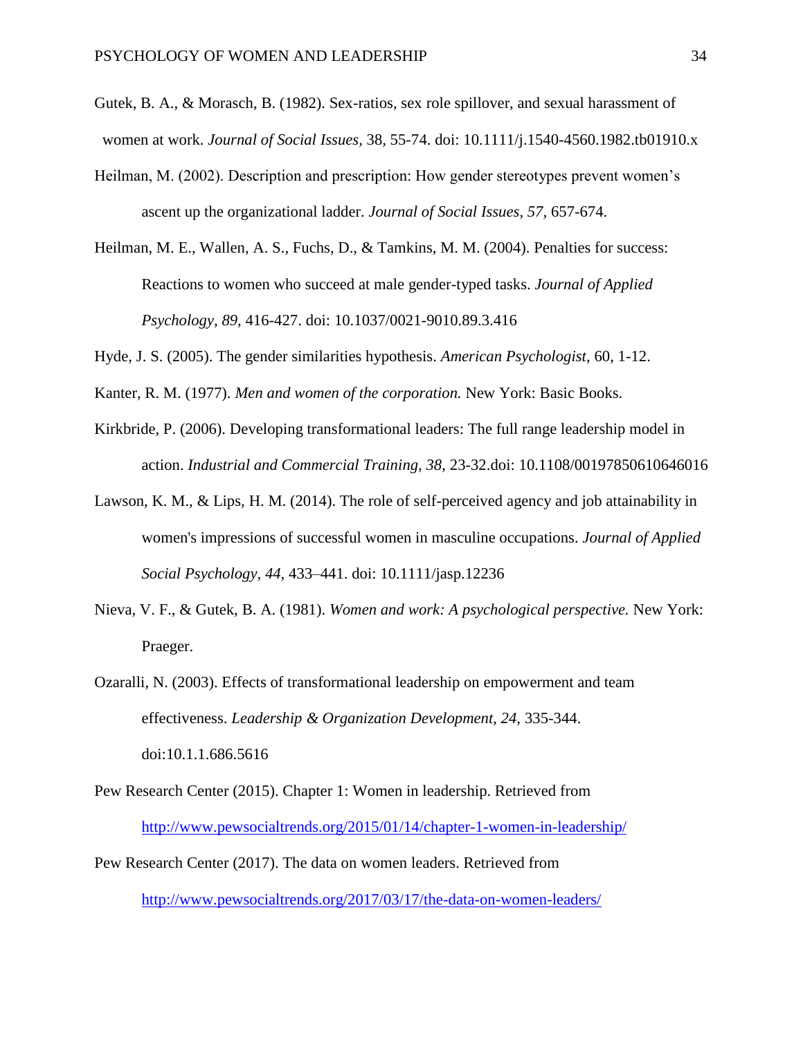Gutek, B. A., & Morasch, B. (1982). Sex-ratios, sex role spillover, and sexual harassment of women at work. *Journal of Social Issues,* 38, 55-74. doi: 10.1111/j.1540-4560.1982.tb01910.x

Heilman, M. (2002). Description and prescription: How gender stereotypes prevent women's ascent up the organizational ladder. *Journal of Social Issues, 57,* 657-674.

Heilman, M. E., Wallen, A. S., Fuchs, D., & Tamkins, M. M. (2004). Penalties for success: Reactions to women who succeed at male gender-typed tasks. *Journal of Applied Psychology, 89*, 416-427. doi: 10.1037/0021-9010.89.3.416

Hyde, J. S. (2005). The gender similarities hypothesis. *American Psychologist*, 60, 1-12.

Kanter, R. M. (1977). *Men and women of the corporation.* New York: Basic Books.

Kirkbride, P. (2006). Developing transformational leaders: The full range leadership model in action. *Industrial and Commercial Training, 38,* 23-32.doi: 10.1108/00197850610646016

Lawson, K. M., & Lips, H. M. (2014). The role of self-perceived agency and job attainability in women's impressions of successful women in masculine occupations. *Journal of Applied Social Psychology, 44,* 433–441. doi: 10.1111/jasp.12236

Nieva, V. F., & Gutek, B. A. (1981). *Women and work: A psychological perspective.* New York: Praeger.

Ozaralli, N. (2003). Effects of transformational leadership on empowerment and team effectiveness. *Leadership & Organization Development, 24,* 335-344. doi:10.1.1.686.5616

Pew Research Center (2015). Chapter 1: Women in leadership. Retrieved from http://www.pewsocialtrends.org/2015/01/14/chapter-1-women-in-leadership/

Pew Research Center (2017). The data on women leaders. Retrieved from http://www.pewsocialtrends.org/2017/03/17/the-data-on-women-leaders/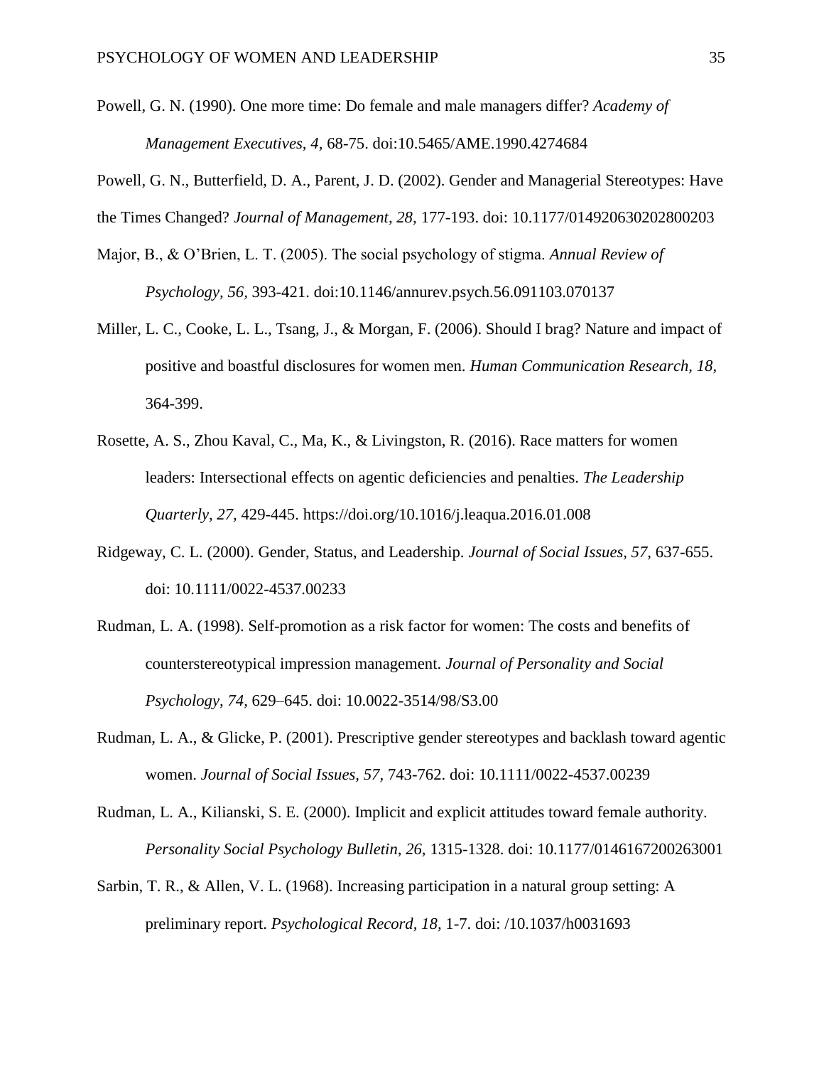Powell, G. N. (1990). One more time: Do female and male managers differ? *Academy of Management Executives, 4,* 68-75. doi:10.5465/AME.1990.4274684

Powell, G. N., Butterfield, D. A., Parent, J. D. (2002). Gender and Managerial Stereotypes: Have the Times Changed? *Journal of Management, 28,* 177-193. doi: 10.1177/014920630202800203

Major, B., & O'Brien, L. T. (2005). The social psychology of stigma. *Annual Review of Psychology, 56,* 393-421. doi:10.1146/annurev.psych.56.091103.070137

Miller, L. C., Cooke, L. L., Tsang, J., & Morgan, F. (2006). Should I brag? Nature and impact of positive and boastful disclosures for women men. *Human Communication Research, 18,* 364-399.

Rosette, A. S., Zhou Kaval, C., Ma, K., & Livingston, R. (2016). Race matters for women leaders: Intersectional effects on agentic deficiencies and penalties. *The Leadership Quarterly, 27,* 429-445. https://doi.org/10.1016/j.leaqua.2016.01.008

Ridgeway, C. L. (2000). Gender, Status, and Leadership. *Journal of Social Issues, 57,* 637-655. doi: 10.1111/0022-4537.00233

Rudman, L. A. (1998). Self-promotion as a risk factor for women: The costs and benefits of counterstereotypical impression management. *Journal of Personality and Social Psychology, 74,* 629–645. doi: 10.0022-3514/98/S3.00

Rudman, L. A., & Glicke, P. (2001). Prescriptive gender stereotypes and backlash toward agentic women. *Journal of Social Issues, 57,* 743-762. doi: 10.1111/0022-4537.00239

Rudman, L. A., Kilianski, S. E. (2000). Implicit and explicit attitudes toward female authority. *Personality Social Psychology Bulletin, 26,* 1315-1328. doi: 10.1177/0146167200263001

Sarbin, T. R., & Allen, V. L. (1968). Increasing participation in a natural group setting: A preliminary report. *Psychological Record, 18,* 1-7. doi: /10.1037/h0031693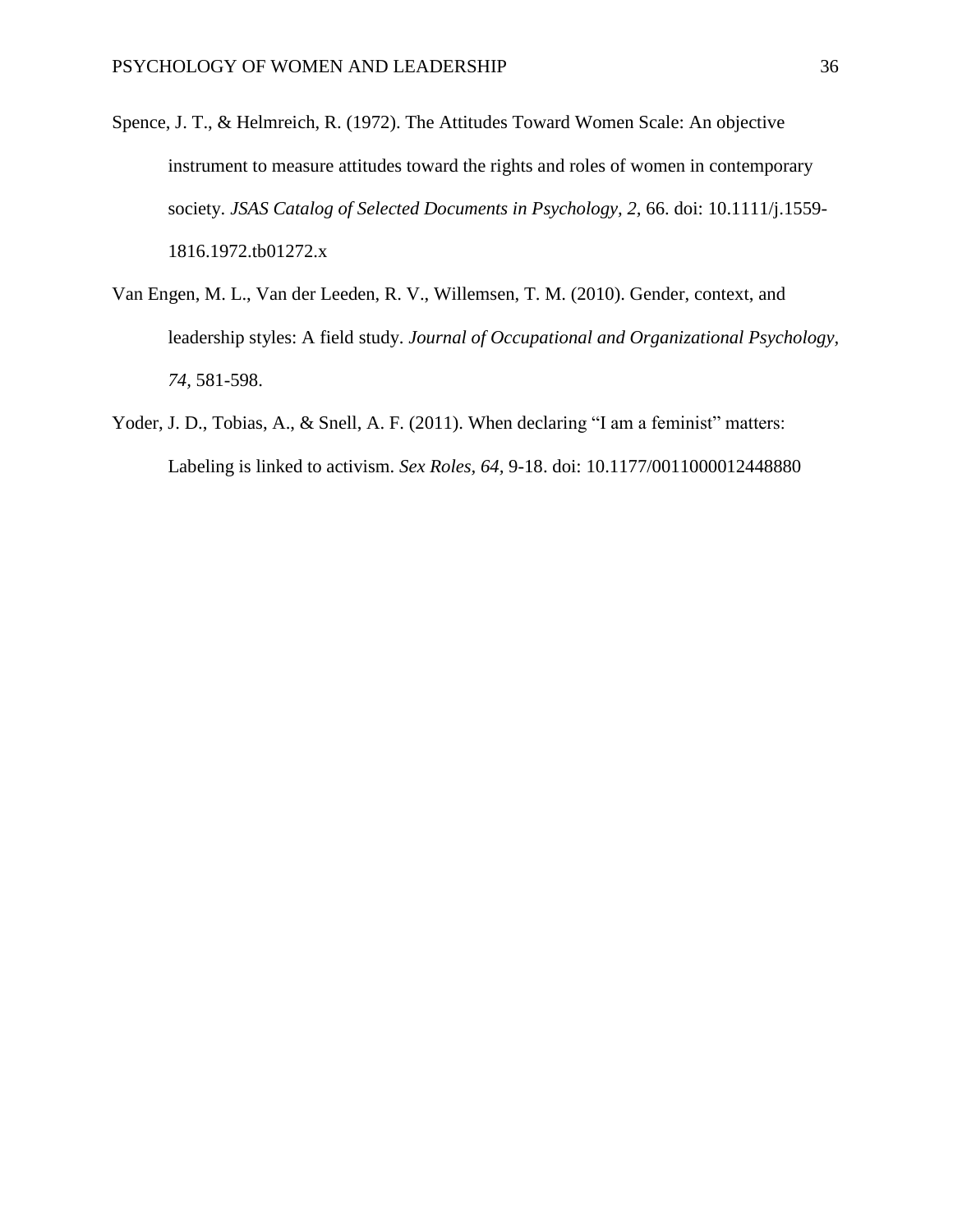Spence, J. T., & Helmreich, R. (1972). The Attitudes Toward Women Scale: An objective instrument to measure attitudes toward the rights and roles of women in contemporary society. *JSAS Catalog of Selected Documents in Psychology, 2,* 66. doi: 10.1111/j.1559-1816.1972.tb01272.x

Van Engen, M. L., Van der Leeden, R. V., Willemsen, T. M. (2010). Gender, context, and leadership styles: A field study. *Journal of Occupational and Organizational Psychology, 74,* 581-598.

Yoder, J. D., Tobias, A., & Snell, A. F. (2011). When declaring "I am a feminist" matters: Labeling is linked to activism. *Sex Roles, 64,* 9-18. doi: 10.1177/0011000012448880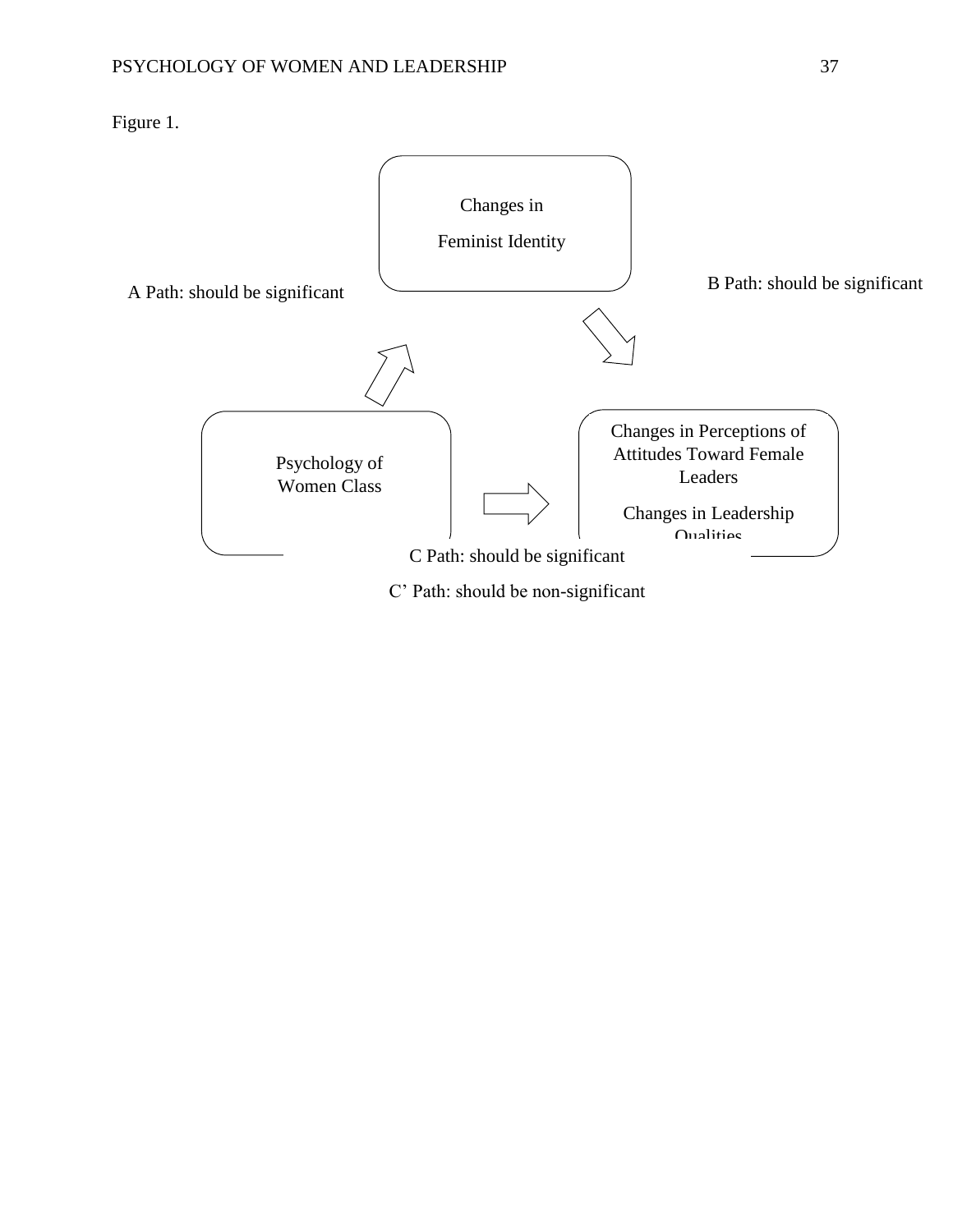Figure 1.

Changes in

Feminist Identity

A Path: should be significant

B Path: should be significant

Psychology of Women Class

Changes in Perceptions of Attitudes Toward Female Leaders

Changes in Leadership Qualities

C Path: should be significant

C' Path: should be non-significant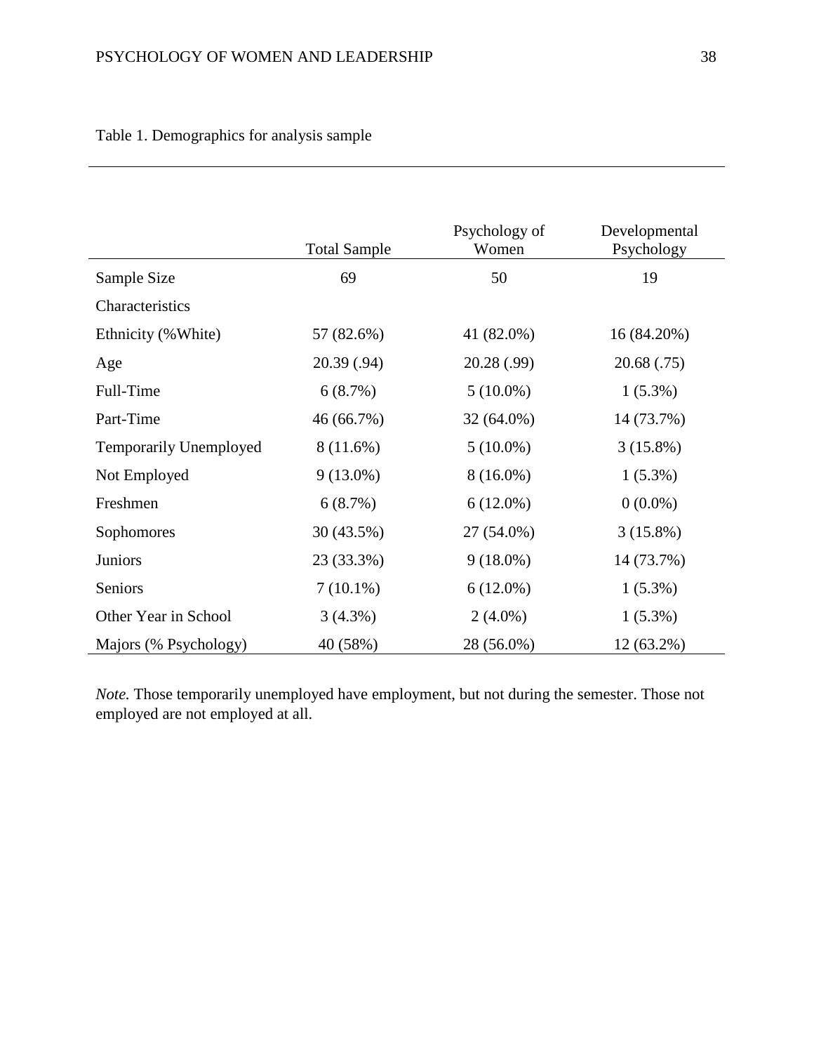Table 1. Demographics for analysis sample

| | Total Sample | Psychology of Women | Developmental Psychology |
|---|---|---|---|
| Sample Size | 69 | 50 | 19 |
| Characteristics | | | |
| Ethnicity (%White) | 57 (82.6%) | 41 (82.0%) | 16 (84.20%) |
| Age | 20.39 (.94) | 20.28 (.99) | 20.68 (.75) |
| Full-Time | 6 (8.7%) | 5 (10.0%) | 1 (5.3%) |
| Part-Time | 46 (66.7%) | 32 (64.0%) | 14 (73.7%) |
| Temporarily Unemployed | 8 (11.6%) | 5 (10.0%) | 3 (15.8%) |
| Not Employed | 9 (13.0%) | 8 (16.0%) | 1 (5.3%) |
| Freshmen | 6 (8.7%) | 6 (12.0%) | 0 (0.0%) |
| Sophomores | 30 (43.5%) | 27 (54.0%) | 3 (15.8%) |
| Juniors | 23 (33.3%) | 9 (18.0%) | 14 (73.7%) |
| Seniors | 7 (10.1%) | 6 (12.0%) | 1 (5.3%) |
| Other Year in School | 3 (4.3%) | 2 (4.0%) | 1 (5.3%) |
| Majors (% Psychology) | 40 (58%) | 28 (56.0%) | 12 (63.2%) |

*Note.* Those temporarily unemployed have employment, but not during the semester. Those not employed are not employed at all.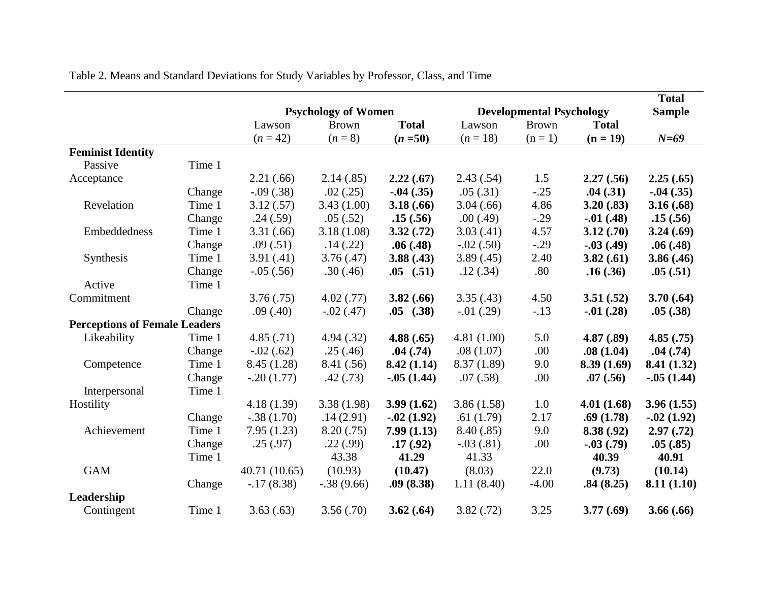Table 2. Means and Standard Deviations for Study Variables by Professor, Class, and Time

| | | Psychology of Women | | | Developmental Psychology | | | Total Sample |
|---|---|---|---|---|---|---|---|---|
| | | Lawson | Brown | **Total** | Lawson | Brown | **Total** | |
| | | (*n* = 42) | (*n* = 8) | **(*n* =50)** | (*n* = 18) | (n = 1) | **(n = 19)** | ***N=69*** |
| **Feminist Identity** | | | | | | | | |
| Passive Acceptance | Time 1 | 2.21 (.66) | 2.14 (.85) | **2.22 (.67)** | 2.43 (.54) | 1.5 | **2.27 (.56)** | **2.25 (.65)** |
| | Change | -.09 (.38) | .02 (.25) | **-.04 (.35)** | .05 (.31) | -.25 | **.04 (.31)** | **-.04 (.35)** |
| Revelation | Time 1 | 3.12 (.57) | 3.43 (1.00) | **3.18 (.66)** | 3.04 (.66) | 4.86 | **3.20 (.83)** | **3.16 (.68)** |
| | Change | .24 (.59) | .05 (.52) | **.15 (.56)** | .00 (.49) | -.29 | **-.01 (.48)** | **.15 (.56)** |
| Embeddedness | Time 1 | 3.31 (.66) | 3.18 (1.08) | **3.32 (.72)** | 3.03 (.41) | 4.57 | **3.12 (.70)** | **3.24 (.69)** |
| | Change | .09 (.51) | .14 (.22) | **.06 (.48)** | -.02 (.50) | -.29 | **-.03 (.49)** | **.06 (.48)** |
| Synthesis | Time 1 | 3.91 (.41) | 3.76 (.47) | **3.88 (.43)** | 3.89 (.45) | 2.40 | **3.82 (.61)** | **3.86 (.46)** |
| | Change | -.05 (.56) | .30 (.46) | **.05 (.51)** | .12 (.34) | .80 | **.16 (.36)** | **.05 (.51)** |
| Active Commitment | Time 1 | 3.76 (.75) | 4.02 (.77) | **3.82 (.66)** | 3.35 (.43) | 4.50 | **3.51 (.52)** | **3.70 (.64)** |
| | Change | .09 (.40) | -.02 (.47) | **.05 (.38)** | -.01 (.29) | -.13 | **-.01 (.28)** | **.05 (.38)** |
| **Perceptions of Female Leaders** | | | | | | | | |
| Likeability | Time 1 | 4.85 (.71) | 4.94 (.32) | **4.88 (.65)** | 4.81 (1.00) | 5.0 | **4.87 (.89)** | **4.85 (.75)** |
| | Change | -.02 (.62) | .25 (.46) | **.04 (.74)** | .08 (1.07) | .00 | **.08 (1.04)** | **.04 (.74)** |
| Competence | Time 1 | 8.45 (1.28) | 8.41 (.56) | **8.42 (1.14)** | 8.37 (1.89) | 9.0 | **8.39 (1.69)** | **8.41 (1.32)** |
| | Change | -.20 (1.77) | .42 (.73) | **-.05 (1.44)** | .07 (.58) | .00 | **.07 (.56)** | **-.05 (1.44)** |
| Interpersonal Hostility | Time 1 | 4.18 (1.39) | 3.38 (1.98) | **3.99 (1.62)** | 3.86 (1.58) | 1.0 | **4.01 (1.68)** | **3.96 (1.55)** |
| | Change | -.38 (1.70) | .14 (2.91) | **-.02 (1.92)** | .61 (1.79) | 2.17 | **.69 (1.78)** | **-.02 (1.92)** |
| Achievement | Time 1 | 7.95 (1.23) | 8.20 (.75) | **7.99 (1.13)** | 8.40 (.85) | 9.0 | **8.38 (.92)** | **2.97 (.72)** |
| | Change | .25 (.97) | .22 (.99) | **.17 (.92)** | -.03 (.81) | .00 | **-.03 (.79)** | **.05 (.85)** |
| GAM | Time 1 | 40.71 (10.65) | 43.38 (10.93) | **41.29 (10.47)** | 41.33 (8.03) | 22.0 | **40.39 (9.73)** | **40.91 (10.14)** |
| | Change | -.17 (8.38) | -.38 (9.66) | **.09 (8.38)** | 1.11 (8.40) | -4.00 | **.84 (8.25)** | **8.11 (1.10)** |
| **Leadership** | | | | | | | | |
| Contingent | Time 1 | 3.63 (.63) | 3.56 (.70) | **3.62 (.64)** | 3.82 (.72) | 3.25 | **3.77 (.69)** | **3.66 (.66)** |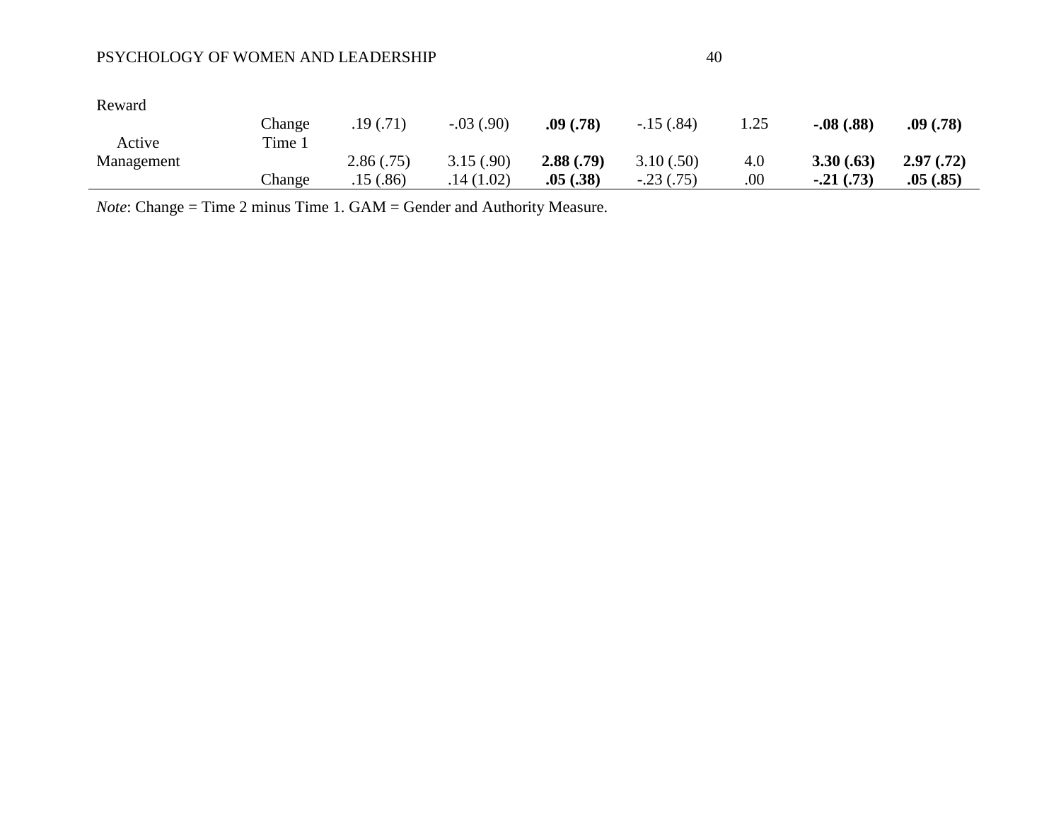| | | | | | | | | |
|---|---|---|---|---|---|---|---|---|
| Reward | Change | .19 (.71) | -.03 (.90) | **.09 (.78)** | -.15 (.84) | 1.25 | **-.08 (.88)** | **.09 (.78)** |
| Active Management | Time 1 | 2.86 (.75) | 3.15 (.90) | **2.88 (.79)** | 3.10 (.50) | 4.0 | **3.30 (.63)** | **2.97 (.72)** |
| | Change | .15 (.86) | .14 (1.02) | **.05 (.38)** | -.23 (.75) | .00 | **-.21 (.73)** | **.05 (.85)** |

*Note*: Change = Time 2 minus Time 1. GAM = Gender and Authority Measure.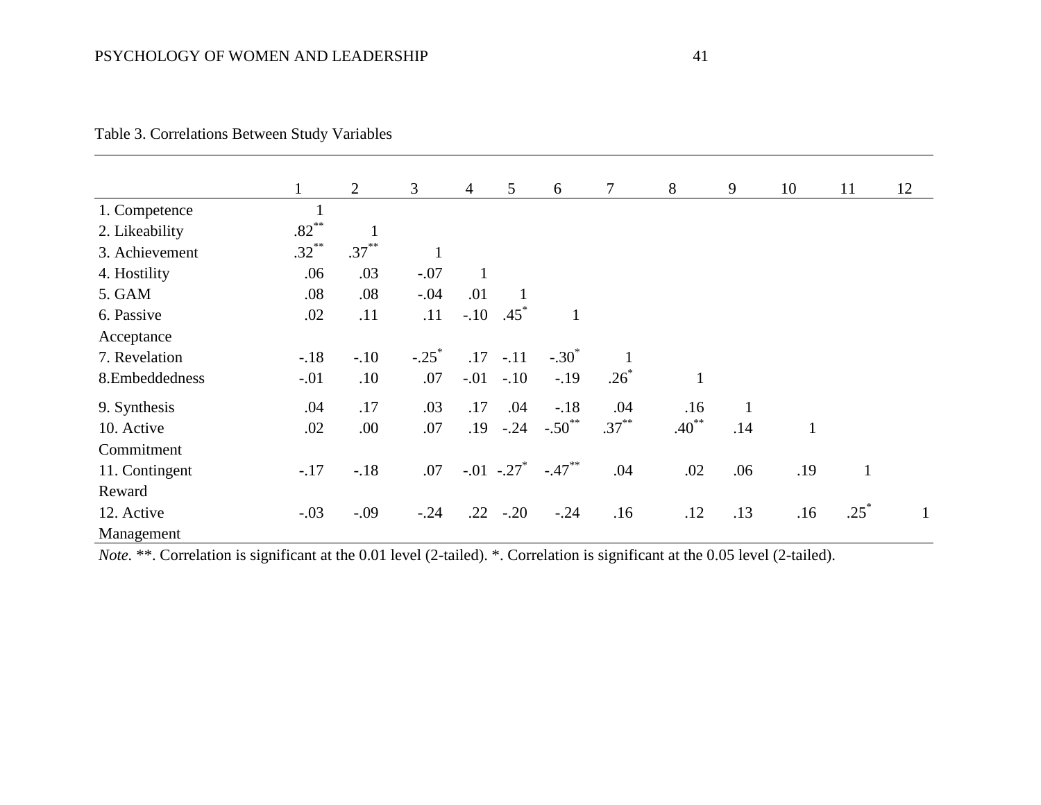Table 3. Correlations Between Study Variables

| | 1 | 2 | 3 | 4 | 5 | 6 | 7 | 8 | 9 | 10 | 11 | 12 |
|---|---|---|---|---|---|---|---|---|---|---|---|---|
| 1. Competence | 1 | | | | | | | | | | | |
| 2. Likeability | .82** | 1 | | | | | | | | | | |
| 3. Achievement | .32** | .37** | 1 | | | | | | | | | |
| 4. Hostility | .06 | .03 | -.07 | 1 | | | | | | | | |
| 5. GAM | .08 | .08 | -.04 | .01 | 1 | | | | | | | |
| 6. Passive Acceptance | .02 | .11 | .11 | -.10 | .45* | 1 | | | | | | |
| 7. Revelation | -.18 | -.10 | -.25* | .17 | -.11 | -.30* | 1 | | | | | |
| 8.Embeddedness | -.01 | .10 | .07 | -.01 | -.10 | -.19 | .26* | 1 | | | | |
| 9. Synthesis | .04 | .17 | .03 | .17 | .04 | -.18 | .04 | .16 | 1 | | | |
| 10. Active Commitment | .02 | .00 | .07 | .19 | -.24 | -.50** | .37** | .40** | .14 | 1 | | |
| 11. Contingent Reward | -.17 | -.18 | .07 | -.01 | -.27* | -.47** | .04 | .02 | .06 | .19 | 1 | |
| 12. Active Management | -.03 | -.09 | -.24 | .22 | -.20 | -.24 | .16 | .12 | .13 | .16 | .25* | 1 |

*Note.* **. Correlation is significant at the 0.01 level (2-tailed). *. Correlation is significant at the 0.05 level (2-tailed).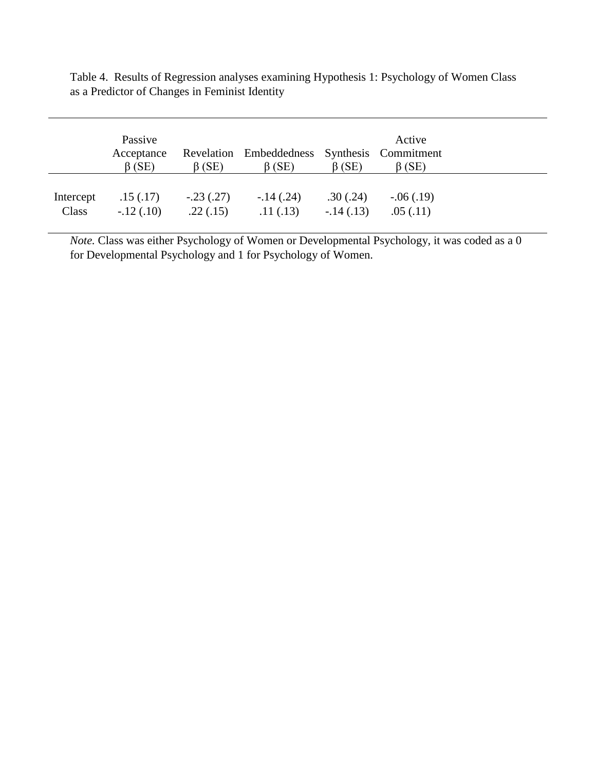Table 4. Results of Regression analyses examining Hypothesis 1: Psychology of Women Class as a Predictor of Changes in Feminist Identity

| | Passive Acceptance β (SE) | Revelation β (SE) | Embeddedness β (SE) | Synthesis β (SE) | Active Commitment β (SE) |
|---|---|---|---|---|---|
| Intercept | .15 (.17) | -.23 (.27) | -.14 (.24) | .30 (.24) | -.06 (.19) |
| Class | -.12 (.10) | .22 (.15) | .11 (.13) | -.14 (.13) | .05 (.11) |

*Note.* Class was either Psychology of Women or Developmental Psychology, it was coded as a 0 for Developmental Psychology and 1 for Psychology of Women.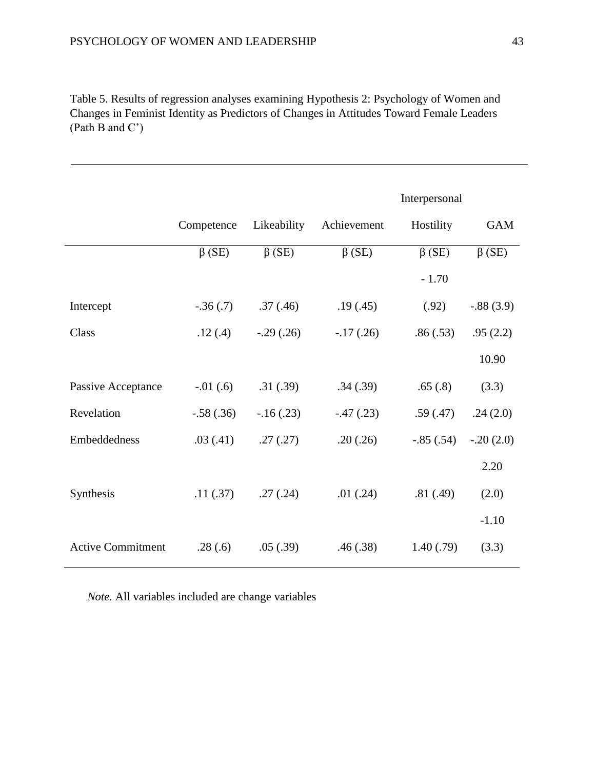Table 5. Results of regression analyses examining Hypothesis 2: Psychology of Women and Changes in Feminist Identity as Predictors of Changes in Attitudes Toward Female Leaders (Path B and C')

| | Competence | Likeability | Achievement | Interpersonal Hostility | GAM |
|---|---|---|---|---|---|
| | β (SE) | β (SE) | β (SE) | β (SE) | β (SE) |
| Intercept | -.36 (.7) | .37 (.46) | .19 (.45) | - 1.70 (.92) | -.88 (3.9) |
| Class | .12 (.4) | -.29 (.26) | -.17 (.26) | .86 (.53) | .95 (2.2) |
| Passive Acceptance | -.01 (.6) | .31 (.39) | .34 (.39) | .65 (.8) | 10.90 (3.3) |
| Revelation | -.58 (.36) | -.16 (.23) | -.47 (.23) | .59 (.47) | .24 (2.0) |
| Embeddedness | .03 (.41) | .27 (.27) | .20 (.26) | -.85 (.54) | -.20 (2.0) |
| Synthesis | .11 (.37) | .27 (.24) | .01 (.24) | .81 (.49) | 2.20 (2.0) |
| Active Commitment | .28 (.6) | .05 (.39) | .46 (.38) | 1.40 (.79) | -1.10 (3.3) |

*Note.* All variables included are change variables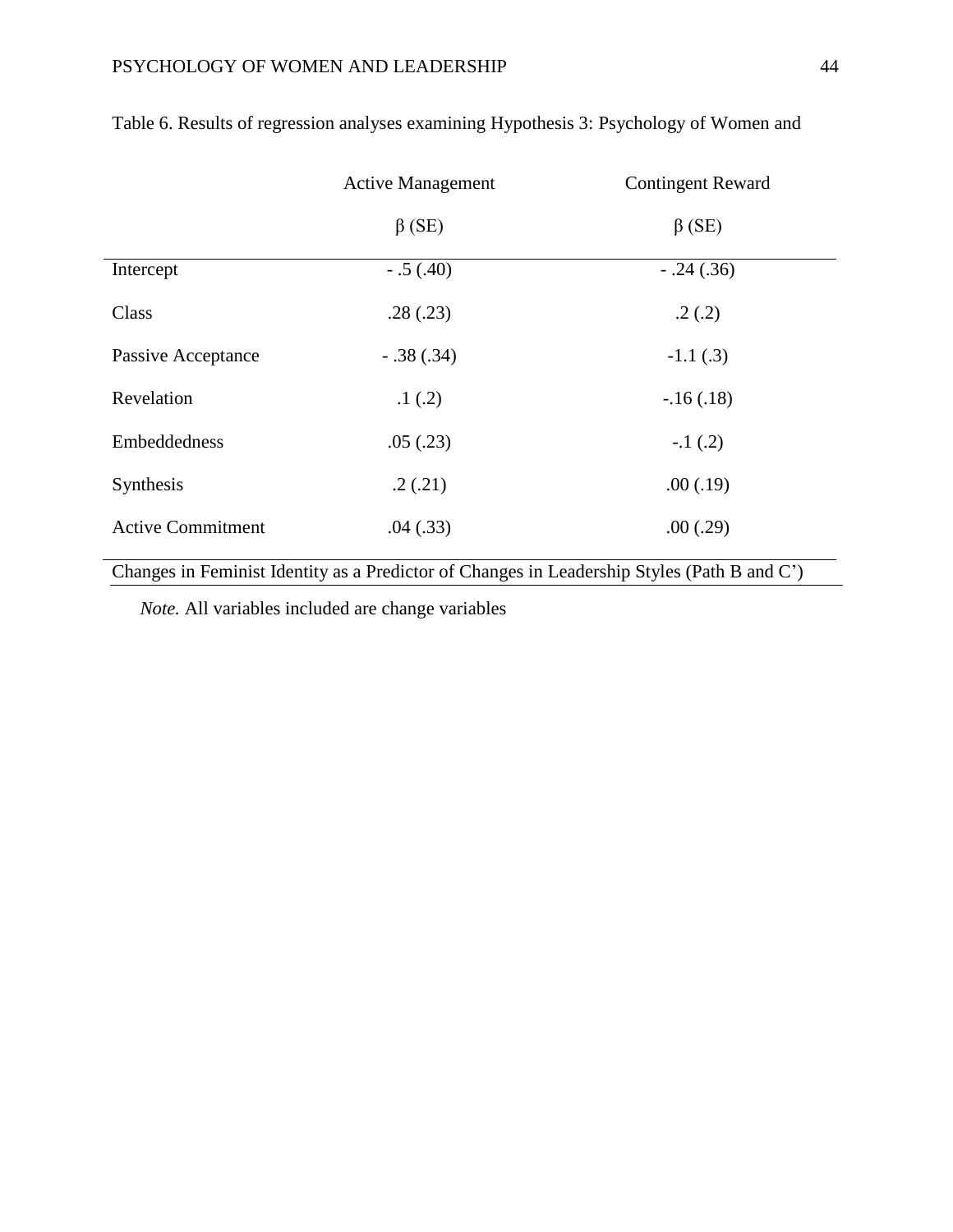Table 6. Results of regression analyses examining Hypothesis 3: Psychology of Women and Changes in Feminist Identity as a Predictor of Changes in Leadership Styles (Path B and C')

| | Active Management | Contingent Reward |
|---|---|---|
| | β (SE) | β (SE) |
| Intercept | - .5 (.40) | - .24 (.36) |
| Class | .28 (.23) | .2 (.2) |
| Passive Acceptance | - .38 (.34) | -1.1 (.3) |
| Revelation | .1 (.2) | -.16 (.18) |
| Embeddedness | .05 (.23) | -.1 (.2) |
| Synthesis | .2 (.21) | .00 (.19) |
| Active Commitment | .04 (.33) | .00 (.29) |

*Note.* All variables included are change variables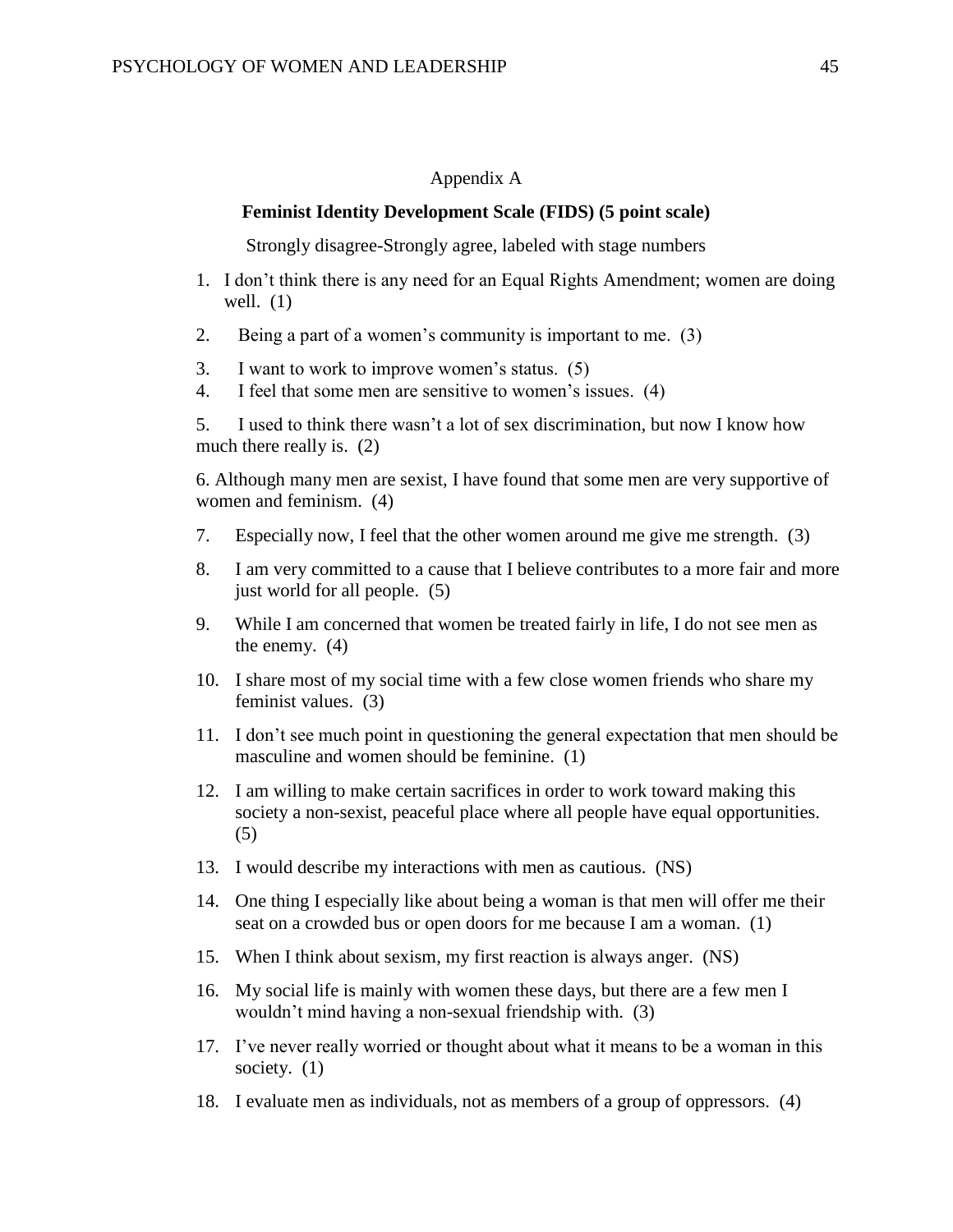Appendix A

**Feminist Identity Development Scale (FIDS) (5 point scale)**

Strongly disagree-Strongly agree, labeled with stage numbers

1. I don't think there is any need for an Equal Rights Amendment; women are doing well. (1)
2. Being a part of a women's community is important to me. (3)
3. I want to work to improve women's status. (5)
4. I feel that some men are sensitive to women's issues. (4)
5. I used to think there wasn't a lot of sex discrimination, but now I know how much there really is. (2)
6. Although many men are sexist, I have found that some men are very supportive of women and feminism. (4)
7. Especially now, I feel that the other women around me give me strength. (3)
8. I am very committed to a cause that I believe contributes to a more fair and more just world for all people. (5)
9. While I am concerned that women be treated fairly in life, I do not see men as the enemy. (4)
10. I share most of my social time with a few close women friends who share my feminist values. (3)
11. I don't see much point in questioning the general expectation that men should be masculine and women should be feminine. (1)
12. I am willing to make certain sacrifices in order to work toward making this society a non-sexist, peaceful place where all people have equal opportunities. (5)
13. I would describe my interactions with men as cautious. (NS)
14. One thing I especially like about being a woman is that men will offer me their seat on a crowded bus or open doors for me because I am a woman. (1)
15. When I think about sexism, my first reaction is always anger. (NS)
16. My social life is mainly with women these days, but there are a few men I wouldn't mind having a non-sexual friendship with. (3)
17. I've never really worried or thought about what it means to be a woman in this society. (1)
18. I evaluate men as individuals, not as members of a group of oppressors. (4)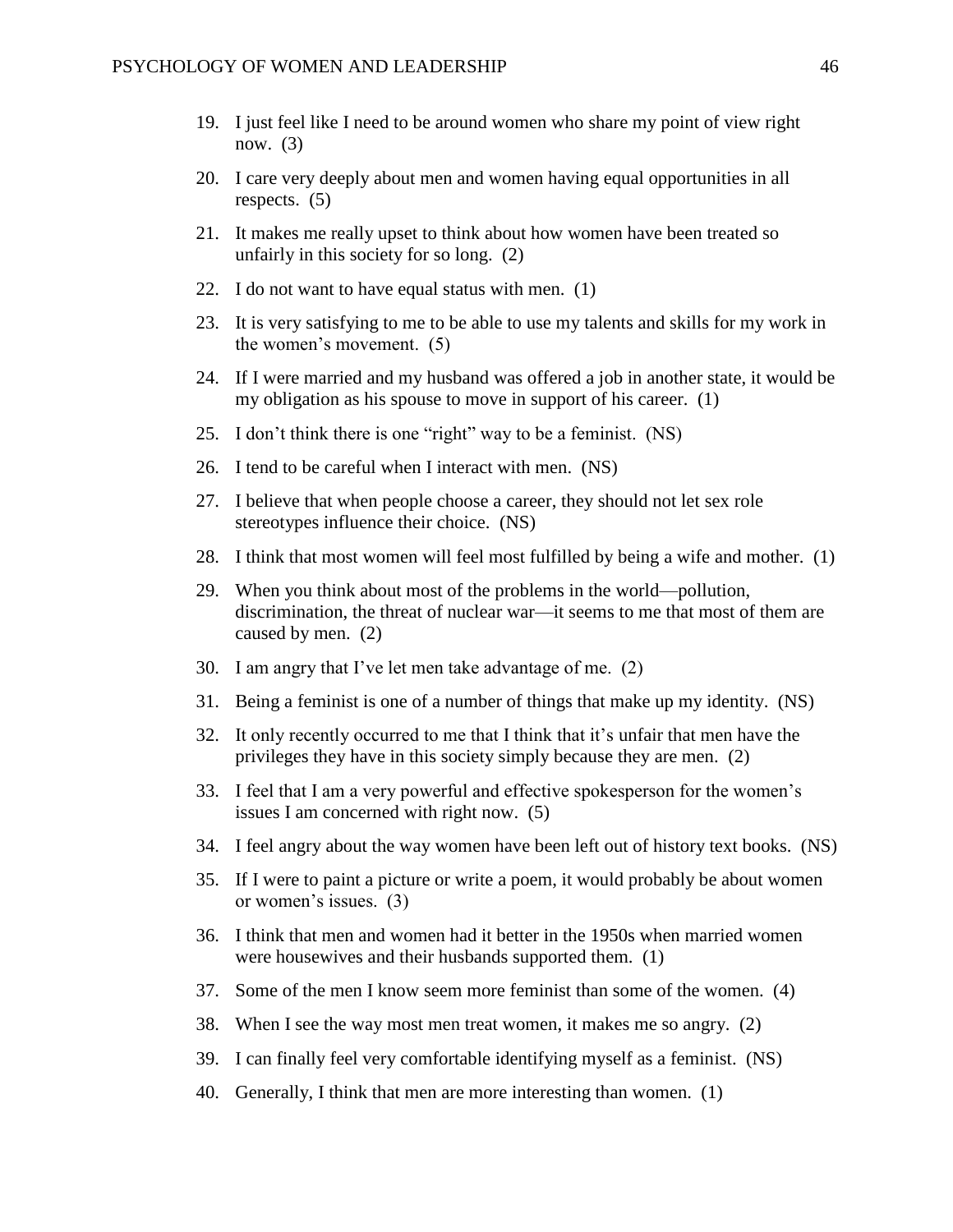19. I just feel like I need to be around women who share my point of view right now.  (3)
20. I care very deeply about men and women having equal opportunities in all respects.  (5)
21. It makes me really upset to think about how women have been treated so unfairly in this society for so long.  (2)
22. I do not want to have equal status with men.  (1)
23. It is very satisfying to me to be able to use my talents and skills for my work in the women's movement.  (5)
24. If I were married and my husband was offered a job in another state, it would be my obligation as his spouse to move in support of his career.  (1)
25. I don't think there is one "right" way to be a feminist.  (NS)
26. I tend to be careful when I interact with men.  (NS)
27. I believe that when people choose a career, they should not let sex role stereotypes influence their choice.  (NS)
28. I think that most women will feel most fulfilled by being a wife and mother.  (1)
29. When you think about most of the problems in the world—pollution, discrimination, the threat of nuclear war—it seems to me that most of them are caused by men.  (2)
30. I am angry that I've let men take advantage of me.  (2)
31. Being a feminist is one of a number of things that make up my identity.  (NS)
32. It only recently occurred to me that I think that it's unfair that men have the privileges they have in this society simply because they are men.  (2)
33. I feel that I am a very powerful and effective spokesperson for the women's issues I am concerned with right now.  (5)
34. I feel angry about the way women have been left out of history text books.  (NS)
35. If I were to paint a picture or write a poem, it would probably be about women or women's issues.  (3)
36. I think that men and women had it better in the 1950s when married women were housewives and their husbands supported them.  (1)
37. Some of the men I know seem more feminist than some of the women.  (4)
38. When I see the way most men treat women, it makes me so angry.  (2)
39. I can finally feel very comfortable identifying myself as a feminist.  (NS)
40. Generally, I think that men are more interesting than women.  (1)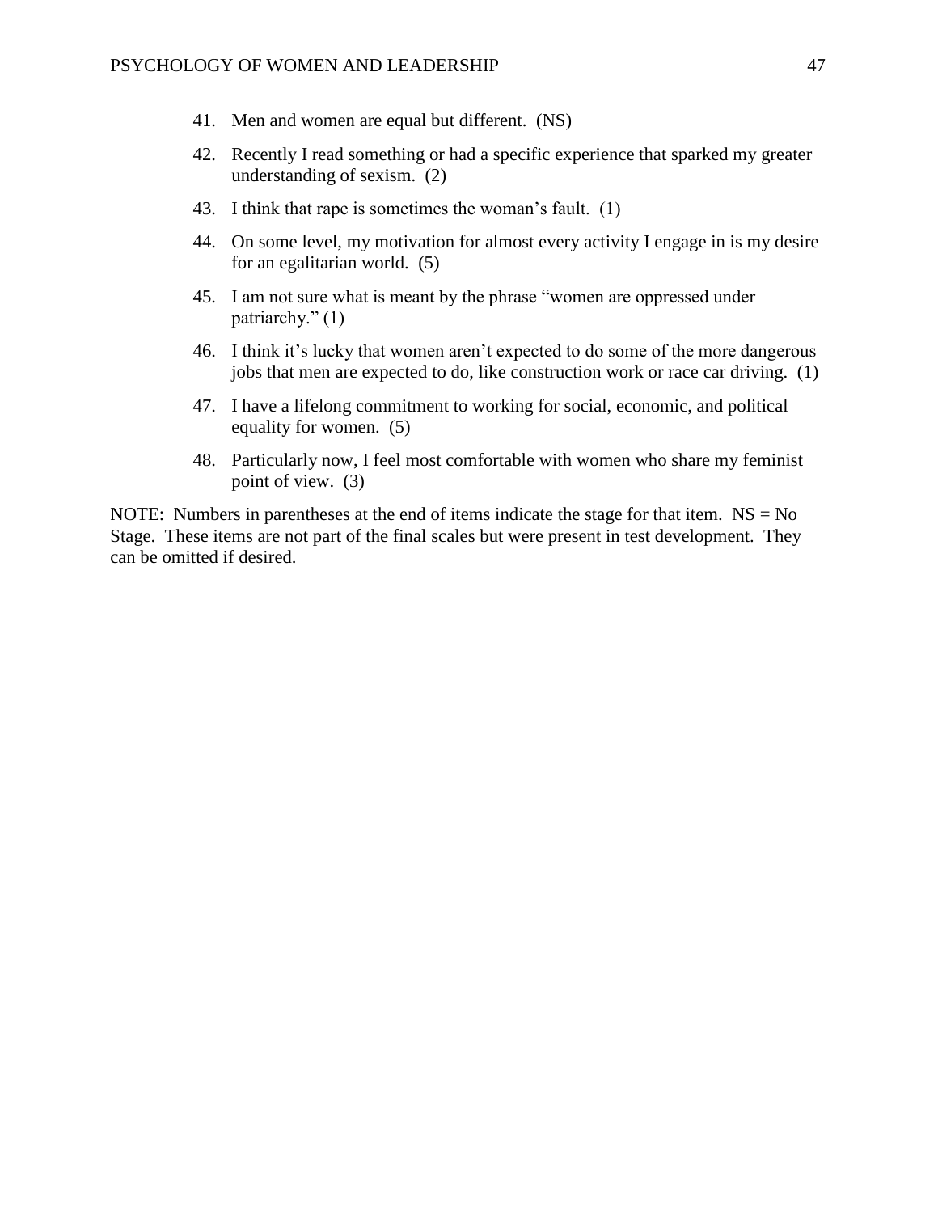41. Men and women are equal but different. (NS)
42. Recently I read something or had a specific experience that sparked my greater understanding of sexism. (2)
43. I think that rape is sometimes the woman's fault. (1)
44. On some level, my motivation for almost every activity I engage in is my desire for an egalitarian world. (5)
45. I am not sure what is meant by the phrase "women are oppressed under patriarchy." (1)
46. I think it's lucky that women aren't expected to do some of the more dangerous jobs that men are expected to do, like construction work or race car driving. (1)
47. I have a lifelong commitment to working for social, economic, and political equality for women. (5)
48. Particularly now, I feel most comfortable with women who share my feminist point of view. (3)

NOTE: Numbers in parentheses at the end of items indicate the stage for that item. NS = No Stage. These items are not part of the final scales but were present in test development. They can be omitted if desired.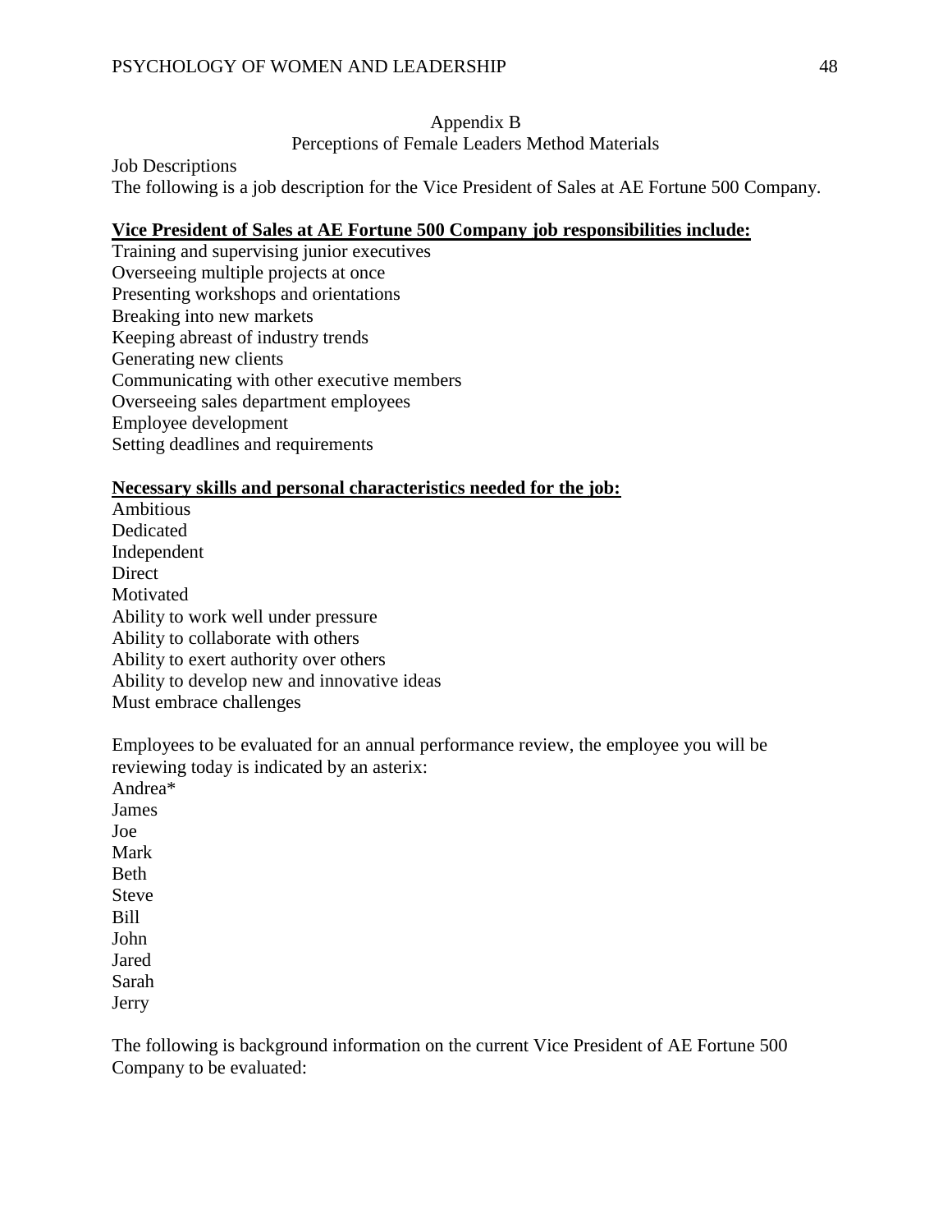Appendix B

Perceptions of Female Leaders Method Materials

Job Descriptions

The following is a job description for the Vice President of Sales at AE Fortune 500 Company.

**Vice President of Sales at AE Fortune 500 Company job responsibilities include:**

Training and supervising junior executives
Overseeing multiple projects at once
Presenting workshops and orientations
Breaking into new markets
Keeping abreast of industry trends
Generating new clients
Communicating with other executive members
Overseeing sales department employees
Employee development
Setting deadlines and requirements

**Necessary skills and personal characteristics needed for the job:**

Ambitious
Dedicated
Independent
Direct
Motivated
Ability to work well under pressure
Ability to collaborate with others
Ability to exert authority over others
Ability to develop new and innovative ideas
Must embrace challenges

Employees to be evaluated for an annual performance review, the employee you will be reviewing today is indicated by an asterix:

Andrea*
James
Joe
Mark
Beth
Steve
Bill
John
Jared
Sarah
Jerry

The following is background information on the current Vice President of AE Fortune 500 Company to be evaluated: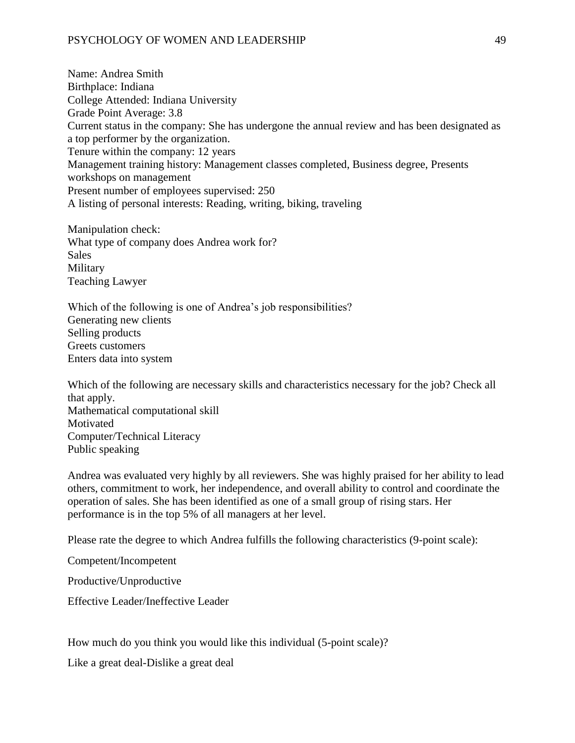Name: Andrea Smith
Birthplace: Indiana
College Attended: Indiana University
Grade Point Average: 3.8
Current status in the company: She has undergone the annual review and has been designated as a top performer by the organization.
Tenure within the company: 12 years
Management training history: Management classes completed, Business degree, Presents workshops on management
Present number of employees supervised: 250
A listing of personal interests: Reading, writing, biking, traveling

Manipulation check:
What type of company does Andrea work for?
Sales
Military
Teaching Lawyer

Which of the following is one of Andrea's job responsibilities?
Generating new clients
Selling products
Greets customers
Enters data into system

Which of the following are necessary skills and characteristics necessary for the job? Check all that apply.
Mathematical computational skill
Motivated
Computer/Technical Literacy
Public speaking

Andrea was evaluated very highly by all reviewers. She was highly praised for her ability to lead others, commitment to work, her independence, and overall ability to control and coordinate the operation of sales. She has been identified as one of a small group of rising stars. Her performance is in the top 5% of all managers at her level.

Please rate the degree to which Andrea fulfills the following characteristics (9-point scale):

Competent/Incompetent

Productive/Unproductive

Effective Leader/Ineffective Leader

How much do you think you would like this individual (5-point scale)?

Like a great deal-Dislike a great deal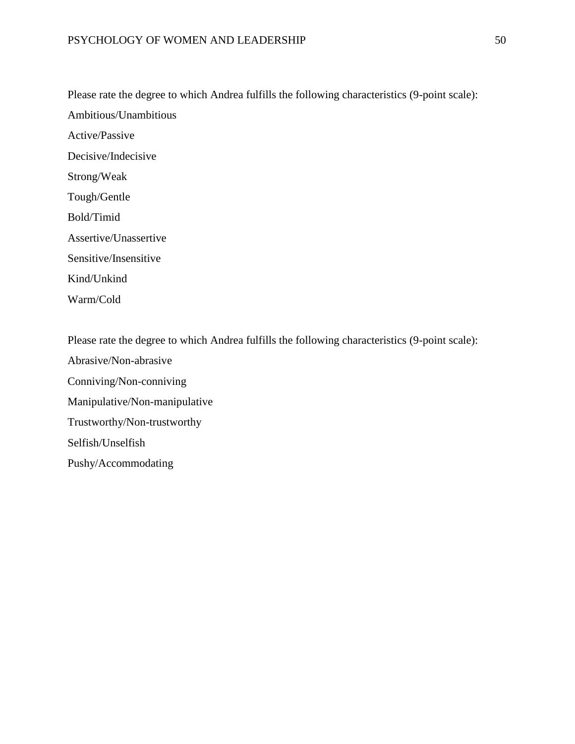Please rate the degree to which Andrea fulfills the following characteristics (9-point scale):

Ambitious/Unambitious

Active/Passive

Decisive/Indecisive

Strong/Weak

Tough/Gentle

Bold/Timid

Assertive/Unassertive

Sensitive/Insensitive

Kind/Unkind

Warm/Cold

Please rate the degree to which Andrea fulfills the following characteristics (9-point scale):

Abrasive/Non-abrasive

Conniving/Non-conniving

Manipulative/Non-manipulative

Trustworthy/Non-trustworthy

Selfish/Unselfish

Pushy/Accommodating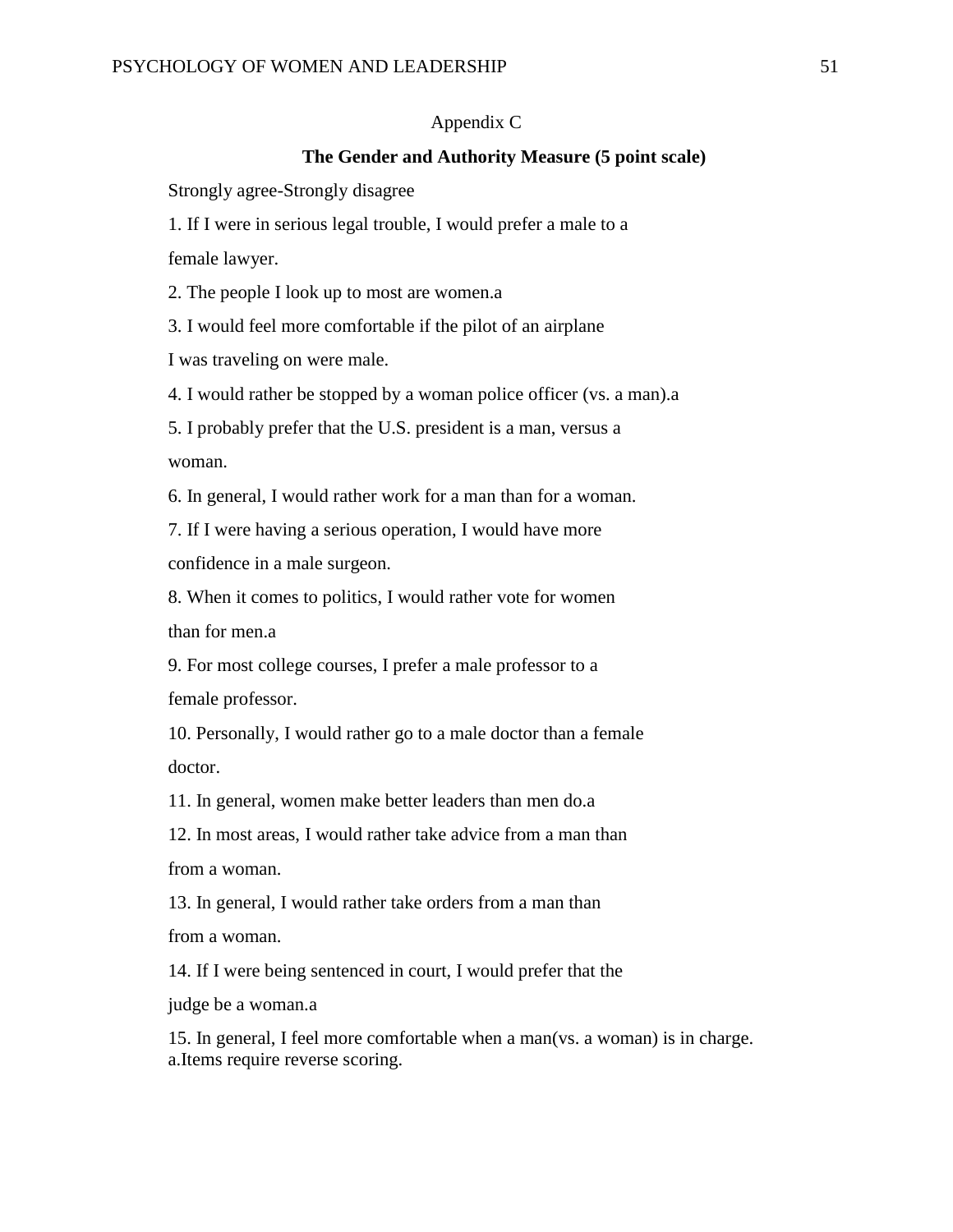Appendix C

**The Gender and Authority Measure (5 point scale)**

Strongly agree-Strongly disagree

1. If I were in serious legal trouble, I would prefer a male to a female lawyer.

2. The people I look up to most are women.a

3. I would feel more comfortable if the pilot of an airplane I was traveling on were male.

4. I would rather be stopped by a woman police officer (vs. a man).a

5. I probably prefer that the U.S. president is a man, versus a woman.

6. In general, I would rather work for a man than for a woman.

7. If I were having a serious operation, I would have more confidence in a male surgeon.

8. When it comes to politics, I would rather vote for women than for men.a

9. For most college courses, I prefer a male professor to a female professor.

10. Personally, I would rather go to a male doctor than a female doctor.

11. In general, women make better leaders than men do.a

12. In most areas, I would rather take advice from a man than from a woman.

13. In general, I would rather take orders from a man than from a woman.

14. If I were being sentenced in court, I would prefer that the judge be a woman.a

15. In general, I feel more comfortable when a man(vs. a woman) is in charge.

a.Items require reverse scoring.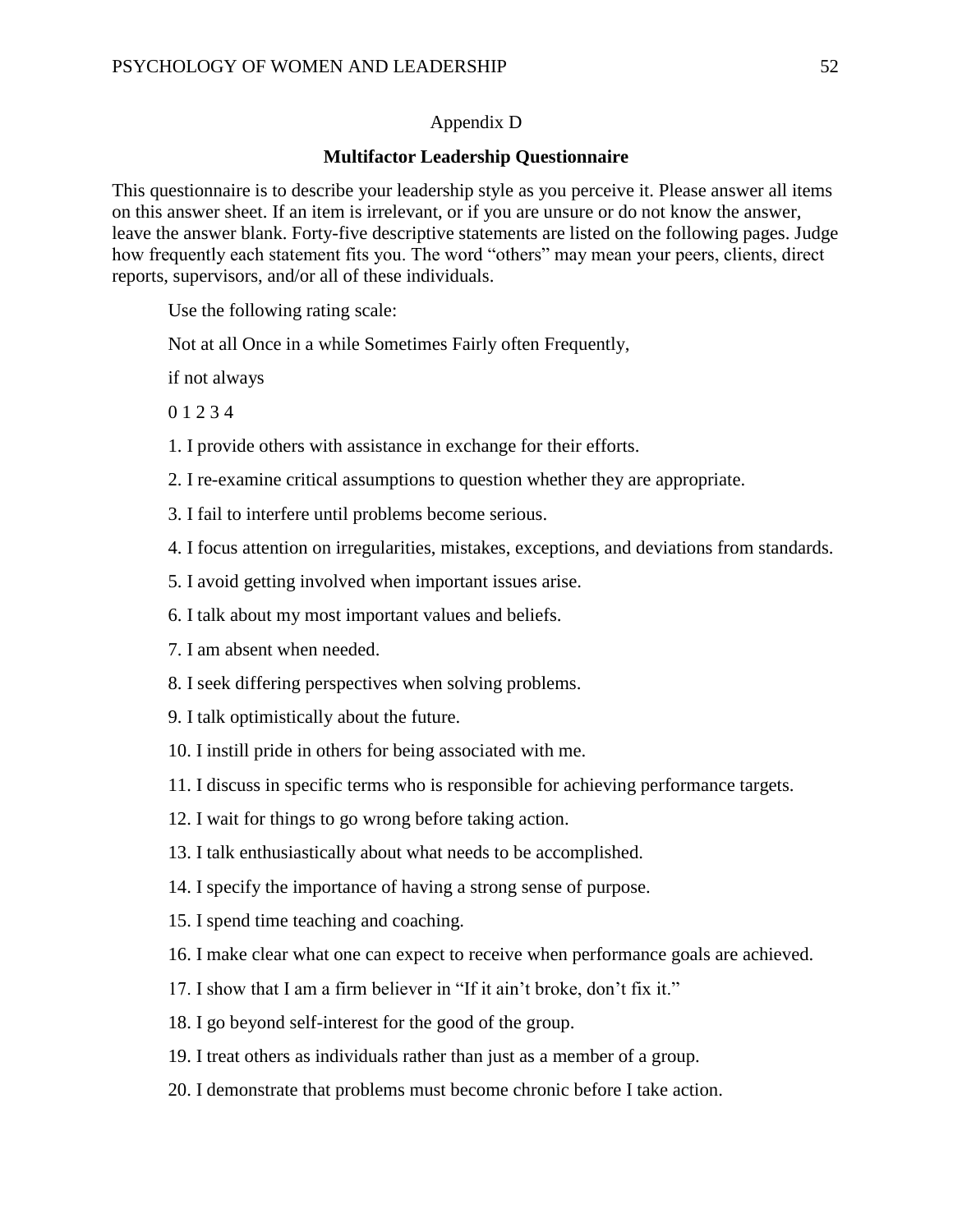Appendix D

**Multifactor Leadership Questionnaire**

This questionnaire is to describe your leadership style as you perceive it. Please answer all items on this answer sheet. If an item is irrelevant, or if you are unsure or do not know the answer, leave the answer blank. Forty-five descriptive statements are listed on the following pages. Judge how frequently each statement fits you. The word "others" may mean your peers, clients, direct reports, supervisors, and/or all of these individuals.

Use the following rating scale:

Not at all Once in a while Sometimes Fairly often Frequently,

if not always

0 1 2 3 4

1. I provide others with assistance in exchange for their efforts.
2. I re-examine critical assumptions to question whether they are appropriate.
3. I fail to interfere until problems become serious.
4. I focus attention on irregularities, mistakes, exceptions, and deviations from standards.
5. I avoid getting involved when important issues arise.
6. I talk about my most important values and beliefs.
7. I am absent when needed.
8. I seek differing perspectives when solving problems.
9. I talk optimistically about the future.
10. I instill pride in others for being associated with me.
11. I discuss in specific terms who is responsible for achieving performance targets.
12. I wait for things to go wrong before taking action.
13. I talk enthusiastically about what needs to be accomplished.
14. I specify the importance of having a strong sense of purpose.
15. I spend time teaching and coaching.
16. I make clear what one can expect to receive when performance goals are achieved.
17. I show that I am a firm believer in "If it ain't broke, don't fix it."
18. I go beyond self-interest for the good of the group.
19. I treat others as individuals rather than just as a member of a group.
20. I demonstrate that problems must become chronic before I take action.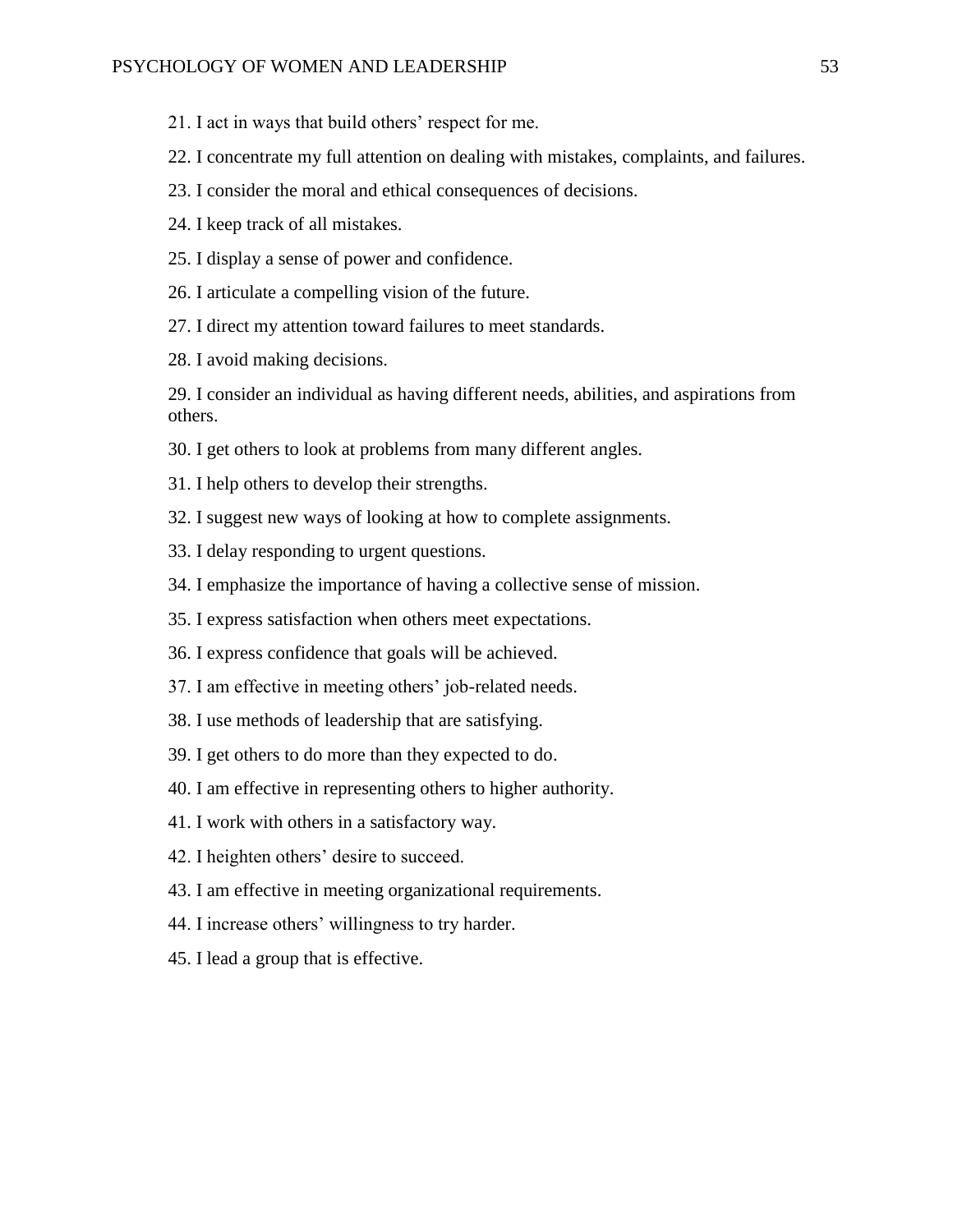21. I act in ways that build others' respect for me.

22. I concentrate my full attention on dealing with mistakes, complaints, and failures.

23. I consider the moral and ethical consequences of decisions.

24. I keep track of all mistakes.

25. I display a sense of power and confidence.

26. I articulate a compelling vision of the future.

27. I direct my attention toward failures to meet standards.

28. I avoid making decisions.

29. I consider an individual as having different needs, abilities, and aspirations from others.

30. I get others to look at problems from many different angles.

31. I help others to develop their strengths.

32. I suggest new ways of looking at how to complete assignments.

33. I delay responding to urgent questions.

34. I emphasize the importance of having a collective sense of mission.

35. I express satisfaction when others meet expectations.

36. I express confidence that goals will be achieved.

37. I am effective in meeting others' job-related needs.

38. I use methods of leadership that are satisfying.

39. I get others to do more than they expected to do.

40. I am effective in representing others to higher authority.

41. I work with others in a satisfactory way.

42. I heighten others' desire to succeed.

43. I am effective in meeting organizational requirements.

44. I increase others' willingness to try harder.

45. I lead a group that is effective.